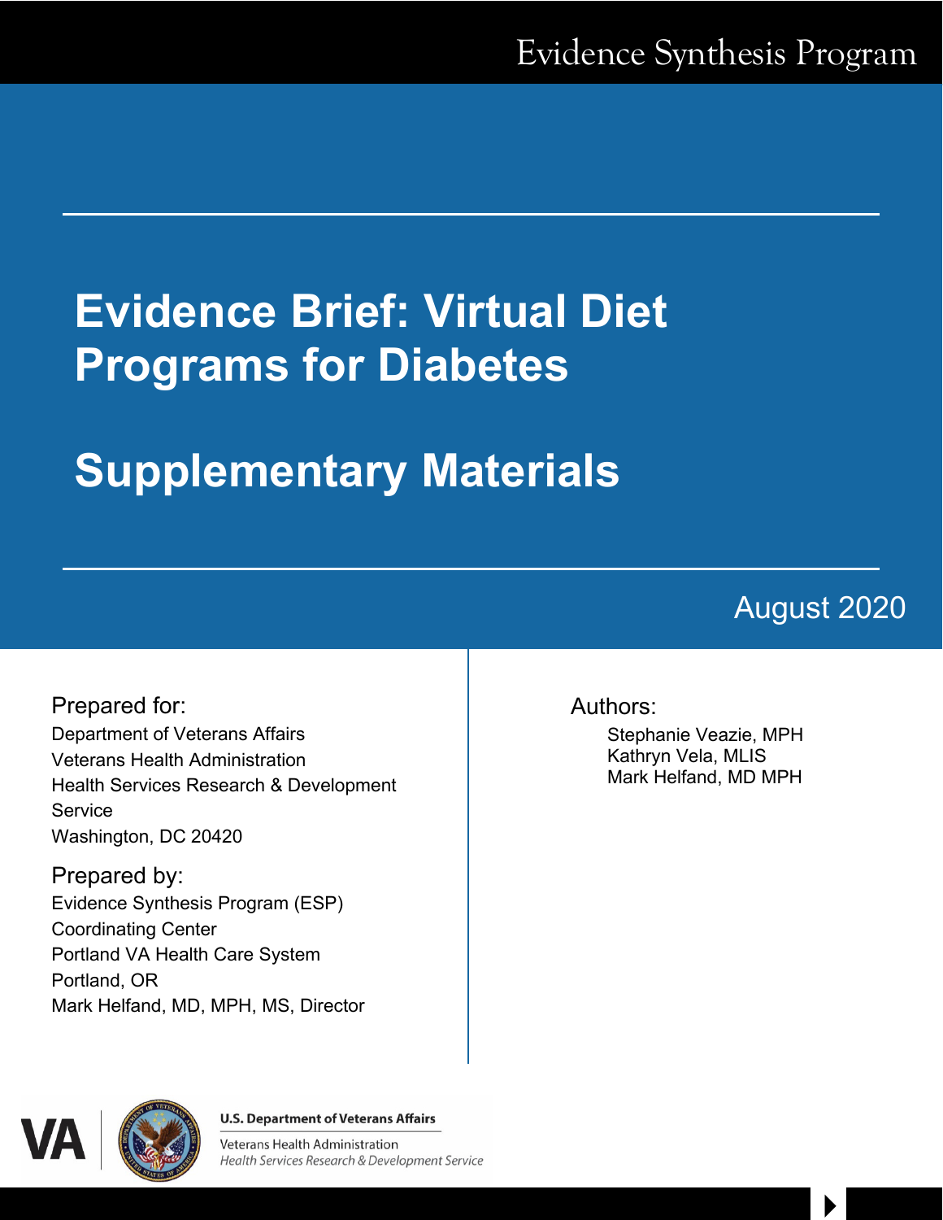Evidence Synthesis Program

# Evidence Brief: Virtual Diet Programs for Diabetes

# Supplementary Materials

August 2020

**Prepared for:**
Department of Veterans Affairs
Veterans Health Administration
Health Services Research & Development Service
Washington, DC 20420

**Prepared by:**
Evidence Synthesis Program (ESP)
Coordinating Center
Portland VA Health Care System
Portland, OR
Mark Helfand, MD, MPH, MS, Director

**Authors:**
Stephanie Veazie, MPH
Kathryn Vela, MLIS
Mark Helfand, MD MPH

U.S. Department of Veterans Affairs
Veterans Health Administration
*Health Services Research & Development Service*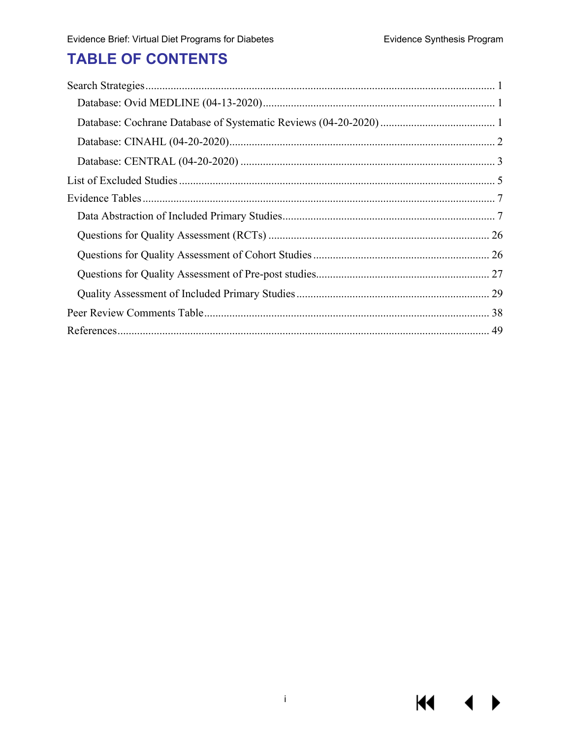# TABLE OF CONTENTS

- Search Strategies ... 1
  - Database: Ovid MEDLINE (04-13-2020) ... 1
  - Database: Cochrane Database of Systematic Reviews (04-20-2020) ... 1
  - Database: CINAHL (04-20-2020) ... 2
  - Database: CENTRAL (04-20-2020) ... 3
- List of Excluded Studies ... 5
- Evidence Tables ... 7
  - Data Abstraction of Included Primary Studies ... 7
  - Questions for Quality Assessment (RCTs) ... 26
  - Questions for Quality Assessment of Cohort Studies ... 26
  - Questions for Quality Assessment of Pre-post studies ... 27
  - Quality Assessment of Included Primary Studies ... 29
- Peer Review Comments Table ... 38
- References ... 49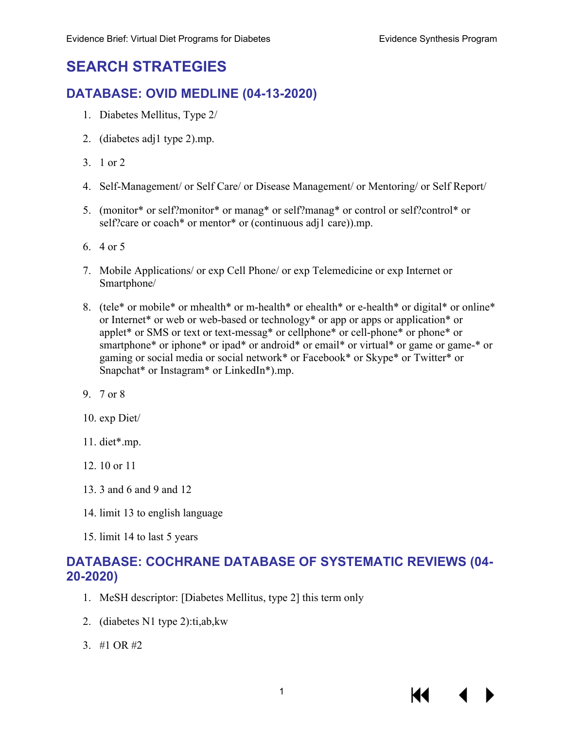# SEARCH STRATEGIES

## DATABASE: OVID MEDLINE (04-13-2020)

1. Diabetes Mellitus, Type 2/
2. (diabetes adj1 type 2).mp.
3. 1 or 2
4. Self-Management/ or Self Care/ or Disease Management/ or Mentoring/ or Self Report/
5. (monitor* or self?monitor* or manag* or self?manag* or control or self?control* or self?care or coach* or mentor* or (continuous adj1 care)).mp.
6. 4 or 5
7. Mobile Applications/ or exp Cell Phone/ or exp Telemedicine or exp Internet or Smartphone/
8. (tele* or mobile* or mhealth* or m-health* or ehealth* or e-health* or digital* or online* or Internet* or web or web-based or technology* or app or apps or application* or applet* or SMS or text or text-messag* or cellphone* or cell-phone* or phone* or smartphone* or iphone* or ipad* or android* or email* or virtual* or game or game-* or gaming or social media or social network* or Facebook* or Skype* or Twitter* or Snapchat* or Instagram* or LinkedIn*).mp.
9. 7 or 8
10. exp Diet/
11. diet*.mp.
12. 10 or 11
13. 3 and 6 and 9 and 12
14. limit 13 to english language
15. limit 14 to last 5 years

## DATABASE: COCHRANE DATABASE OF SYSTEMATIC REVIEWS (04-20-2020)

1. MeSH descriptor: [Diabetes Mellitus, type 2] this term only
2. (diabetes N1 type 2):ti,ab,kw
3. #1 OR #2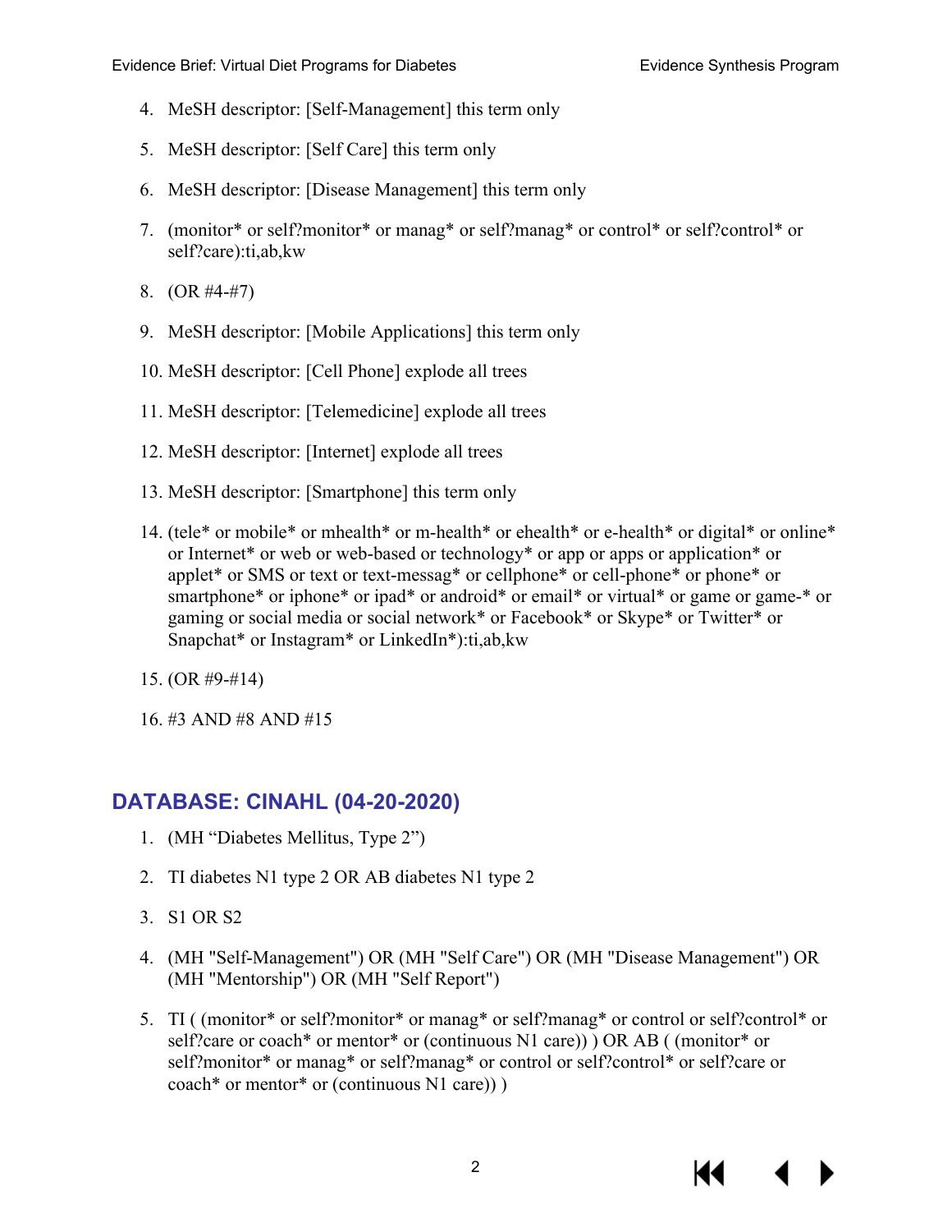4. MeSH descriptor: [Self-Management] this term only
5. MeSH descriptor: [Self Care] this term only
6. MeSH descriptor: [Disease Management] this term only
7. (monitor* or self?monitor* or manag* or self?manag* or control* or self?control* or self?care):ti,ab,kw
8. (OR #4-#7)
9. MeSH descriptor: [Mobile Applications] this term only
10. MeSH descriptor: [Cell Phone] explode all trees
11. MeSH descriptor: [Telemedicine] explode all trees
12. MeSH descriptor: [Internet] explode all trees
13. MeSH descriptor: [Smartphone] this term only
14. (tele* or mobile* or mhealth* or m-health* or ehealth* or e-health* or digital* or online* or Internet* or web or web-based or technology* or app or apps or application* or applet* or SMS or text or text-messag* or cellphone* or cell-phone* or phone* or smartphone* or iphone* or ipad* or android* or email* or virtual* or game or game-* or gaming or social media or social network* or Facebook* or Skype* or Twitter* or Snapchat* or Instagram* or LinkedIn*):ti,ab,kw
15. (OR #9-#14)
16. #3 AND #8 AND #15

## DATABASE: CINAHL (04-20-2020)

1. (MH “Diabetes Mellitus, Type 2”)
2. TI diabetes N1 type 2 OR AB diabetes N1 type 2
3. S1 OR S2
4. (MH "Self-Management") OR (MH "Self Care") OR (MH "Disease Management") OR (MH "Mentorship") OR (MH "Self Report")
5. TI ( (monitor* or self?monitor* or manag* or self?manag* or control or self?control* or self?care or coach* or mentor* or (continuous N1 care)) ) OR AB ( (monitor* or self?monitor* or manag* or self?manag* or control or self?control* or self?care or coach* or mentor* or (continuous N1 care)) )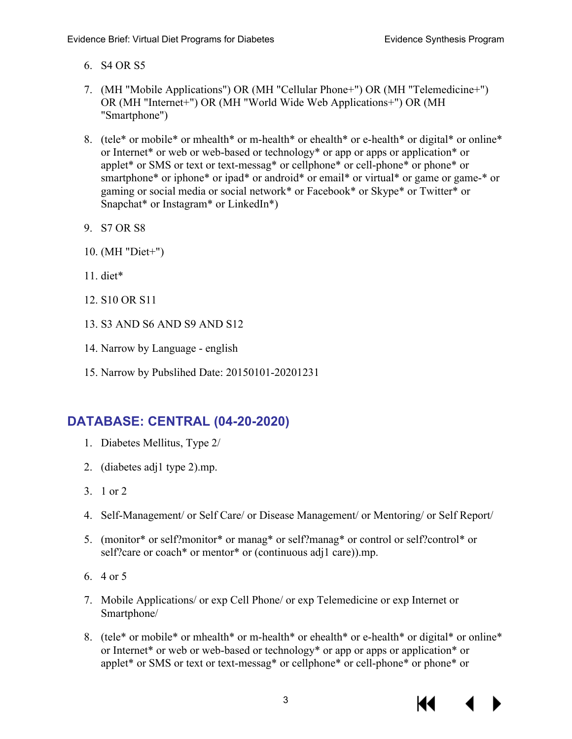6. S4 OR S5

7. (MH "Mobile Applications") OR (MH "Cellular Phone+") OR (MH "Telemedicine+") OR (MH "Internet+") OR (MH "World Wide Web Applications+") OR (MH "Smartphone")

8. (tele* or mobile* or mhealth* or m-health* or ehealth* or e-health* or digital* or online* or Internet* or web or web-based or technology* or app or apps or application* or applet* or SMS or text or text-messag* or cellphone* or cell-phone* or phone* or smartphone* or iphone* or ipad* or android* or email* or virtual* or game or game-* or gaming or social media or social network* or Facebook* or Skype* or Twitter* or Snapchat* or Instagram* or LinkedIn*)

9. S7 OR S8

10. (MH "Diet+")

11. diet*

12. S10 OR S11

13. S3 AND S6 AND S9 AND S12

14. Narrow by Language - english

15. Narrow by Pubslihed Date: 20150101-20201231

## DATABASE: CENTRAL (04-20-2020)

1. Diabetes Mellitus, Type 2/

2. (diabetes adj1 type 2).mp.

3. 1 or 2

4. Self-Management/ or Self Care/ or Disease Management/ or Mentoring/ or Self Report/

5. (monitor* or self?monitor* or manag* or self?manag* or control or self?control* or self?care or coach* or mentor* or (continuous adj1 care)).mp.

6. 4 or 5

7. Mobile Applications/ or exp Cell Phone/ or exp Telemedicine or exp Internet or Smartphone/

8. (tele* or mobile* or mhealth* or m-health* or ehealth* or e-health* or digital* or online* or Internet* or web or web-based or technology* or app or apps or application* or applet* or SMS or text or text-messag* or cellphone* or cell-phone* or phone* or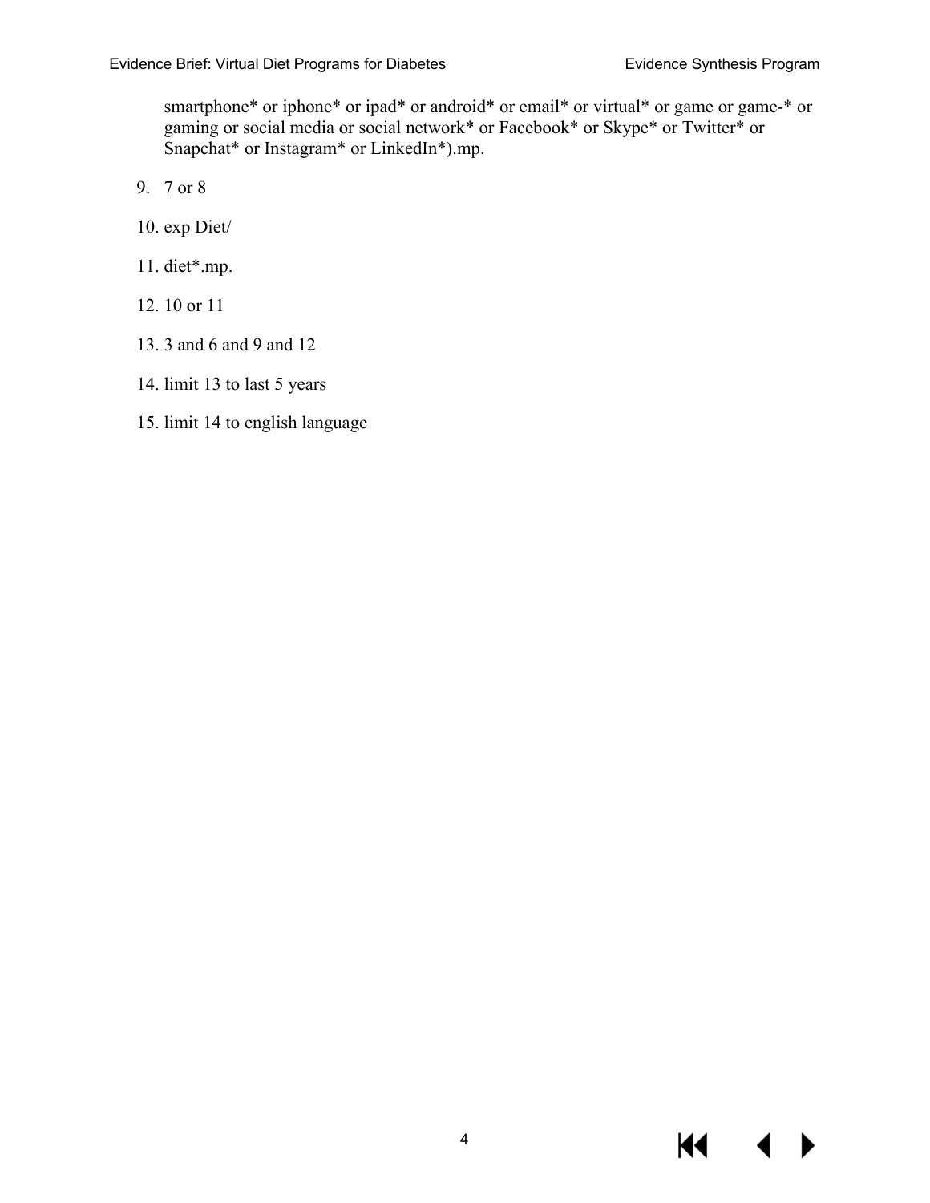smartphone* or iphone* or ipad* or android* or email* or virtual* or game or game-* or gaming or social media or social network* or Facebook* or Skype* or Twitter* or Snapchat* or Instagram* or LinkedIn*).mp.

9. 7 or 8
10. exp Diet/
11. diet*.mp.
12. 10 or 11
13. 3 and 6 and 9 and 12
14. limit 13 to last 5 years
15. limit 14 to english language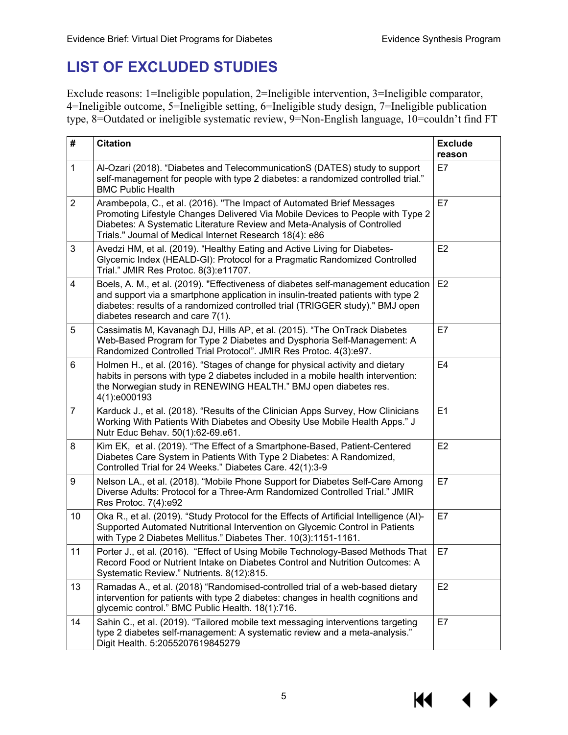# LIST OF EXCLUDED STUDIES

Exclude reasons: 1=Ineligible population, 2=Ineligible intervention, 3=Ineligible comparator, 4=Ineligible outcome, 5=Ineligible setting, 6=Ineligible study design, 7=Ineligible publication type, 8=Outdated or ineligible systematic review, 9=Non-English language, 10=couldn't find FT

| # | Citation | Exclude reason |
|---|---|---|
| 1 | Al-Ozari (2018). "Diabetes and TelecommunicationS (DATES) study to support self-management for people with type 2 diabetes: a randomized controlled trial." BMC Public Health | E7 |
| 2 | Arambepola, C., et al. (2016). "The Impact of Automated Brief Messages Promoting Lifestyle Changes Delivered Via Mobile Devices to People with Type 2 Diabetes: A Systematic Literature Review and Meta-Analysis of Controlled Trials." Journal of Medical Internet Research 18(4): e86 | E7 |
| 3 | Avedzi HM, et al. (2019). "Healthy Eating and Active Living for Diabetes-Glycemic Index (HEALD-GI): Protocol for a Pragmatic Randomized Controlled Trial." JMIR Res Protoc. 8(3):e11707. | E2 |
| 4 | Boels, A. M., et al. (2019). "Effectiveness of diabetes self-management education and support via a smartphone application in insulin-treated patients with type 2 diabetes: results of a randomized controlled trial (TRIGGER study)." BMJ open diabetes research and care 7(1). | E2 |
| 5 | Cassimatis M, Kavanagh DJ, Hills AP, et al. (2015). "The OnTrack Diabetes Web-Based Program for Type 2 Diabetes and Dysphoria Self-Management: A Randomized Controlled Trial Protocol". JMIR Res Protoc. 4(3):e97. | E7 |
| 6 | Holmen H., et al. (2016). "Stages of change for physical activity and dietary habits in persons with type 2 diabetes included in a mobile health intervention: the Norwegian study in RENEWING HEALTH." BMJ open diabetes res. 4(1):e000193 | E4 |
| 7 | Karduck J., et al. (2018). "Results of the Clinician Apps Survey, How Clinicians Working With Patients With Diabetes and Obesity Use Mobile Health Apps." J Nutr Educ Behav. 50(1):62-69.e61. | E1 |
| 8 | Kim EK, et al. (2019). "The Effect of a Smartphone-Based, Patient-Centered Diabetes Care System in Patients With Type 2 Diabetes: A Randomized, Controlled Trial for 24 Weeks." Diabetes Care. 42(1):3-9 | E2 |
| 9 | Nelson LA., et al. (2018). "Mobile Phone Support for Diabetes Self-Care Among Diverse Adults: Protocol for a Three-Arm Randomized Controlled Trial." JMIR Res Protoc. 7(4):e92 | E7 |
| 10 | Oka R., et al. (2019). "Study Protocol for the Effects of Artificial Intelligence (AI)-Supported Automated Nutritional Intervention on Glycemic Control in Patients with Type 2 Diabetes Mellitus." Diabetes Ther. 10(3):1151-1161. | E7 |
| 11 | Porter J., et al. (2016). "Effect of Using Mobile Technology-Based Methods That Record Food or Nutrient Intake on Diabetes Control and Nutrition Outcomes: A Systematic Review." Nutrients. 8(12):815. | E7 |
| 13 | Ramadas A., et al. (2018) "Randomised-controlled trial of a web-based dietary intervention for patients with type 2 diabetes: changes in health cognitions and glycemic control." BMC Public Health. 18(1):716. | E2 |
| 14 | Sahin C., et al. (2019). "Tailored mobile text messaging interventions targeting type 2 diabetes self-management: A systematic review and a meta-analysis." Digit Health. 5:2055207619845279 | E7 |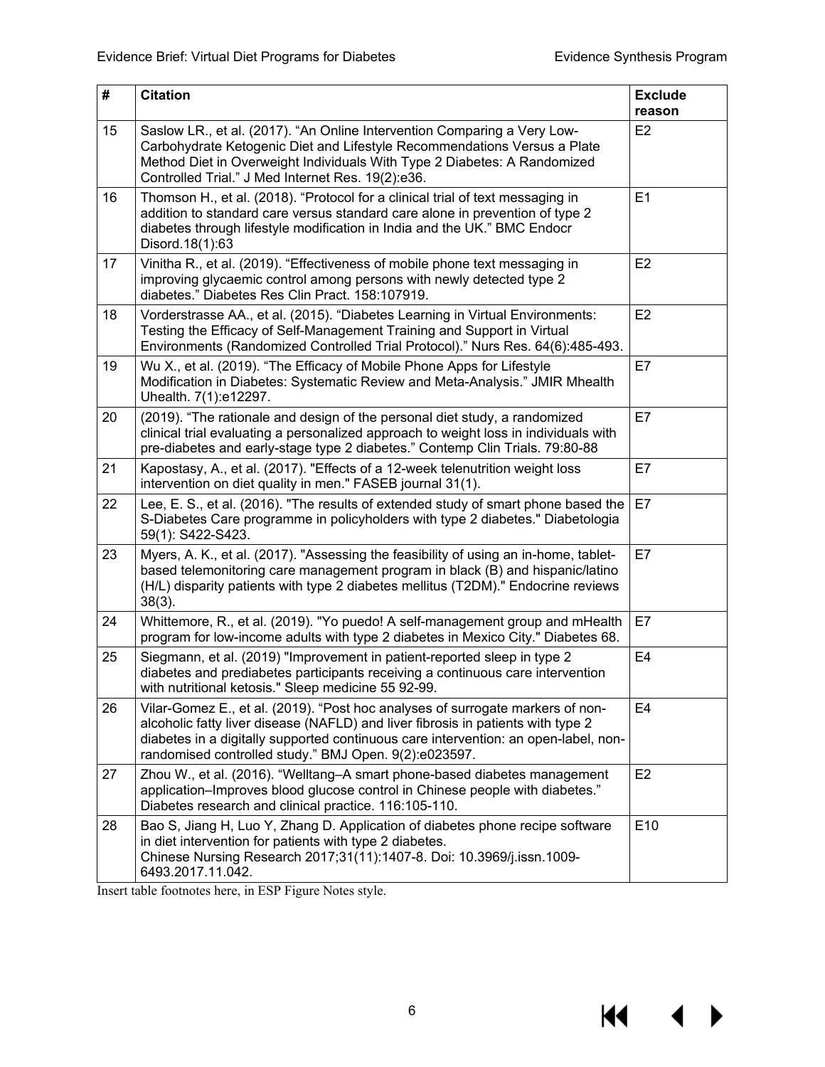| # | Citation | Exclude reason |
|---|---|---|
| 15 | Saslow LR., et al. (2017). "An Online Intervention Comparing a Very Low-Carbohydrate Ketogenic Diet and Lifestyle Recommendations Versus a Plate Method Diet in Overweight Individuals With Type 2 Diabetes: A Randomized Controlled Trial." J Med Internet Res. 19(2):e36. | E2 |
| 16 | Thomson H., et al. (2018). "Protocol for a clinical trial of text messaging in addition to standard care versus standard care alone in prevention of type 2 diabetes through lifestyle modification in India and the UK." BMC Endocr Disord.18(1):63 | E1 |
| 17 | Vinitha R., et al. (2019). "Effectiveness of mobile phone text messaging in improving glycaemic control among persons with newly detected type 2 diabetes." Diabetes Res Clin Pract. 158:107919. | E2 |
| 18 | Vorderstrasse AA., et al. (2015). "Diabetes Learning in Virtual Environments: Testing the Efficacy of Self-Management Training and Support in Virtual Environments (Randomized Controlled Trial Protocol)." Nurs Res. 64(6):485-493. | E2 |
| 19 | Wu X., et al. (2019). "The Efficacy of Mobile Phone Apps for Lifestyle Modification in Diabetes: Systematic Review and Meta-Analysis." JMIR Mhealth Uhealth. 7(1):e12297. | E7 |
| 20 | (2019). "The rationale and design of the personal diet study, a randomized clinical trial evaluating a personalized approach to weight loss in individuals with pre-diabetes and early-stage type 2 diabetes." Contemp Clin Trials. 79:80-88 | E7 |
| 21 | Kapostasy, A., et al. (2017). "Effects of a 12-week telenutrition weight loss intervention on diet quality in men." FASEB journal 31(1). | E7 |
| 22 | Lee, E. S., et al. (2016). "The results of extended study of smart phone based the S-Diabetes Care programme in policyholders with type 2 diabetes." Diabetologia 59(1): S422-S423. | E7 |
| 23 | Myers, A. K., et al. (2017). "Assessing the feasibility of using an in-home, tablet-based telemonitoring care management program in black (B) and hispanic/latino (H/L) disparity patients with type 2 diabetes mellitus (T2DM)." Endocrine reviews 38(3). | E7 |
| 24 | Whittemore, R., et al. (2019). "Yo puedo! A self-management group and mHealth program for low-income adults with type 2 diabetes in Mexico City." Diabetes 68. | E7 |
| 25 | Siegmann, et al. (2019) "Improvement in patient-reported sleep in type 2 diabetes and prediabetes participants receiving a continuous care intervention with nutritional ketosis." Sleep medicine 55 92-99. | E4 |
| 26 | Vilar-Gomez E., et al. (2019). "Post hoc analyses of surrogate markers of non-alcoholic fatty liver disease (NAFLD) and liver fibrosis in patients with type 2 diabetes in a digitally supported continuous care intervention: an open-label, non-randomised controlled study." BMJ Open. 9(2):e023597. | E4 |
| 27 | Zhou W., et al. (2016). "Welltang–A smart phone-based diabetes management application–Improves blood glucose control in Chinese people with diabetes." Diabetes research and clinical practice. 116:105-110. | E2 |
| 28 | Bao S, Jiang H, Luo Y, Zhang D. Application of diabetes phone recipe software in diet intervention for patients with type 2 diabetes. Chinese Nursing Research 2017;31(11):1407-8. Doi: 10.3969/j.issn.1009-6493.2017.11.042. | E10 |

Insert table footnotes here, in ESP Figure Notes style.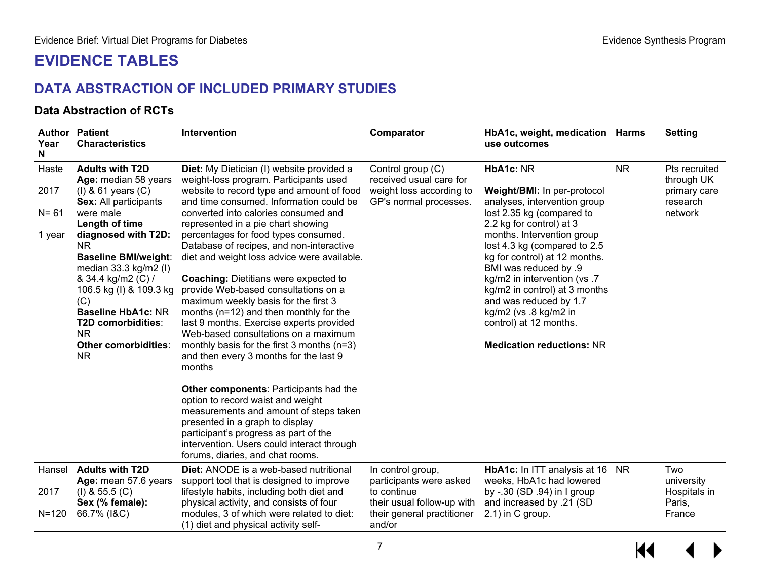# EVIDENCE TABLES

## DATA ABSTRACTION OF INCLUDED PRIMARY STUDIES

### Data Abstraction of RCTs

| Author Year N | Patient Characteristics | Intervention | Comparator | HbA1c, weight, medication use outcomes | Harms | Setting |
|---|---|---|---|---|---|---|
| Haste 2017 N= 61 1 year | **Adults with T2D** **Age:** median 58 years (I) & 61 years (C) **Sex:** All participants were male **Length of time diagnosed with T2D:** NR **Baseline BMI/weight**: median 33.3 kg/m2 (I) & 34.4 kg/m2 (C) / 106.5 kg (I) & 109.3 kg (C) **Baseline HbA1c:** NR **T2D comorbidities**: NR **Other comorbidities**: NR | **Diet:** My Dietician (I) website provided a weight-loss program. Participants used website to record type and amount of food and time consumed. Information could be converted into calories consumed and represented in a pie chart showing percentages for food types consumed. Database of recipes, and non-interactive diet and weight loss advice were available. **Coaching:** Dietitians were expected to provide Web-based consultations on a maximum weekly basis for the first 3 months (n=12) and then monthly for the last 9 months. Exercise experts provided Web-based consultations on a maximum monthly basis for the first 3 months (n=3) and then every 3 months for the last 9 months **Other components**: Participants had the option to record waist and weight measurements and amount of steps taken presented in a graph to display participant's progress as part of the intervention. Users could interact through forums, diaries, and chat rooms. | Control group (C) received usual care for weight loss according to GP's normal processes. | **HbA1c:** NR **Weight/BMI:** In per-protocol analyses, intervention group lost 2.35 kg (compared to 2.2 kg for control) at 3 months. Intervention group lost 4.3 kg (compared to 2.5 kg for control) at 12 months. BMI was reduced by .9 kg/m2 in intervention (vs .7 kg/m2 in control) at 3 months and was reduced by 1.7 kg/m2 (vs .8 kg/m2 in control) at 12 months. **Medication reductions:** NR | NR | Pts recruited through UK primary care research network |
| Hansel 2017 N=120 | **Adults with T2D** **Age:** mean 57.6 years (I) & 55.5 (C) **Sex (% female):** 66.7% (I&C) | **Diet:** ANODE is a web-based nutritional support tool that is designed to improve lifestyle habits, including both diet and physical activity, and consists of four modules, 3 of which were related to diet: (1) diet and physical activity self- | In control group, participants were asked to continue their usual follow-up with their general practitioner and/or | **HbA1c:** In ITT analysis at 16 weeks, HbA1c had lowered by -.30 (SD .94) in I group and increased by .21 (SD 2.1) in C group. | NR | Two university Hospitals in Paris, France |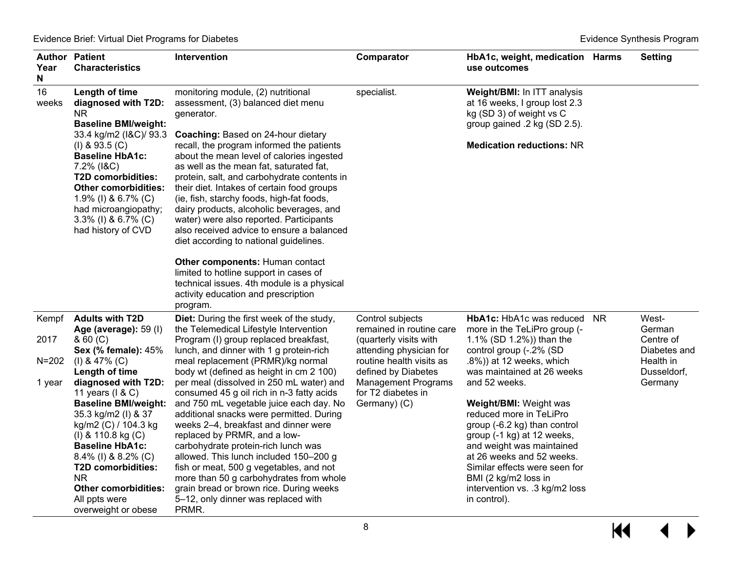| Author Year N | Patient Characteristics | Intervention | Comparator | HbA1c, weight, medication use outcomes | Harms | Setting |
|---|---|---|---|---|---|---|
| 16 weeks | **Length of time diagnosed with T2D:** NR<br>**Baseline BMI/weight:** 33.4 kg/m2 (I&C)/ 93.3 (I) & 93.5 (C)<br>**Baseline HbA1c:** 7.2% (I&C)<br>**T2D comorbidities:**<br>**Other comorbidities:** 1.9% (I) & 6.7% (C) had microangiopathy; 3.3% (I) & 6.7% (C) had history of CVD | monitoring module, (2) nutritional assessment, (3) balanced diet menu generator.<br><br>**Coaching:** Based on 24-hour dietary recall, the program informed the patients about the mean level of calories ingested as well as the mean fat, saturated fat, protein, salt, and carbohydrate contents in their diet. Intakes of certain food groups (ie, fish, starchy foods, high-fat foods, dairy products, alcoholic beverages, and water) were also reported. Participants also received advice to ensure a balanced diet according to national guidelines.<br><br>**Other components:** Human contact limited to hotline support in cases of technical issues. 4th module is a physical activity education and prescription program. | specialist. | **Weight/BMI:** In ITT analysis at 16 weeks, I group lost 2.3 kg (SD 3) of weight vs C group gained .2 kg (SD 2.5).<br><br>**Medication reductions:** NR | | |
| Kempf<br><br>2017<br><br>N=202<br><br>1 year | **Adults with T2D**<br>**Age (average):** 59 (I) & 60 (C)<br>**Sex (% female):** 45% (I) & 47% (C)<br>**Length of time diagnosed with T2D:** 11 years (I & C)<br>**Baseline BMI/weight:** 35.3 kg/m2 (I) & 37 kg/m2 (C) / 104.3 kg (I) & 110.8 kg (C)<br>**Baseline HbA1c:** 8.4% (I) & 8.2% (C)<br>**T2D comorbidities:** NR<br>**Other comorbidities:** All ppts were overweight or obese | **Diet:** During the first week of the study, the Telemedical Lifestyle Intervention Program (I) group replaced breakfast, lunch, and dinner with 1 g protein-rich meal replacement (PRMR)/kg normal body wt (defined as height in cm 2 100) per meal (dissolved in 250 mL water) and consumed 45 g oil rich in n-3 fatty acids and 750 mL vegetable juice each day. No additional snacks were permitted. During weeks 2–4, breakfast and dinner were replaced by PRMR, and a low-carbohydrate protein-rich lunch was allowed. This lunch included 150–200 g fish or meat, 500 g vegetables, and not more than 50 g carbohydrates from whole grain bread or brown rice. During weeks 5–12, only dinner was replaced with PRMR. | Control subjects remained in routine care (quarterly visits with attending physician for routine health visits as defined by Diabetes Management Programs for T2 diabetes in Germany) (C) | **HbA1c:** HbA1c was reduced more in the TeLiPro group (-1.1% (SD 1.2%)) than the control group (-.2% (SD .8%)) at 12 weeks, which was maintained at 26 weeks and 52 weeks.<br><br>**Weight/BMI:** Weight was reduced more in TeLiPro group (-6.2 kg) than control group (-1 kg) at 12 weeks, and weight was maintained at 26 weeks and 52 weeks. Similar effects were seen for BMI (2 kg/m2 loss in intervention vs. .3 kg/m2 loss in control). | NR | West-German Centre of Diabetes and Health in Dusseldorf, Germany |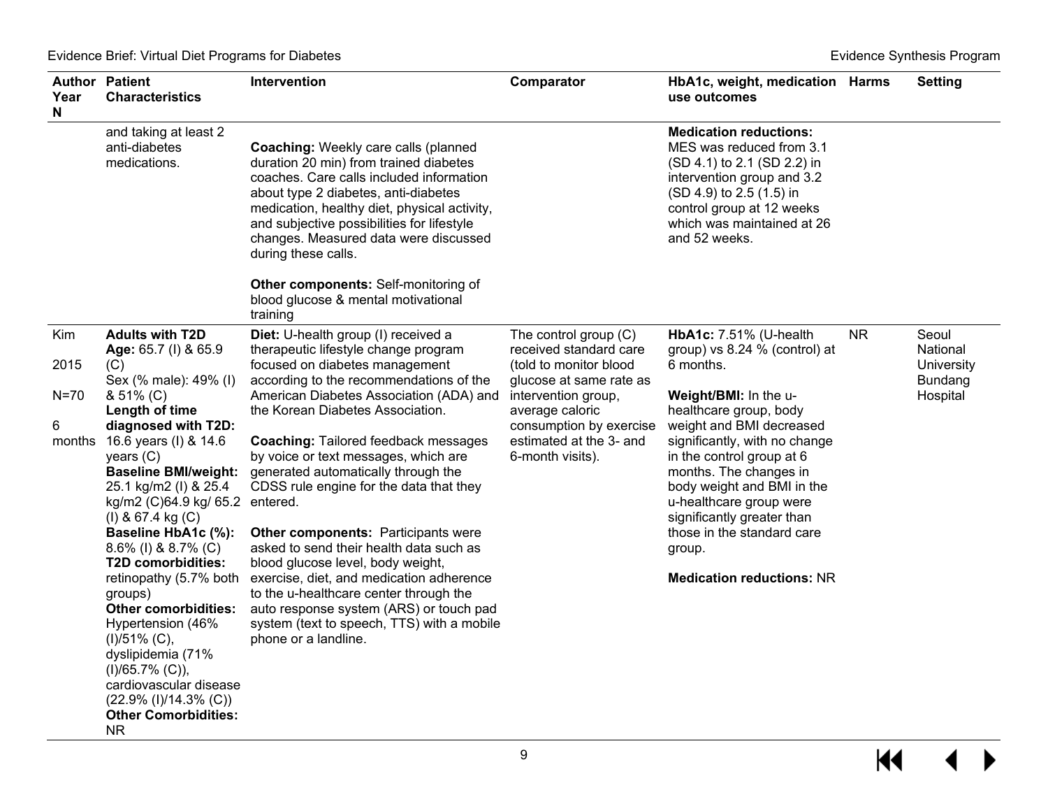| Author<br>Year<br>N | Patient Characteristics | Intervention | Comparator | HbA1c, weight, medication use outcomes | Harms | Setting |
|---|---|---|---|---|---|---|
| | and taking at least 2 anti-diabetes medications. | **Coaching:** Weekly care calls (planned duration 20 min) from trained diabetes coaches. Care calls included information about type 2 diabetes, anti-diabetes medication, healthy diet, physical activity, and subjective possibilities for lifestyle changes. Measured data were discussed during these calls.<br><br>**Other components:** Self-monitoring of blood glucose & mental motivational training | | **Medication reductions:** MES was reduced from 3.1 (SD 4.1) to 2.1 (SD 2.2) in intervention group and 3.2 (SD 4.9) to 2.5 (1.5) in control group at 12 weeks which was maintained at 26 and 52 weeks. | | |
| Kim<br><br>2015<br><br>N=70<br><br>6 months | **Adults with T2D**<br>**Age:** 65.7 (I) & 65.9 (C)<br>Sex (% male): 49% (I) & 51% (C)<br>**Length of time diagnosed with T2D:** 16.6 years (I) & 14.6 years (C)<br>**Baseline BMI/weight:** 25.1 kg/m2 (I) & 25.4 kg/m2 (C)64.9 kg/ 65.2 (I) & 67.4 kg (C)<br>**Baseline HbA1c (%):** 8.6% (I) & 8.7% (C)<br>**T2D comorbidities:** retinopathy (5.7% both groups)<br>**Other comorbidities:** Hypertension (46% (I)/51% (C), dyslipidemia (71% (I)/65.7% (C)), cardiovascular disease (22.9% (I)/14.3% (C))<br>**Other Comorbidities:** NR | **Diet:** U-health group (I) received a therapeutic lifestyle change program focused on diabetes management according to the recommendations of the American Diabetes Association (ADA) and the Korean Diabetes Association.<br><br>**Coaching:** Tailored feedback messages by voice or text messages, which are generated automatically through the CDSS rule engine for the data that they entered.<br><br>**Other components:** Participants were asked to send their health data such as blood glucose level, body weight, exercise, diet, and medication adherence to the u-healthcare center through the auto response system (ARS) or touch pad system (text to speech, TTS) with a mobile phone or a landline. | The control group (C) received standard care (told to monitor blood glucose at same rate as intervention group, average caloric consumption by exercise estimated at the 3- and 6-month visits). | **HbA1c:** 7.51% (U-health group) vs 8.24 % (control) at 6 months.<br><br>**Weight/BMI:** In the u-healthcare group, body weight and BMI decreased significantly, with no change in the control group at 6 months. The changes in body weight and BMI in the u-healthcare group were significantly greater than those in the standard care group.<br><br>**Medication reductions:** NR | NR | Seoul National University Bundang Hospital |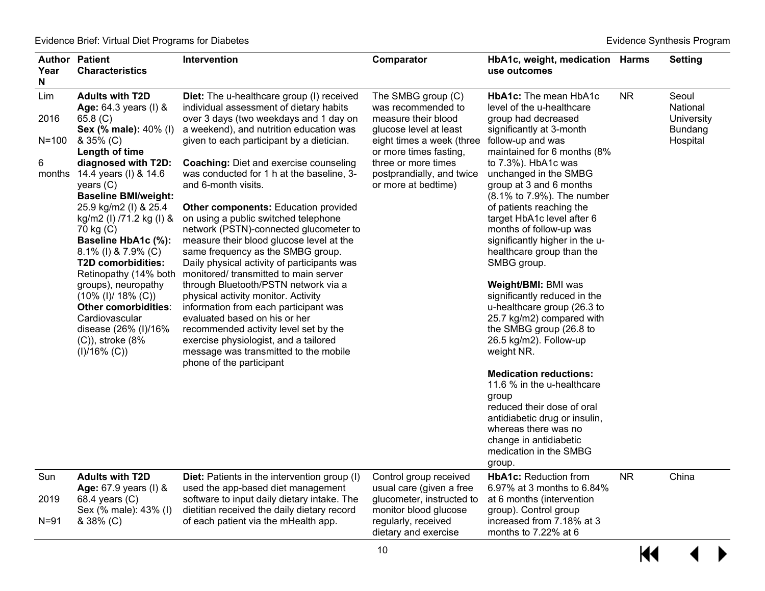| Author Year N | Patient Characteristics | Intervention | Comparator | HbA1c, weight, medication use outcomes | Harms | Setting |
|---|---|---|---|---|---|---|
| Lim<br><br>2016<br><br>N=100<br><br>6 months | **Adults with T2D**<br>**Age:** 64.3 years (I) & 65.8 (C)<br>**Sex (% male):** 40% (I) & 35% (C)<br>**Length of time diagnosed with T2D:** 14.4 years (I) & 14.6 years (C)<br>**Baseline BMI/weight:** 25.9 kg/m2 (I) & 25.4 kg/m2 (I) /71.2 kg (I) & 70 kg (C)<br>**Baseline HbA1c (%):** 8.1% (I) & 7.9% (C)<br>**T2D comorbidities:** Retinopathy (14% both groups), neuropathy (10% (I)/ 18% (C))<br>**Other comorbidities**: Cardiovascular disease (26% (I)/16% (C)), stroke (8% (I)/16% (C)) | **Diet:** The u-healthcare group (I) received individual assessment of dietary habits over 3 days (two weekdays and 1 day on a weekend), and nutrition education was given to each participant by a dietician.<br><br>**Coaching:** Diet and exercise counseling was conducted for 1 h at the baseline, 3- and 6-month visits.<br><br>**Other components:** Education provided on using a public switched telephone network (PSTN)-connected glucometer to measure their blood glucose level at the same frequency as the SMBG group. Daily physical activity of participants was monitored/ transmitted to main server through Bluetooth/PSTN network via a physical activity monitor. Activity information from each participant was evaluated based on his or her recommended activity level set by the exercise physiologist, and a tailored message was transmitted to the mobile phone of the participant | The SMBG group (C) was recommended to measure their blood glucose level at least eight times a week (three or more times fasting, three or more times postprandially, and twice or more at bedtime) | **HbA1c:** The mean HbA1c level of the u-healthcare group had decreased significantly at 3-month follow-up and was maintained for 6 months (8% to 7.3%). HbA1c was unchanged in the SMBG group at 3 and 6 months (8.1% to 7.9%). The number of patients reaching the target HbA1c level after 6 months of follow-up was significantly higher in the u-healthcare group than the SMBG group.<br><br>**Weight/BMI:** BMI was significantly reduced in the u-healthcare group (26.3 to 25.7 kg/m2) compared with the SMBG group (26.8 to 26.5 kg/m2). Follow-up weight NR.<br><br>**Medication reductions:** 11.6 % in the u-healthcare group reduced their dose of oral antidiabetic drug or insulin, whereas there was no change in antidiabetic medication in the SMBG group. | NR | Seoul National University Bundang Hospital |
| Sun<br><br>2019<br><br>N=91 | **Adults with T2D**<br>**Age:** 67.9 years (I) & 68.4 years (C)<br>Sex (% male): 43% (I) & 38% (C) | **Diet:** Patients in the intervention group (I) used the app-based diet management software to input daily dietary intake. The dietitian received the daily dietary record of each patient via the mHealth app. | Control group received usual care (given a free glucometer, instructed to monitor blood glucose regularly, received dietary and exercise | **HbA1c:** Reduction from 6.97% at 3 months to 6.84% at 6 months (intervention group). Control group increased from 7.18% at 3 months to 7.22% at 6 | NR | China |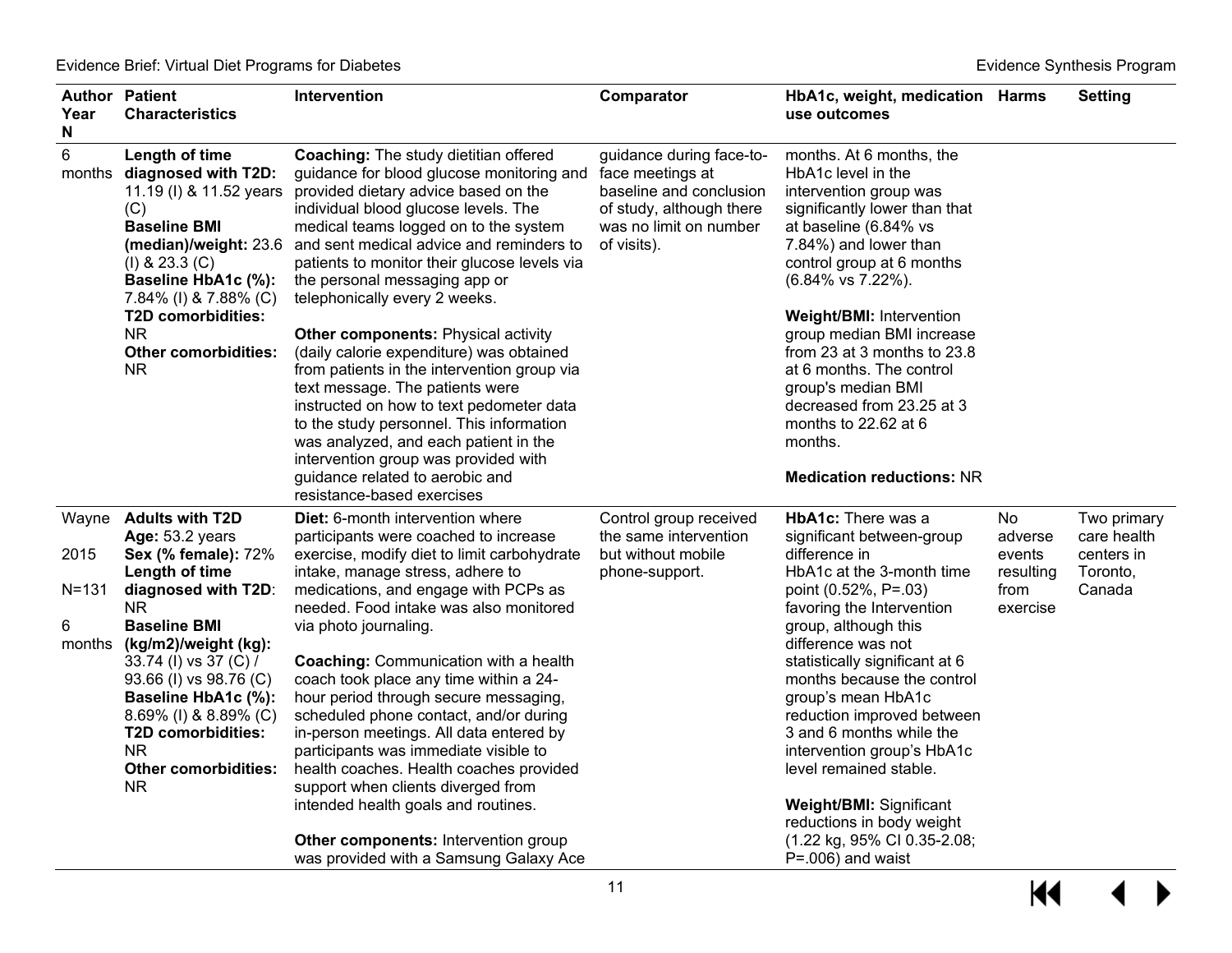| Author Year N | Patient Characteristics | Intervention | Comparator | HbA1c, weight, medication use outcomes | Harms | Setting |
|---|---|---|---|---|---|---|
| 6 months | **Length of time diagnosed with T2D:** 11.19 (I) & 11.52 years (C)<br>**Baseline BMI (median)/weight:** 23.6 (I) & 23.3 (C)<br>**Baseline HbA1c (%):** 7.84% (I) & 7.88% (C)<br>**T2D comorbidities:** NR<br>**Other comorbidities:** NR | **Coaching:** The study dietitian offered guidance for blood glucose monitoring and provided dietary advice based on the individual blood glucose levels. The medical teams logged on to the system and sent medical advice and reminders to patients to monitor their glucose levels via the personal messaging app or telephonically every 2 weeks.<br><br>**Other components:** Physical activity (daily calorie expenditure) was obtained from patients in the intervention group via text message. The patients were instructed on how to text pedometer data to the study personnel. This information was analyzed, and each patient in the intervention group was provided with guidance related to aerobic and resistance-based exercises | guidance during face-to-face meetings at baseline and conclusion of study, although there was no limit on number of visits). | months. At 6 months, the HbA1c level in the intervention group was significantly lower than that at baseline (6.84% vs 7.84%) and lower than control group at 6 months (6.84% vs 7.22%).<br><br>**Weight/BMI:** Intervention group median BMI increase from 23 at 3 months to 23.8 at 6 months. The control group's median BMI decreased from 23.25 at 3 months to 22.62 at 6 months.<br><br>**Medication reductions:** NR | | |
| Wayne<br><br>2015<br><br>N=131<br><br>6 months | **Adults with T2D**<br>**Age:** 53.2 years<br>**Sex (% female):** 72%<br>**Length of time diagnosed with T2D**: NR<br>**Baseline BMI (kg/m2)/weight (kg):** 33.74 (I) vs 37 (C) / 93.66 (I) vs 98.76 (C)<br>**Baseline HbA1c (%):** 8.69% (I) & 8.89% (C)<br>**T2D comorbidities:** NR<br>**Other comorbidities:** NR | **Diet:** 6-month intervention where participants were coached to increase exercise, modify diet to limit carbohydrate intake, manage stress, adhere to medications, and engage with PCPs as needed. Food intake was also monitored via photo journaling.<br><br>**Coaching:** Communication with a health coach took place any time within a 24-hour period through secure messaging, scheduled phone contact, and/or during in-person meetings. All data entered by participants was immediate visible to health coaches. Health coaches provided support when clients diverged from intended health goals and routines.<br><br>**Other components:** Intervention group was provided with a Samsung Galaxy Ace | Control group received the same intervention but without mobile phone-support. | **HbA1c:** There was a significant between-group difference in HbA1c at the 3-month time point (0.52%, P=.03) favoring the Intervention group, although this difference was not statistically significant at 6 months because the control group's mean HbA1c reduction improved between 3 and 6 months while the intervention group's HbA1c level remained stable.<br><br>**Weight/BMI:** Significant reductions in body weight (1.22 kg, 95% CI 0.35-2.08; P=.006) and waist | No adverse events resulting from exercise | Two primary care health centers in Toronto, Canada |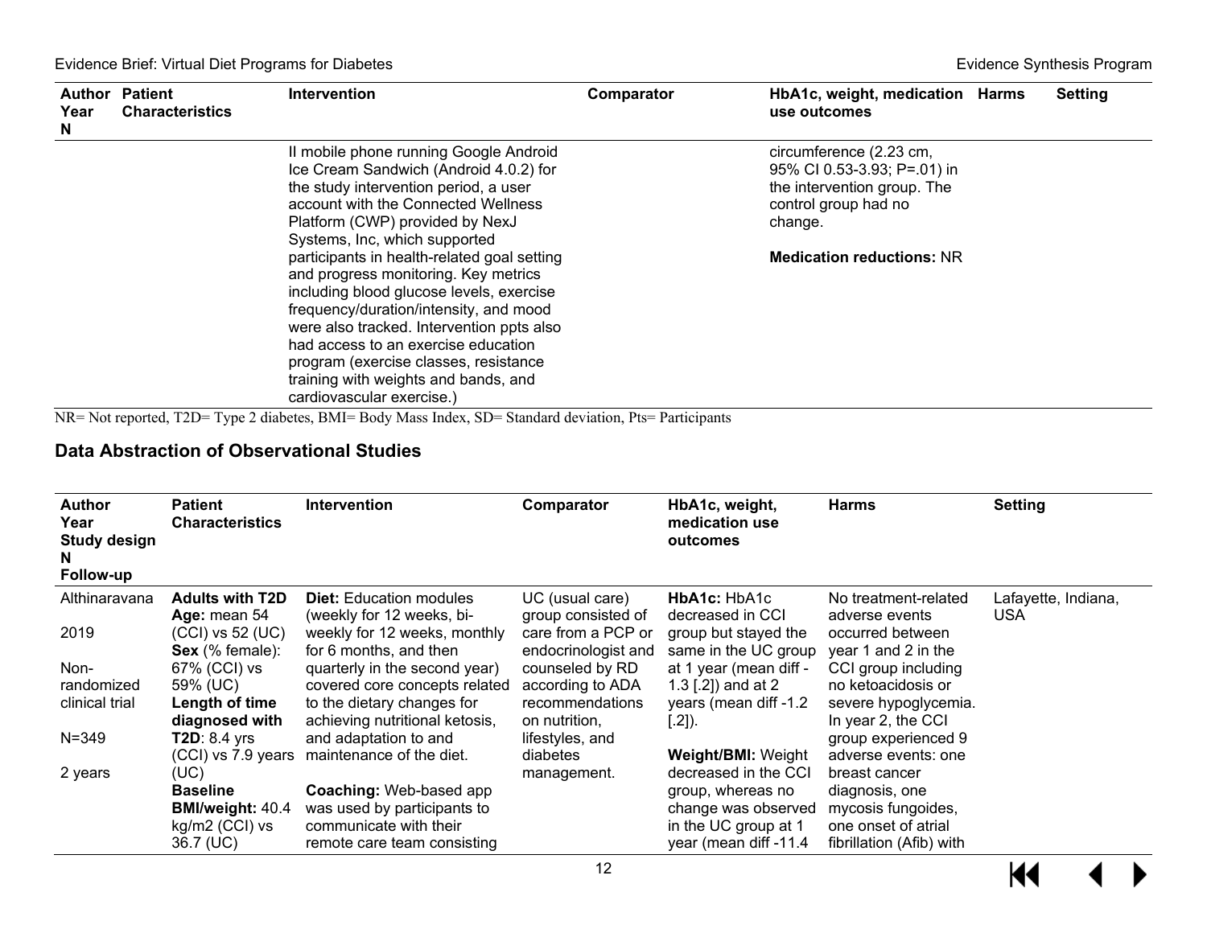| Author Year N | Patient Characteristics | Intervention | Comparator | HbA1c, weight, medication use outcomes | Harms | Setting |
|---|---|---|---|---|---|---|
| | | II mobile phone running Google Android Ice Cream Sandwich (Android 4.0.2) for the study intervention period, a user account with the Connected Wellness Platform (CWP) provided by NexJ Systems, Inc, which supported participants in health-related goal setting and progress monitoring. Key metrics including blood glucose levels, exercise frequency/duration/intensity, and mood were also tracked. Intervention ppts also had access to an exercise education program (exercise classes, resistance training with weights and bands, and cardiovascular exercise.) | | circumference (2.23 cm, 95% CI 0.53-3.93; P=.01) in the intervention group. The control group had no change.<br><br>**Medication reductions:** NR | | |

NR= Not reported, T2D= Type 2 diabetes, BMI= Body Mass Index, SD= Standard deviation, Pts= Participants

## Data Abstraction of Observational Studies

| Author Year Study design N Follow-up | Patient Characteristics | Intervention | Comparator | HbA1c, weight, medication use outcomes | Harms | Setting |
|---|---|---|---|---|---|---|
| Althinaravana<br><br>2019<br><br>Non-randomized clinical trial<br><br>N=349<br><br>2 years | **Adults with T2D**<br>**Age:** mean 54 (CCI) vs 52 (UC)<br>**Sex** (% female): 67% (CCI) vs 59% (UC)<br>**Length of time diagnosed with T2D**: 8.4 yrs (CCI) vs 7.9 years (UC)<br>**Baseline BMI/weight:** 40.4 kg/m2 (CCI) vs 36.7 (UC) | **Diet:** Education modules (weekly for 12 weeks, bi-weekly for 12 weeks, monthly for 6 months, and then quarterly in the second year) covered core concepts related to the dietary changes for achieving nutritional ketosis, and adaptation to and maintenance of the diet.<br><br>**Coaching:** Web-based app was used by participants to communicate with their remote care team consisting | UC (usual care) group consisted of care from a PCP or endocrinologist and counseled by RD according to ADA recommendations on nutrition, lifestyles, and diabetes management. | **HbA1c:** HbA1c decreased in CCI group but stayed the same in the UC group at 1 year (mean diff -1.3 [.2]) and at 2 years (mean diff -1.2 [.2]).<br><br>**Weight/BMI:** Weight decreased in the CCI group, whereas no change was observed in the UC group at 1 year (mean diff -11.4 | No treatment-related adverse events occurred between year 1 and 2 in the CCI group including no ketoacidosis or severe hypoglycemia. In year 2, the CCI group experienced 9 adverse events: one breast cancer diagnosis, one mycosis fungoides, one onset of atrial fibrillation (Afib) with | Lafayette, Indiana, USA |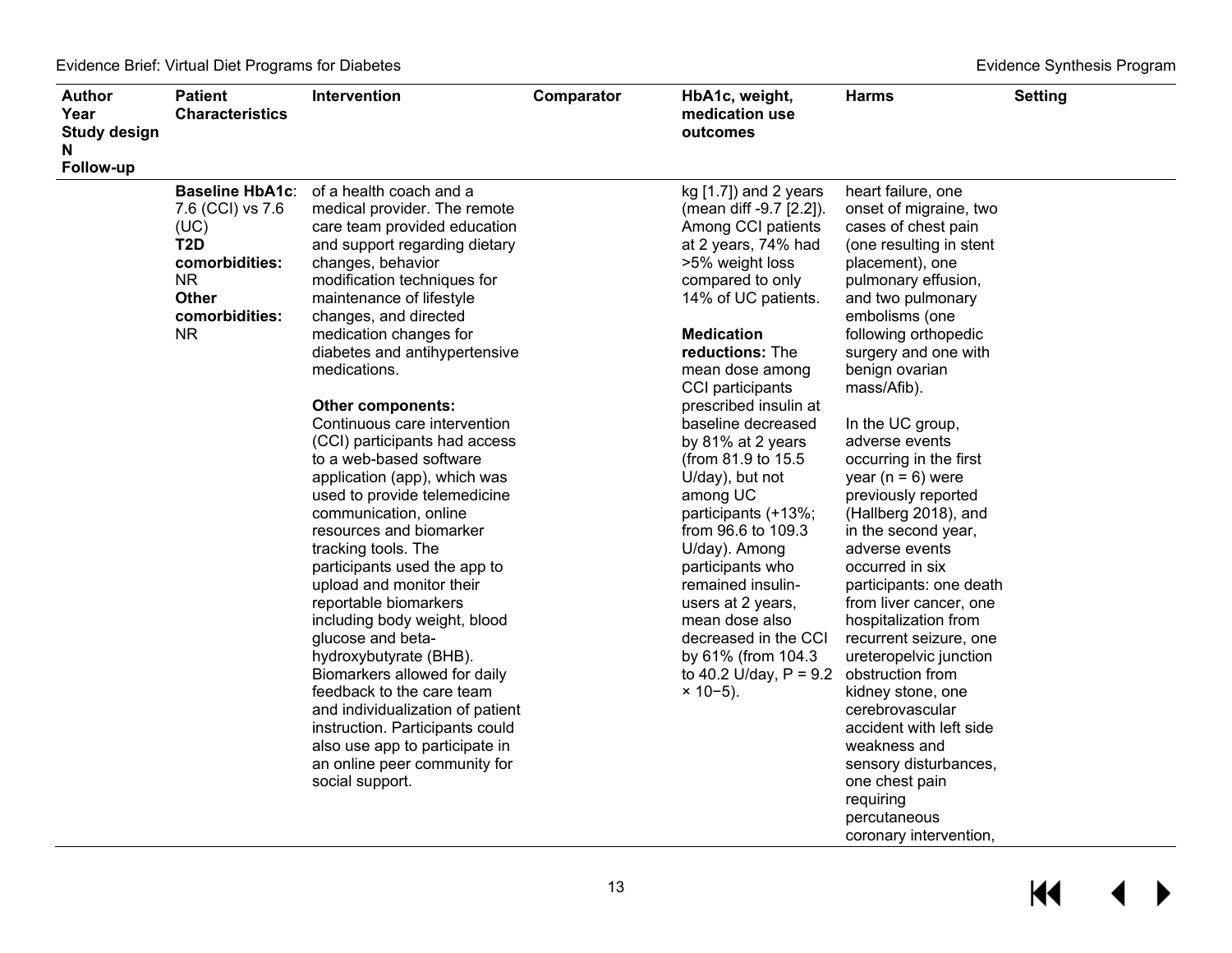| Author<br>Year<br>Study design<br>N<br>Follow-up | Patient Characteristics | Intervention | Comparator | HbA1c, weight, medication use outcomes | Harms | Setting |
|---|---|---|---|---|---|---|
| | **Baseline HbA1c**: 7.6 (CCI) vs 7.6 (UC)<br>**T2D comorbidities:** NR<br>**Other comorbidities:** NR | of a health coach and a medical provider. The remote care team provided education and support regarding dietary changes, behavior modification techniques for maintenance of lifestyle changes, and directed medication changes for diabetes and antihypertensive medications.<br><br>**Other components:** Continuous care intervention (CCI) participants had access to a web-based software application (app), which was used to provide telemedicine communication, online resources and biomarker tracking tools. The participants used the app to upload and monitor their reportable biomarkers including body weight, blood glucose and beta-hydroxybutyrate (BHB). Biomarkers allowed for daily feedback to the care team and individualization of patient instruction. Participants could also use app to participate in an online peer community for social support. | | kg [1.7]) and 2 years (mean diff -9.7 [2.2]). Among CCI patients at 2 years, 74% had >5% weight loss compared to only 14% of UC patients.<br><br>**Medication reductions:** The mean dose among CCI participants prescribed insulin at baseline decreased by 81% at 2 years (from 81.9 to 15.5 U/day), but not among UC participants (+13%; from 96.6 to 109.3 U/day). Among participants who remained insulin-users at 2 years, mean dose also decreased in the CCI by 61% (from 104.3 to 40.2 U/day, $P = 9.2 \times 10^{-5}$). | heart failure, one onset of migraine, two cases of chest pain (one resulting in stent placement), one pulmonary effusion, and two pulmonary embolisms (one following orthopedic surgery and one with benign ovarian mass/Afib).<br><br>In the UC group, adverse events occurring in the first year (n = 6) were previously reported (Hallberg 2018), and in the second year, adverse events occurred in six participants: one death from liver cancer, one hospitalization from recurrent seizure, one ureteropelvic junction obstruction from kidney stone, one cerebrovascular accident with left side weakness and sensory disturbances, one chest pain requiring percutaneous coronary intervention, | |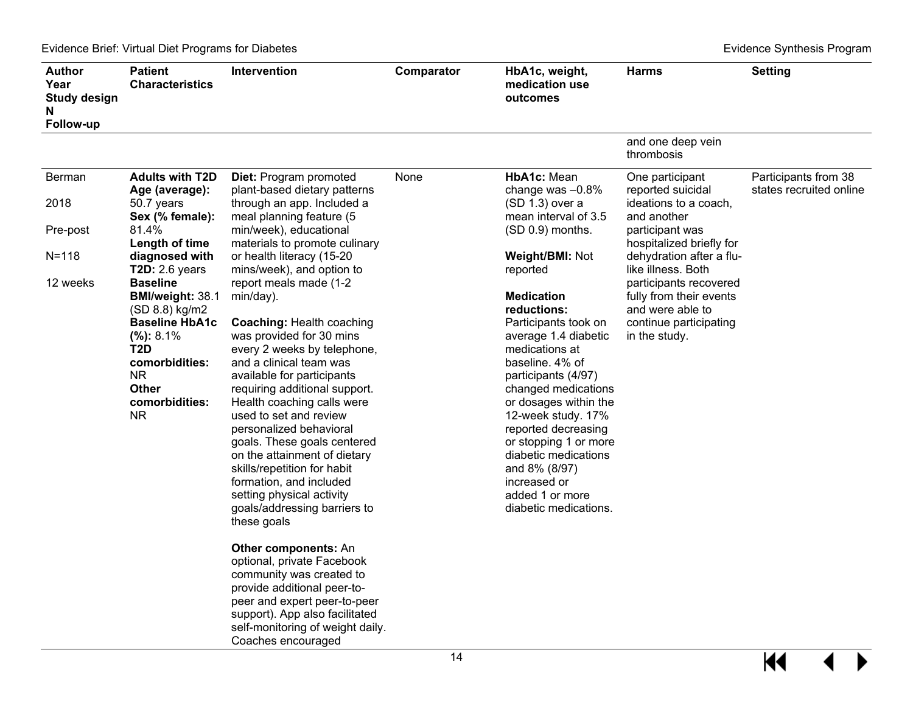| Author<br>Year<br>Study design<br>N<br>Follow-up | Patient Characteristics | Intervention | Comparator | HbA1c, weight, medication use outcomes | Harms | Setting |
|---|---|---|---|---|---|---|
| | | | | | and one deep vein thrombosis | |
| Berman<br><br>2018<br><br>Pre-post<br><br>N=118<br><br>12 weeks | **Adults with T2D**<br>**Age (average):** 50.7 years<br>**Sex (% female):** 81.4%<br>**Length of time diagnosed with T2D:** 2.6 years<br>**Baseline BMI/weight:** 38.1 (SD 8.8) kg/m2<br>**Baseline HbA1c (%):** 8.1%<br>**T2D comorbidities:** NR<br>**Other comorbidities:** NR | **Diet:** Program promoted plant-based dietary patterns through an app. Included a meal planning feature (5 min/week), educational materials to promote culinary or health literacy (15-20 mins/week), and option to report meals made (1-2 min/day).<br><br>**Coaching:** Health coaching was provided for 30 mins every 2 weeks by telephone, and a clinical team was available for participants requiring additional support. Health coaching calls were used to set and review personalized behavioral goals. These goals centered on the attainment of dietary skills/repetition for habit formation, and included setting physical activity goals/addressing barriers to these goals<br><br>**Other components:** An optional, private Facebook community was created to provide additional peer-to-peer and expert peer-to-peer support). App also facilitated self-monitoring of weight daily. Coaches encouraged | None | **HbA1c:** Mean change was –0.8% (SD 1.3) over a mean interval of 3.5 (SD 0.9) months.<br><br>**Weight/BMI:** Not reported<br><br>**Medication reductions:** Participants took on average 1.4 diabetic medications at baseline. 4% of participants (4/97) changed medications or dosages within the 12-week study. 17% reported decreasing or stopping 1 or more diabetic medications and 8% (8/97) increased or added 1 or more diabetic medications. | One participant reported suicidal ideations to a coach, and another participant was hospitalized briefly for dehydration after a flu-like illness. Both participants recovered fully from their events and were able to continue participating in the study. | Participants from 38 states recruited online |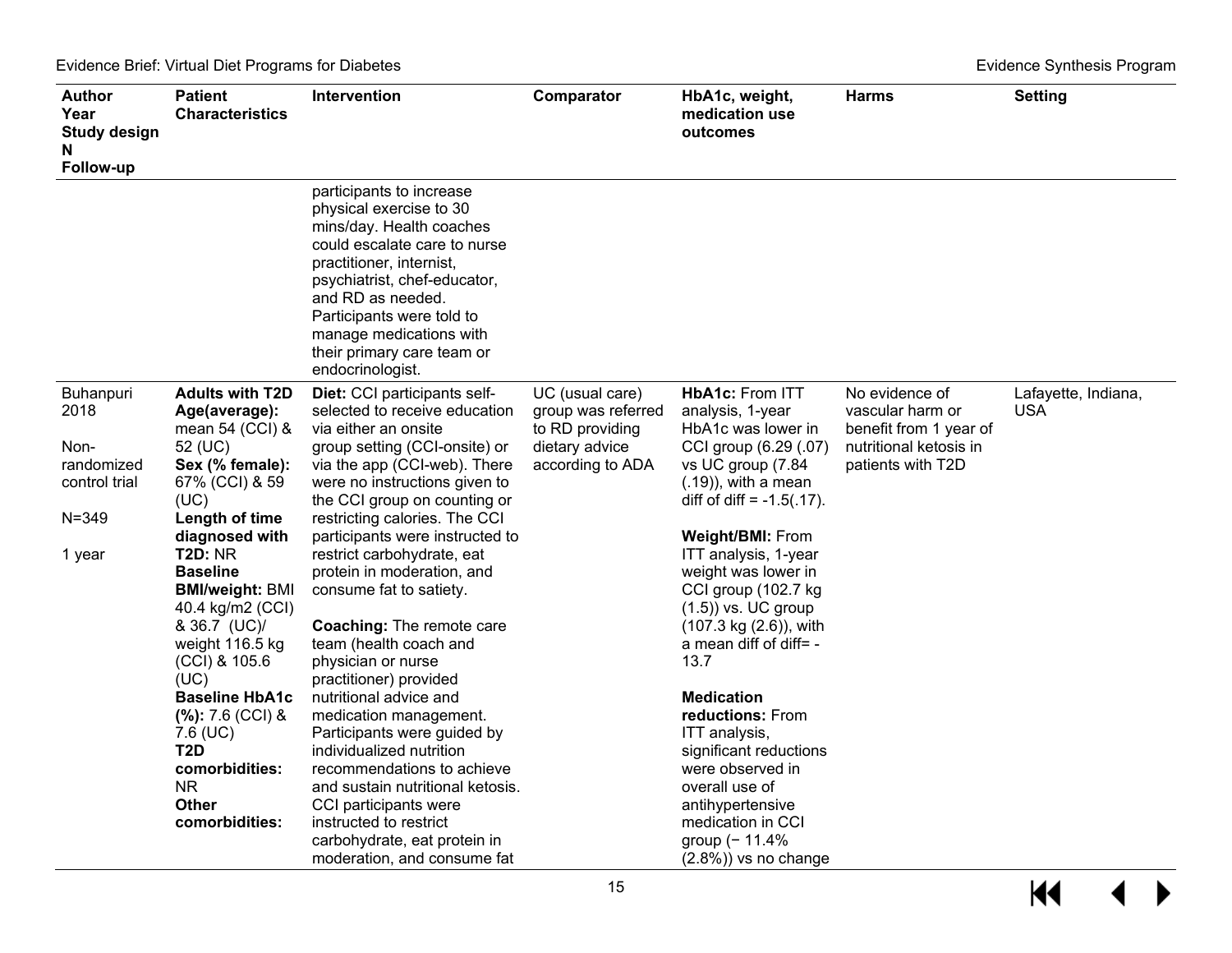| Author Year Study design N Follow-up | Patient Characteristics | Intervention | Comparator | HbA1c, weight, medication use outcomes | Harms | Setting |
|---|---|---|---|---|---|---|
| | | participants to increase physical exercise to 30 mins/day. Health coaches could escalate care to nurse practitioner, internist, psychiatrist, chef-educator, and RD as needed. Participants were told to manage medications with their primary care team or endocrinologist. | | | | |
| Buhanpuri 2018<br><br>Non-randomized control trial<br><br>N=349<br><br>1 year | **Adults with T2D**<br>**Age(average):** mean 54 (CCI) & 52 (UC)<br>**Sex (% female):** 67% (CCI) & 59 (UC)<br>**Length of time diagnosed with T2D:** NR<br>**Baseline BMI/weight:** BMI 40.4 kg/m2 (CCI) & 36.7 (UC)/ weight 116.5 kg (CCI) & 105.6 (UC)<br>**Baseline HbA1c (%):** 7.6 (CCI) & 7.6 (UC)<br>**T2D comorbidities:** NR<br>**Other comorbidities:** | **Diet:** CCI participants self-selected to receive education via either an onsite group setting (CCI-onsite) or via the app (CCI-web). There were no instructions given to the CCI group on counting or restricting calories. The CCI participants were instructed to restrict carbohydrate, eat protein in moderation, and consume fat to satiety.<br><br>**Coaching:** The remote care team (health coach and physician or nurse practitioner) provided nutritional advice and medication management. Participants were guided by individualized nutrition recommendations to achieve and sustain nutritional ketosis. CCI participants were instructed to restrict carbohydrate, eat protein in moderation, and consume fat | UC (usual care) group was referred to RD providing dietary advice according to ADA | **HbA1c:** From ITT analysis, 1-year HbA1c was lower in CCI group (6.29 (.07) vs UC group (7.84 (.19)), with a mean diff of diff = -1.5(.17).<br><br>**Weight/BMI:** From ITT analysis, 1-year weight was lower in CCI group (102.7 kg (1.5)) vs. UC group (107.3 kg (2.6)), with a mean diff of diff= -13.7<br><br>**Medication reductions:** From ITT analysis, significant reductions were observed in overall use of antihypertensive medication in CCI group (− 11.4% (2.8%)) vs no change | No evidence of vascular harm or benefit from 1 year of nutritional ketosis in patients with T2D | Lafayette, Indiana, USA |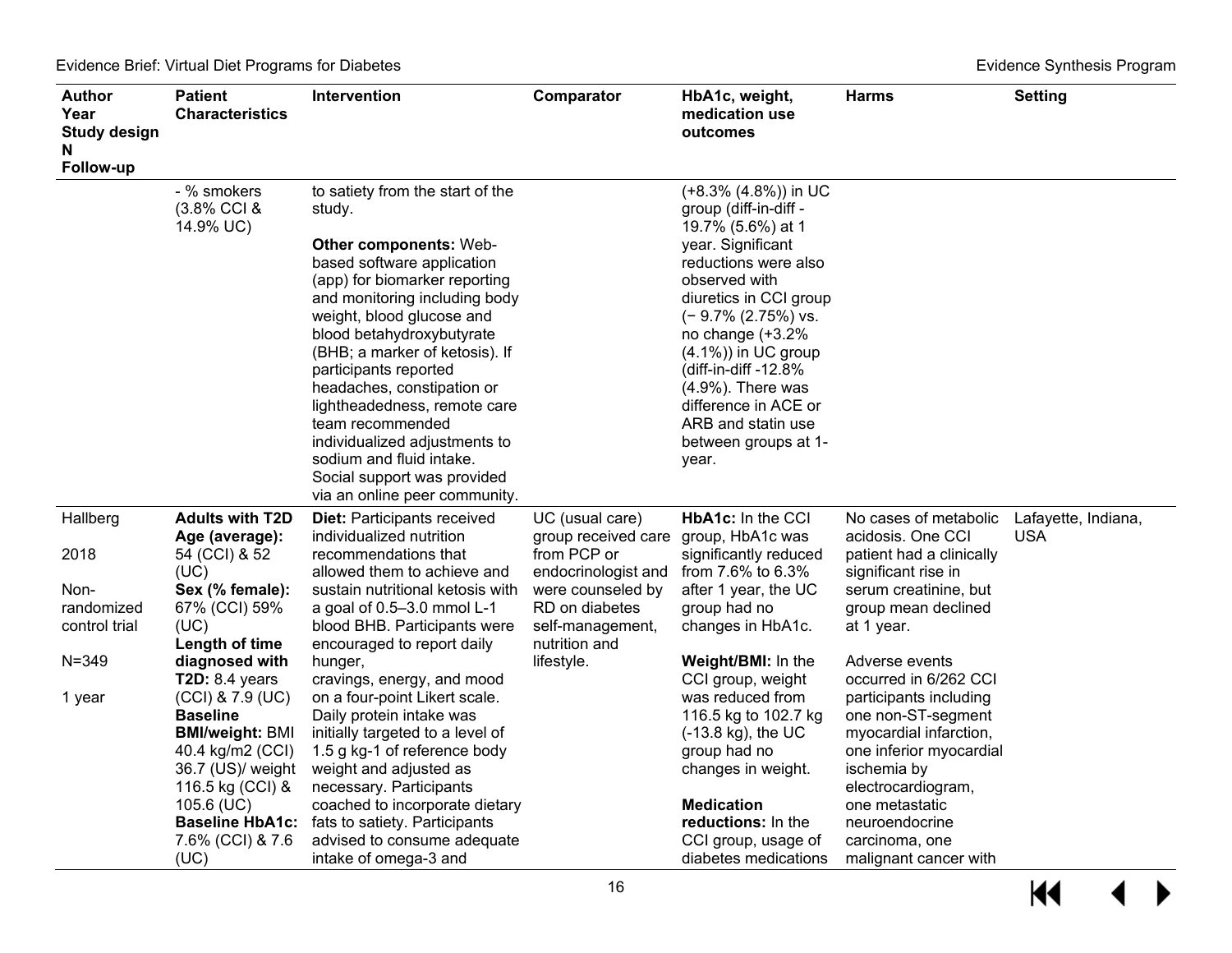| Author Year Study design N Follow-up | Patient Characteristics | Intervention | Comparator | HbA1c, weight, medication use outcomes | Harms | Setting |
|---|---|---|---|---|---|---|
| | - % smokers (3.8% CCI & 14.9% UC) | to satiety from the start of the study.<br><br>**Other components:** Web-based software application (app) for biomarker reporting and monitoring including body weight, blood glucose and blood betahydroxybutyrate (BHB; a marker of ketosis). If participants reported headaches, constipation or lightheadedness, remote care team recommended individualized adjustments to sodium and fluid intake. Social support was provided via an online peer community. | | (+8.3% (4.8%)) in UC group (diff-in-diff -19.7% (5.6%) at 1 year. Significant reductions were also observed with diuretics in CCI group (− 9.7% (2.75%) vs. no change (+3.2% (4.1%)) in UC group (diff-in-diff -12.8% (4.9%). There was difference in ACE or ARB and statin use between groups at 1-year. | | |
| Hallberg<br><br>2018<br><br>Non-randomized control trial<br><br>N=349<br><br>1 year | **Adults with T2D**<br>**Age (average):** 54 (CCI) & 52 (UC)<br>**Sex (% female):** 67% (CCI) 59% (UC)<br>**Length of time diagnosed with T2D:** 8.4 years (CCI) & 7.9 (UC)<br>**Baseline BMI/weight:** BMI 40.4 kg/m2 (CCI) 36.7 (US)/ weight 116.5 kg (CCI) & 105.6 (UC)<br>**Baseline HbA1c:** 7.6% (CCI) & 7.6 (UC) | **Diet:** Participants received individualized nutrition recommendations that allowed them to achieve and sustain nutritional ketosis with a goal of 0.5–3.0 mmol L-1 blood BHB. Participants were encouraged to report daily hunger, cravings, energy, and mood on a four-point Likert scale. Daily protein intake was initially targeted to a level of 1.5 g kg-1 of reference body weight and adjusted as necessary. Participants coached to incorporate dietary fats to satiety. Participants advised to consume adequate intake of omega-3 and | UC (usual care) group received care from PCP or endocrinologist and were counseled by RD on diabetes self-management, nutrition and lifestyle. | **HbA1c:** In the CCI group, HbA1c was significantly reduced from 7.6% to 6.3% after 1 year, the UC group had no changes in HbA1c.<br><br>**Weight/BMI:** In the CCI group, weight was reduced from 116.5 kg to 102.7 kg (-13.8 kg), the UC group had no changes in weight.<br><br>**Medication reductions:** In the CCI group, usage of diabetes medications | No cases of metabolic acidosis. One CCI patient had a clinically significant rise in serum creatinine, but group mean declined at 1 year.<br><br>Adverse events occurred in 6/262 CCI participants including one non-ST-segment myocardial infarction, one inferior myocardial ischemia by electrocardiogram, one metastatic neuroendocrine carcinoma, one malignant cancer with | Lafayette, Indiana, USA |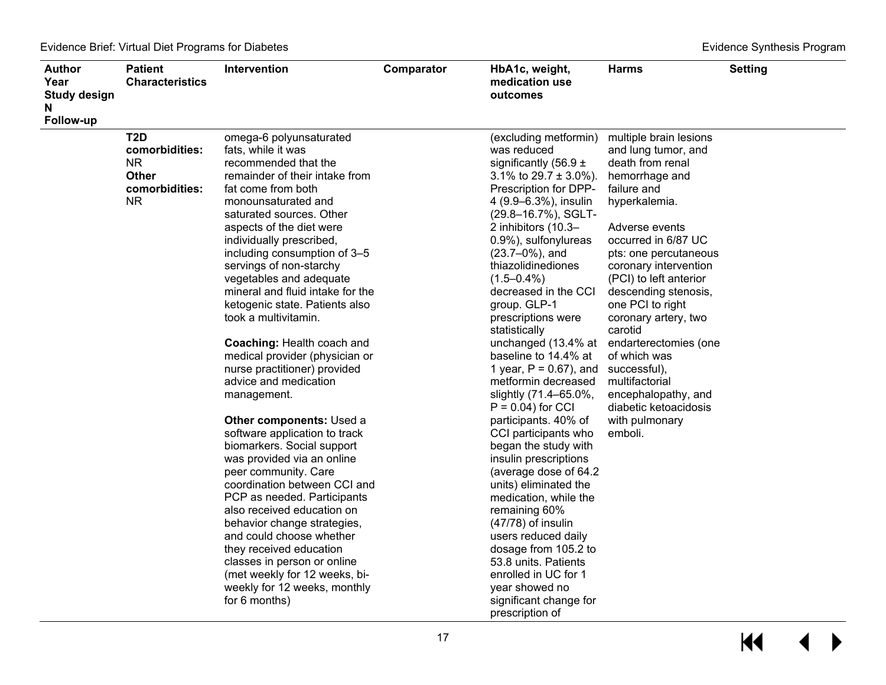| Author Year Study design N Follow-up | Patient Characteristics | Intervention | Comparator | HbA1c, weight, medication use outcomes | Harms | Setting |
|---|---|---|---|---|---|---|
| | **T2D comorbidities:** NR **Other comorbidities:** NR | omega-6 polyunsaturated fats, while it was recommended that the remainder of their intake from fat come from both monounsaturated and saturated sources. Other aspects of the diet were individually prescribed, including consumption of 3–5 servings of non-starchy vegetables and adequate mineral and fluid intake for the ketogenic state. Patients also took a multivitamin.<br><br>**Coaching:** Health coach and medical provider (physician or nurse practitioner) provided advice and medication management.<br><br>**Other components:** Used a software application to track biomarkers. Social support was provided via an online peer community. Care coordination between CCI and PCP as needed. Participants also received education on behavior change strategies, and could choose whether they received education classes in person or online (met weekly for 12 weeks, bi-weekly for 12 weeks, monthly for 6 months) | | (excluding metformin) was reduced significantly (56.9 ± 3.1% to 29.7 ± 3.0%). Prescription for DPP-4 (9.9–6.3%), insulin (29.8–16.7%), SGLT-2 inhibitors (10.3–0.9%), sulfonylureas (23.7–0%), and thiazolidinediones (1.5–0.4%) decreased in the CCI group. GLP-1 prescriptions were statistically unchanged (13.4% at baseline to 14.4% at 1 year, $P = 0.67$), and metformin decreased slightly (71.4–65.0%, $P = 0.04$) for CCI participants. 40% of CCI participants who began the study with insulin prescriptions (average dose of 64.2 units) eliminated the medication, while the remaining 60% (47/78) of insulin users reduced daily dosage from 105.2 to 53.8 units. Patients enrolled in UC for 1 year showed no significant change for prescription of | multiple brain lesions and lung tumor, and death from renal hemorrhage and failure and hyperkalemia.<br><br>Adverse events occurred in 6/87 UC pts: one percutaneous coronary intervention (PCI) to left anterior descending stenosis, one PCI to right coronary artery, two carotid endarterectomies (one of which was successful), multifactorial encephalopathy, and diabetic ketoacidosis with pulmonary emboli. | |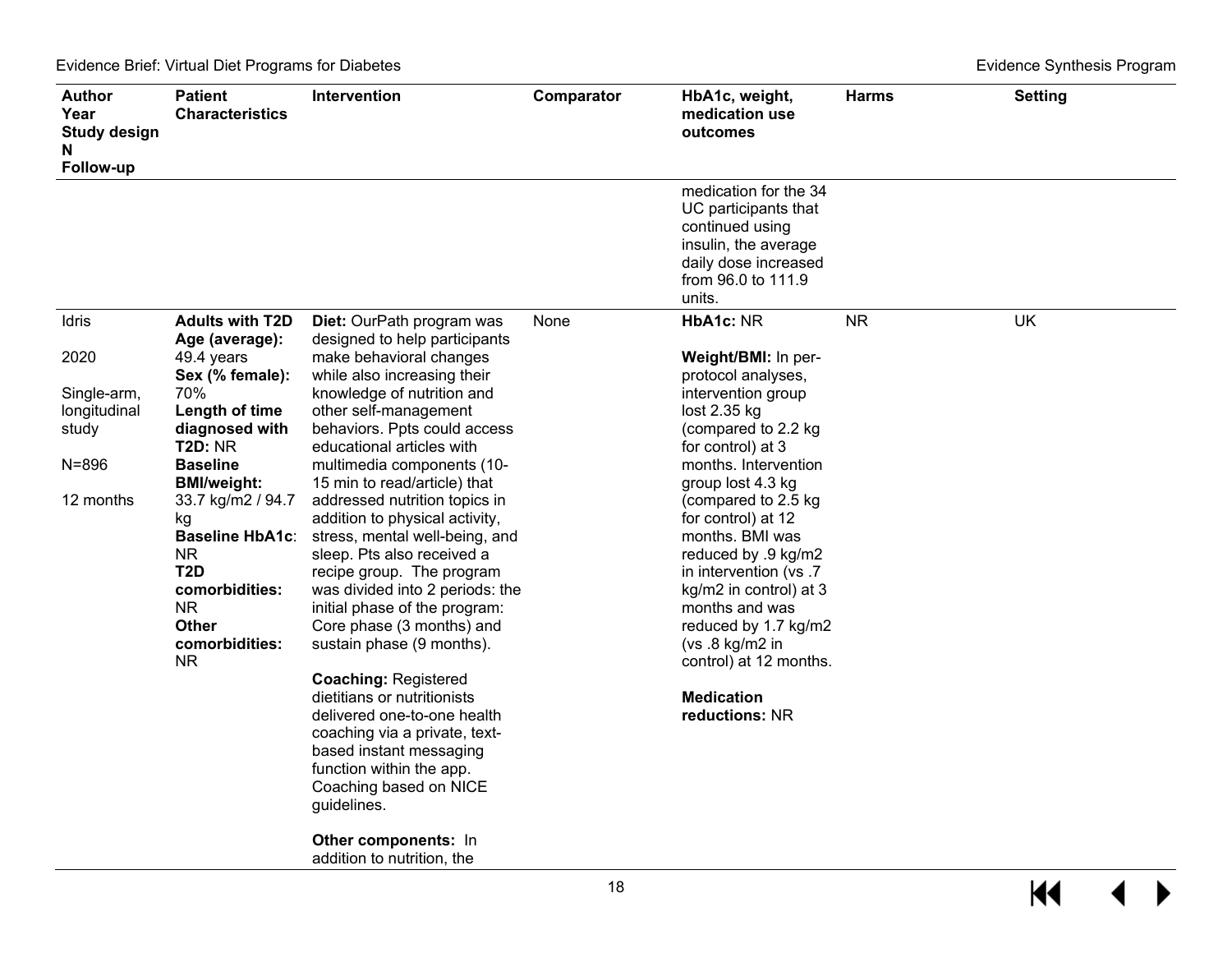| Author<br>Year<br>Study design<br>N<br>Follow-up | Patient Characteristics | Intervention | Comparator | HbA1c, weight, medication use outcomes | Harms | Setting |
|---|---|---|---|---|---|---|
| | | | | medication for the 34 UC participants that continued using insulin, the average daily dose increased from 96.0 to 111.9 units. | | |
| Idris<br><br>2020<br><br>Single-arm, longitudinal study<br><br>N=896<br><br>12 months | **Adults with T2D**<br>**Age (average):** 49.4 years<br>**Sex (% female):** 70%<br>**Length of time diagnosed with T2D:** NR<br>**Baseline BMI/weight:** 33.7 kg/m2 / 94.7 kg<br>**Baseline HbA1c**: NR<br>**T2D comorbidities:** NR<br>**Other comorbidities:** NR | **Diet:** OurPath program was designed to help participants make behavioral changes while also increasing their knowledge of nutrition and other self-management behaviors. Ppts could access educational articles with multimedia components (10-15 min to read/article) that addressed nutrition topics in addition to physical activity, stress, mental well-being, and sleep. Pts also received a recipe group. The program was divided into 2 periods: the initial phase of the program: Core phase (3 months) and sustain phase (9 months).<br><br>**Coaching:** Registered dietitians or nutritionists delivered one-to-one health coaching via a private, text-based instant messaging function within the app. Coaching based on NICE guidelines.<br><br>**Other components:** In addition to nutrition, the | None | **HbA1c:** NR<br><br>**Weight/BMI:** In per-protocol analyses, intervention group lost 2.35 kg (compared to 2.2 kg for control) at 3 months. Intervention group lost 4.3 kg (compared to 2.5 kg for control) at 12 months. BMI was reduced by .9 kg/m2 in intervention (vs .7 kg/m2 in control) at 3 months and was reduced by 1.7 kg/m2 (vs .8 kg/m2 in control) at 12 months.<br><br>**Medication reductions:** NR | NR | UK |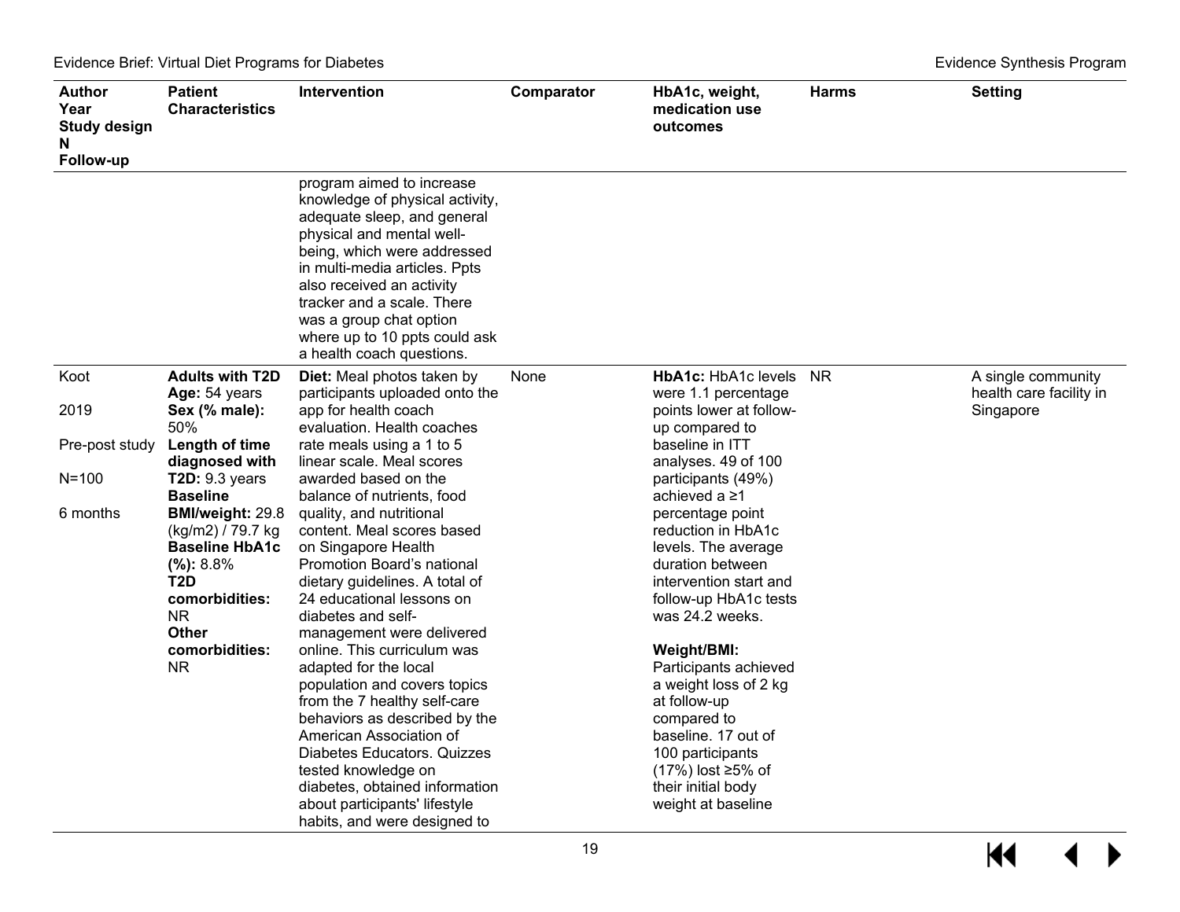| Author<br>Year<br>Study design<br>N<br>Follow-up | Patient Characteristics | Intervention | Comparator | HbA1c, weight, medication use outcomes | Harms | Setting |
|---|---|---|---|---|---|---|
| | | program aimed to increase knowledge of physical activity, adequate sleep, and general physical and mental well-being, which were addressed in multi-media articles. Ppts also received an activity tracker and a scale. There was a group chat option where up to 10 ppts could ask a health coach questions. | | | | |
| Koot<br><br>2019<br><br>Pre-post study<br><br>N=100<br><br>6 months | **Adults with T2D**<br>**Age:** 54 years<br>**Sex (% male):** 50%<br>**Length of time diagnosed with T2D:** 9.3 years<br>**Baseline BMI/weight:** 29.8 (kg/m2) / 79.7 kg<br>**Baseline HbA1c (%):** 8.8%<br>**T2D comorbidities:** NR<br>**Other comorbidities:** NR | **Diet:** Meal photos taken by participants uploaded onto the app for health coach evaluation. Health coaches rate meals using a 1 to 5 linear scale. Meal scores awarded based on the balance of nutrients, food quality, and nutritional content. Meal scores based on Singapore Health Promotion Board's national dietary guidelines. A total of 24 educational lessons on diabetes and self-management were delivered online. This curriculum was adapted for the local population and covers topics from the 7 healthy self-care behaviors as described by the American Association of Diabetes Educators. Quizzes tested knowledge on diabetes, obtained information about participants' lifestyle habits, and were designed to | None | **HbA1c:** HbA1c levels were 1.1 percentage points lower at follow-up compared to baseline in ITT analyses. 49 of 100 participants (49%) achieved a ≥1 percentage point reduction in HbA1c levels. The average duration between intervention start and follow-up HbA1c tests was 24.2 weeks.<br><br>**Weight/BMI:** Participants achieved a weight loss of 2 kg at follow-up compared to baseline. 17 out of 100 participants (17%) lost ≥5% of their initial body weight at baseline | NR | A single community health care facility in Singapore |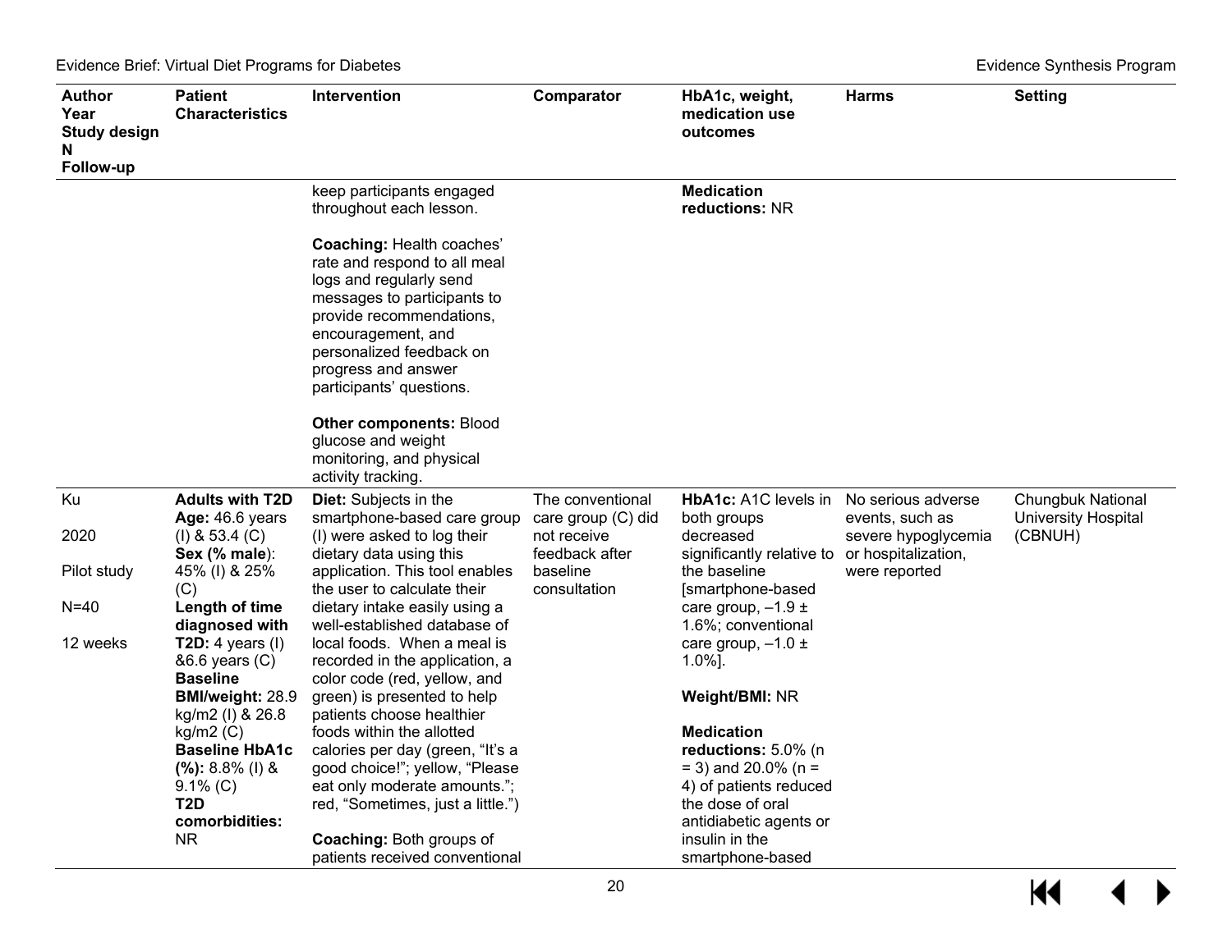| Author<br>Year<br>Study design<br>N<br>Follow-up | Patient Characteristics | Intervention | Comparator | HbA1c, weight, medication use outcomes | Harms | Setting |
|---|---|---|---|---|---|---|
| | | keep participants engaged throughout each lesson.<br><br>**Coaching:** Health coaches' rate and respond to all meal logs and regularly send messages to participants to provide recommendations, encouragement, and personalized feedback on progress and answer participants' questions.<br><br>**Other components:** Blood glucose and weight monitoring, and physical activity tracking. | | **Medication reductions:** NR | | |
| Ku<br><br>2020<br><br>Pilot study<br><br>N=40<br><br>12 weeks | **Adults with T2D**<br>**Age:** 46.6 years (I) & 53.4 (C)<br>**Sex (% male)**: 45% (I) & 25% (C)<br>**Length of time diagnosed with T2D:** 4 years (I) &6.6 years (C)<br>**Baseline BMI/weight:** 28.9 kg/m2 (I) & 26.8 kg/m2 (C)<br>**Baseline HbA1c (%):** 8.8% (I) & 9.1% (C)<br>**T2D comorbidities:** NR | **Diet:** Subjects in the smartphone-based care group (I) were asked to log their dietary data using this application. This tool enables the user to calculate their dietary intake easily using a well-established database of local foods. When a meal is recorded in the application, a color code (red, yellow, and green) is presented to help patients choose healthier foods within the allotted calories per day (green, "It's a good choice!"; yellow, "Please eat only moderate amounts."; red, "Sometimes, just a little.")<br><br>**Coaching:** Both groups of patients received conventional | The conventional care group (C) did not receive feedback after baseline consultation | **HbA1c:** A1C levels in both groups decreased significantly relative to the baseline [smartphone-based care group, –1.9 ± 1.6%; conventional care group, –1.0 ± 1.0%].<br><br>**Weight/BMI:** NR<br><br>**Medication reductions:** 5.0% (n = 3) and 20.0% (n = 4) of patients reduced the dose of oral antidiabetic agents or insulin in the smartphone-based | No serious adverse events, such as severe hypoglycemia or hospitalization, were reported | Chungbuk National University Hospital (CBNUH) |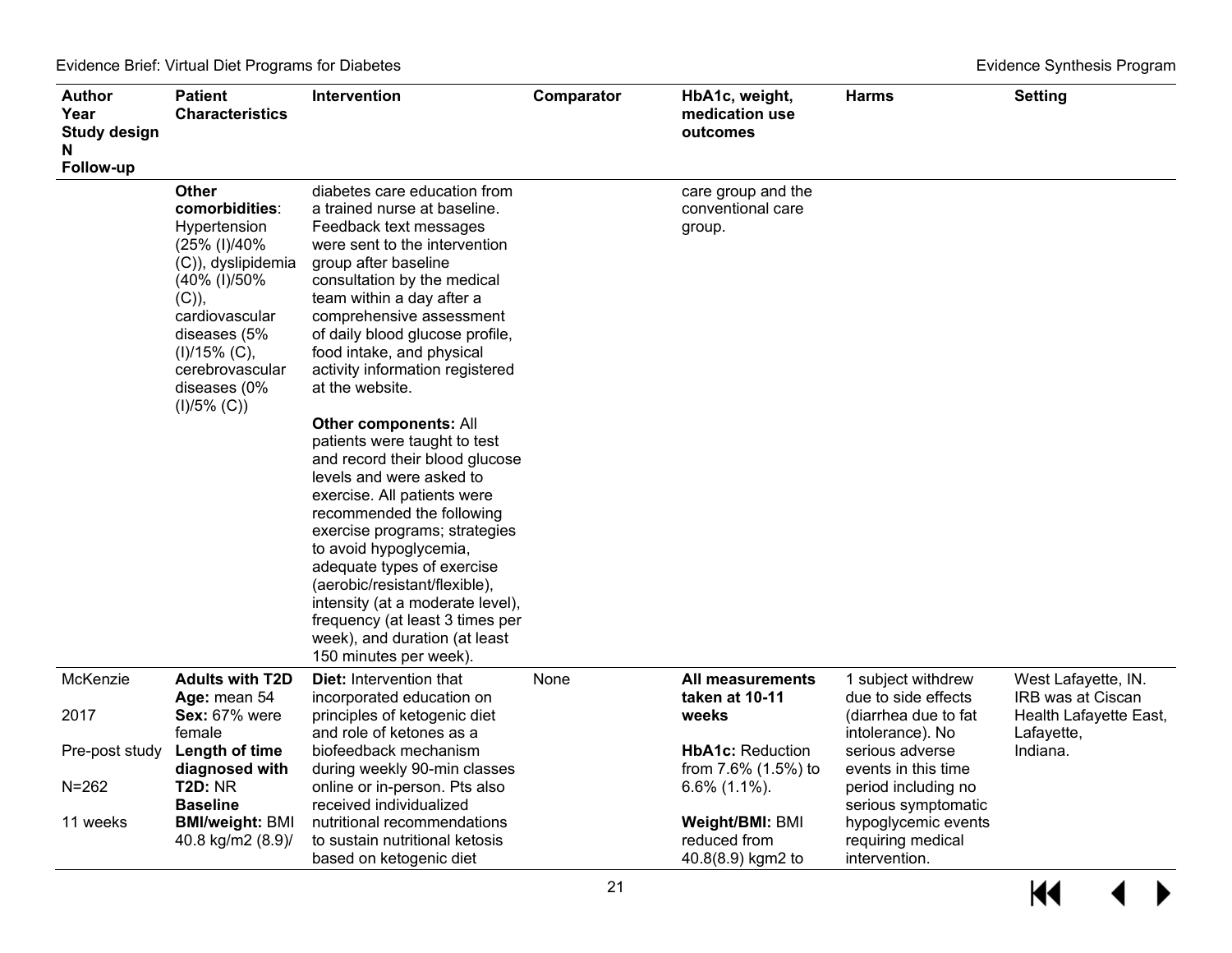| Author<br>Year<br>Study design<br>N<br>Follow-up | Patient Characteristics | Intervention | Comparator | HbA1c, weight, medication use outcomes | Harms | Setting |
|---|---|---|---|---|---|---|
| | **Other comorbidities**: Hypertension (25% (I)/40% (C)), dyslipidemia (40% (I)/50% (C)), cardiovascular diseases (5% (I)/15% (C), cerebrovascular diseases (0% (I)/5% (C)) | diabetes care education from a trained nurse at baseline. Feedback text messages were sent to the intervention group after baseline consultation by the medical team within a day after a comprehensive assessment of daily blood glucose profile, food intake, and physical activity information registered at the website.<br><br>**Other components:** All patients were taught to test and record their blood glucose levels and were asked to exercise. All patients were recommended the following exercise programs; strategies to avoid hypoglycemia, adequate types of exercise (aerobic/resistant/flexible), intensity (at a moderate level), frequency (at least 3 times per week), and duration (at least 150 minutes per week). | | care group and the conventional care group. | | |
| McKenzie<br><br>2017<br><br>Pre-post study<br><br>N=262<br><br>11 weeks | **Adults with T2D**<br>**Age:** mean 54<br>**Sex:** 67% were female<br>**Length of time diagnosed with T2D:** NR<br>**Baseline BMI/weight:** BMI 40.8 kg/m2 (8.9)/ | **Diet:** Intervention that incorporated education on principles of ketogenic diet and role of ketones as a biofeedback mechanism during weekly 90-min classes online or in-person. Pts also received individualized nutritional recommendations to sustain nutritional ketosis based on ketogenic diet | None | **All measurements taken at 10-11 weeks**<br><br>**HbA1c:** Reduction from 7.6% (1.5%) to 6.6% (1.1%).<br><br>**Weight/BMI:** BMI reduced from 40.8(8.9) kgm2 to | 1 subject withdrew due to side effects (diarrhea due to fat intolerance). No serious adverse events in this time period including no serious symptomatic hypoglycemic events requiring medical intervention. | West Lafayette, IN. IRB was at Ciscan Health Lafayette East, Lafayette, Indiana. |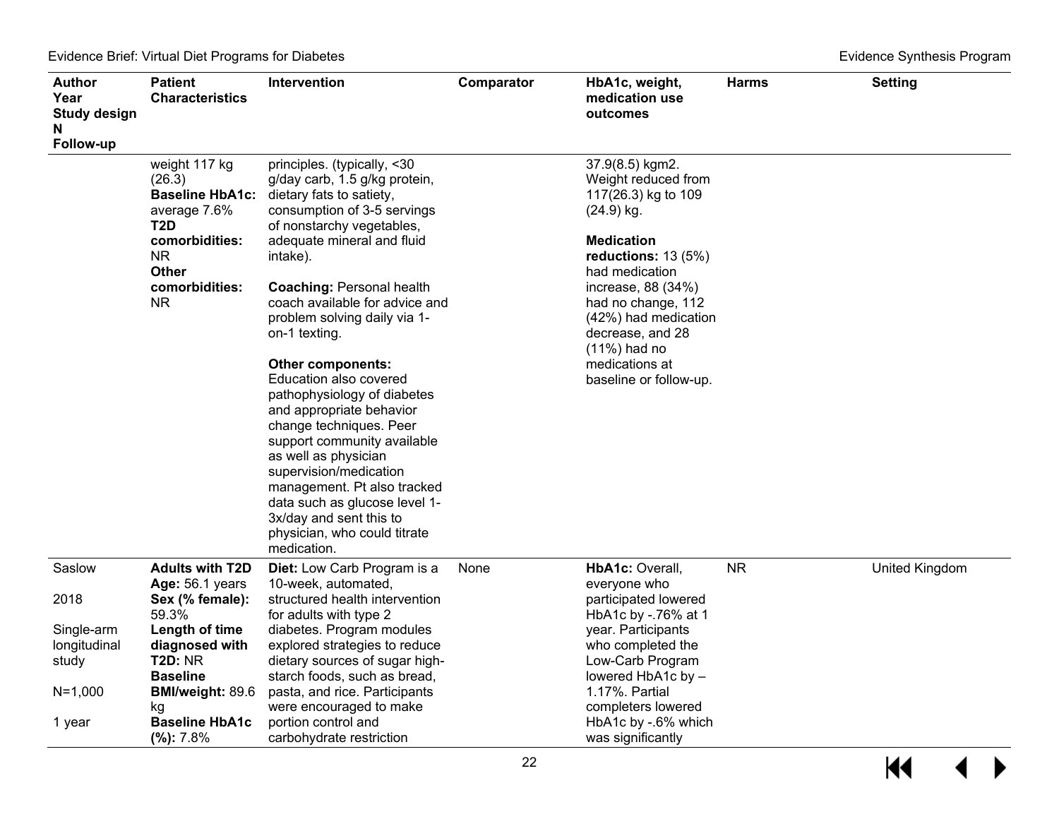| Author<br>Year<br>Study design<br>N<br>Follow-up | Patient Characteristics | Intervention | Comparator | HbA1c, weight, medication use outcomes | Harms | Setting |
|---|---|---|---|---|---|---|
| | weight 117 kg (26.3)<br>**Baseline HbA1c:** average 7.6%<br>**T2D comorbidities:** NR<br>**Other comorbidities:** NR | principles. (typically, <30 g/day carb, 1.5 g/kg protein, dietary fats to satiety, consumption of 3-5 servings of nonstarchy vegetables, adequate mineral and fluid intake).<br><br>**Coaching:** Personal health coach available for advice and problem solving daily via 1-on-1 texting.<br><br>**Other components:** Education also covered pathophysiology of diabetes and appropriate behavior change techniques. Peer support community available as well as physician supervision/medication management. Pt also tracked data such as glucose level 1-3x/day and sent this to physician, who could titrate medication. | | 37.9(8.5) kgm2. Weight reduced from 117(26.3) kg to 109 (24.9) kg.<br><br>**Medication reductions:** 13 (5%) had medication increase, 88 (34%) had no change, 112 (42%) had medication decrease, and 28 (11%) had no medications at baseline or follow-up. | | |
| Saslow<br><br>2018<br><br>Single-arm longitudinal study<br><br>N=1,000<br><br>1 year | **Adults with T2D**<br>**Age:** 56.1 years<br>**Sex (% female):** 59.3%<br>**Length of time diagnosed with T2D:** NR<br>**Baseline BMI/weight:** 89.6 kg<br>**Baseline HbA1c (%):** 7.8% | **Diet:** Low Carb Program is a 10-week, automated, structured health intervention for adults with type 2 diabetes. Program modules explored strategies to reduce dietary sources of sugar high-starch foods, such as bread, pasta, and rice. Participants were encouraged to make portion control and carbohydrate restriction | None | **HbA1c:** Overall, everyone who participated lowered HbA1c by -.76% at 1 year. Participants who completed the Low-Carb Program lowered HbA1c by –1.17%. Partial completers lowered HbA1c by -.6% which was significantly | NR | United Kingdom |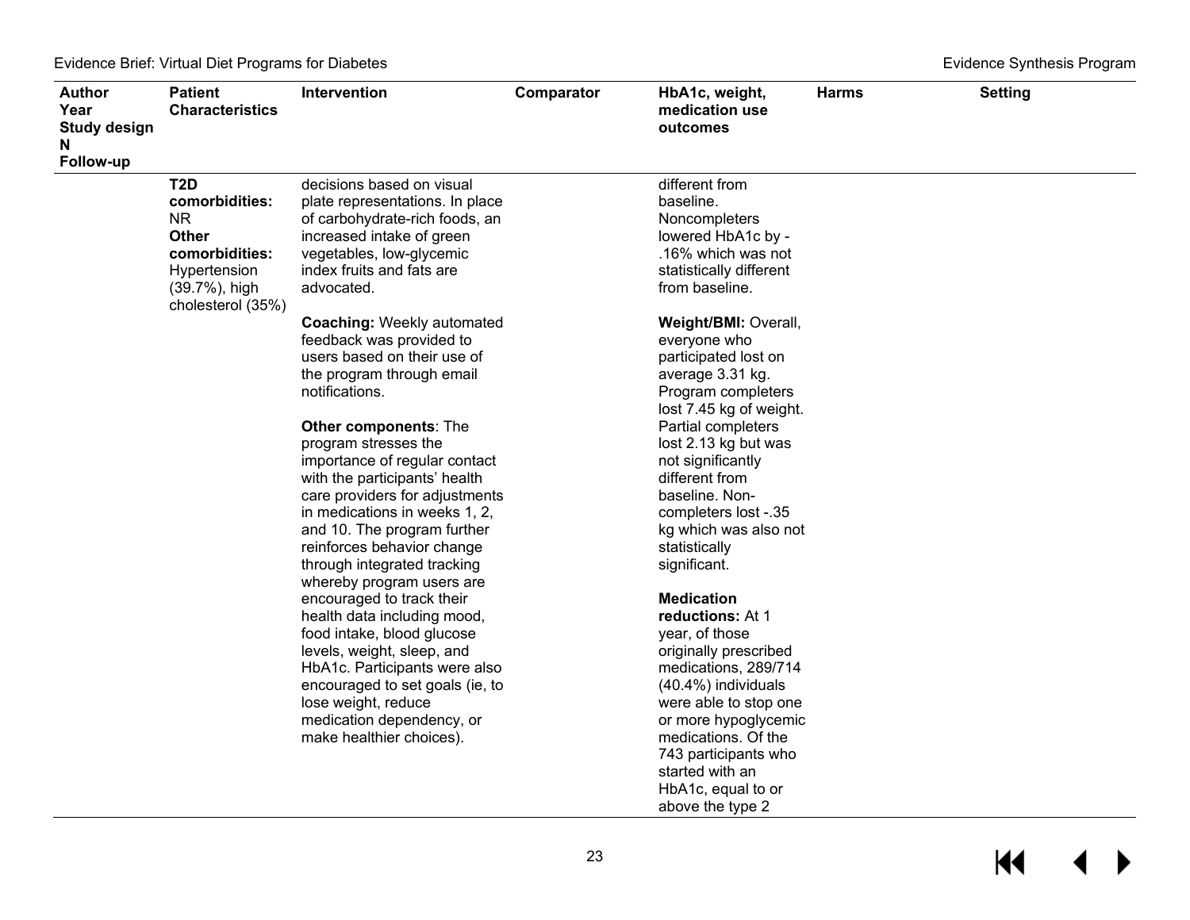| Author<br>Year<br>Study design<br>N<br>Follow-up | Patient Characteristics | Intervention | Comparator | HbA1c, weight, medication use outcomes | Harms | Setting |
|---|---|---|---|---|---|---|
| | **T2D comorbidities:** NR<br>**Other comorbidities:** Hypertension (39.7%), high cholesterol (35%) | decisions based on visual plate representations. In place of carbohydrate-rich foods, an increased intake of green vegetables, low-glycemic index fruits and fats are advocated.<br><br>**Coaching:** Weekly automated feedback was provided to users based on their use of the program through email notifications.<br><br>**Other components**: The program stresses the importance of regular contact with the participants' health care providers for adjustments in medications in weeks 1, 2, and 10. The program further reinforces behavior change through integrated tracking whereby program users are encouraged to track their health data including mood, food intake, blood glucose levels, weight, sleep, and HbA1c. Participants were also encouraged to set goals (ie, to lose weight, reduce medication dependency, or make healthier choices). | | different from baseline. Noncompleters lowered HbA1c by -.16% which was not statistically different from baseline.<br><br>**Weight/BMI:** Overall, everyone who participated lost on average 3.31 kg. Program completers lost 7.45 kg of weight. Partial completers lost 2.13 kg but was not significantly different from baseline. Non-completers lost -.35 kg which was also not statistically significant.<br><br>**Medication reductions:** At 1 year, of those originally prescribed medications, 289/714 (40.4%) individuals were able to stop one or more hypoglycemic medications. Of the 743 participants who started with an HbA1c, equal to or above the type 2 | | |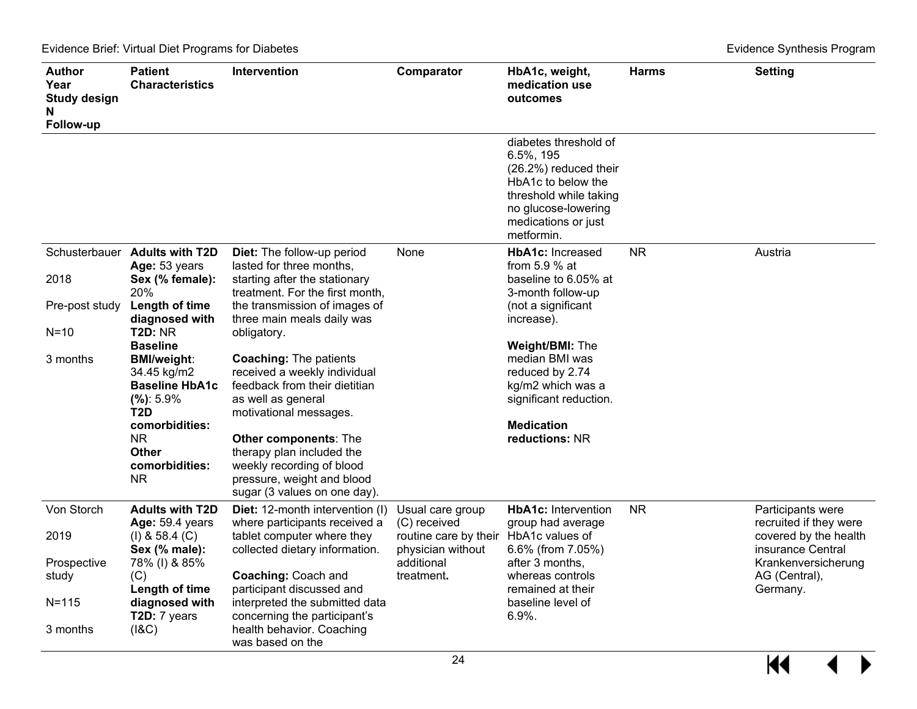| Author<br>Year<br>Study design<br>N<br>Follow-up | Patient Characteristics | Intervention | Comparator | HbA1c, weight, medication use outcomes | Harms | Setting |
|---|---|---|---|---|---|---|
| | | | | diabetes threshold of 6.5%, 195 (26.2%) reduced their HbA1c to below the threshold while taking no glucose-lowering medications or just metformin. | | |
| Schusterbauer<br><br>2018<br><br>Pre-post study<br><br>N=10<br><br>3 months | **Adults with T2D**<br>**Age:** 53 years<br>**Sex (% female):** 20%<br>**Length of time diagnosed with T2D:** NR<br>**Baseline BMI/weight**: 34.45 kg/m2<br>**Baseline HbA1c (%)**: 5.9%<br>**T2D comorbidities:** NR<br>**Other comorbidities:** NR | **Diet:** The follow-up period lasted for three months, starting after the stationary treatment. For the first month, the transmission of images of three main meals daily was obligatory.<br><br>**Coaching:** The patients received a weekly individual feedback from their dietitian as well as general motivational messages.<br><br>**Other components**: The therapy plan included the weekly recording of blood pressure, weight and blood sugar (3 values on one day). | None | **HbA1c:** Increased from 5.9 % at baseline to 6.05% at 3-month follow-up (not a significant increase).<br><br>**Weight/BMI:** The median BMI was reduced by 2.74 kg/m2 which was a significant reduction.<br><br>**Medication reductions:** NR | NR | Austria |
| Von Storch<br><br>2019<br><br>Prospective study<br><br>N=115<br><br>3 months | **Adults with T2D**<br>**Age:** 59.4 years (I) & 58.4 (C)<br>**Sex (% male):** 78% (I) & 85% (C)<br>**Length of time diagnosed with T2D:** 7 years (I&C) | **Diet:** 12-month intervention (I) where participants received a tablet computer where they collected dietary information.<br><br>**Coaching:** Coach and participant discussed and interpreted the submitted data concerning the participant's health behavior. Coaching was based on the | Usual care group (C) received routine care by their physician without additional treatment**.** | **HbA1c:** Intervention group had average HbA1c values of 6.6% (from 7.05%) after 3 months, whereas controls remained at their baseline level of 6.9%. | NR | Participants were recruited if they were covered by the health insurance Central Krankenversicherung AG (Central), Germany. |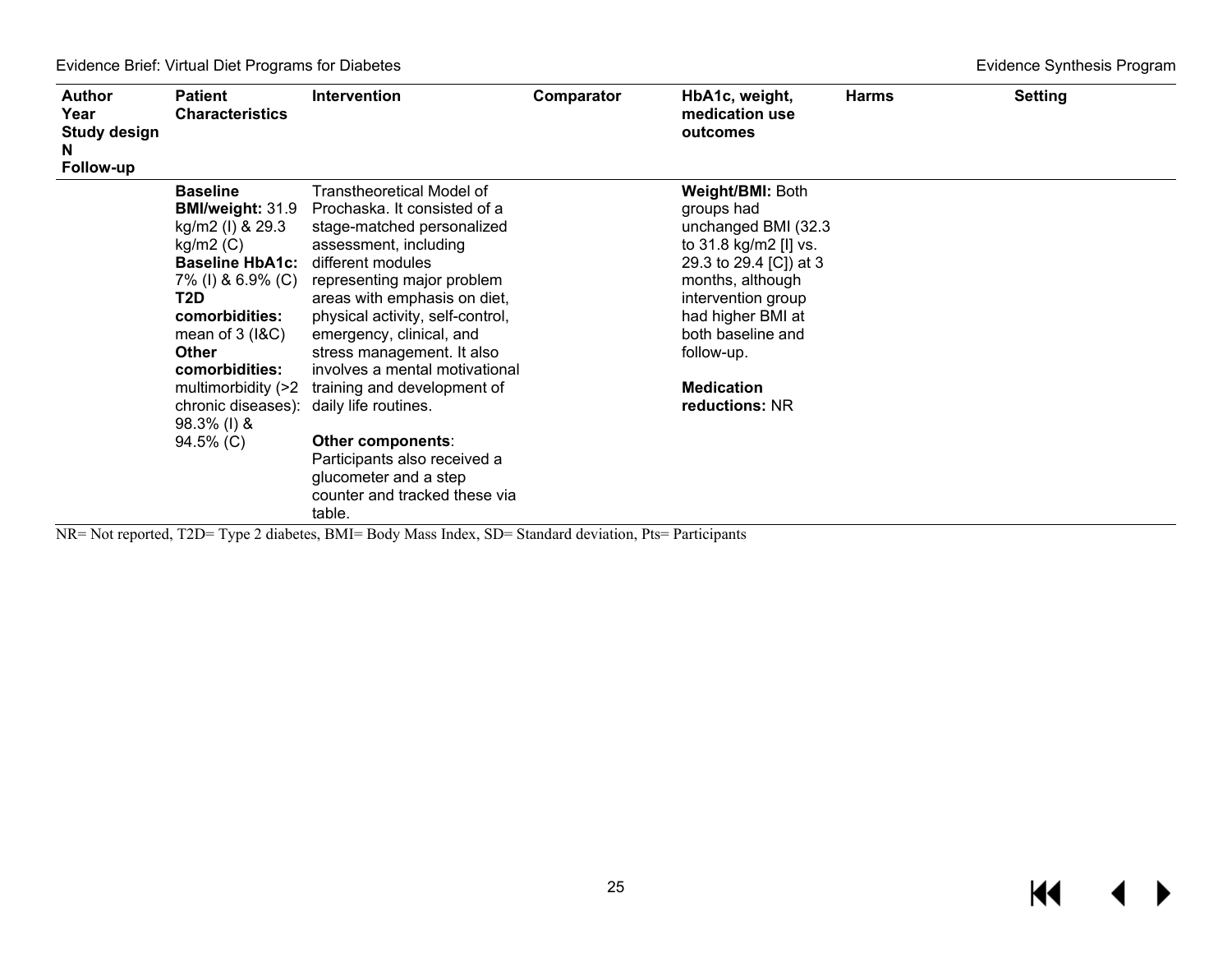| Author Year Study design N Follow-up | Patient Characteristics | Intervention | Comparator | HbA1c, weight, medication use outcomes | Harms | Setting |
|---|---|---|---|---|---|---|
| | **Baseline BMI/weight:** 31.9 kg/m2 (I) & 29.3 kg/m2 (C)<br>**Baseline HbA1c:** 7% (I) & 6.9% (C)<br>**T2D comorbidities:** mean of 3 (I&C)<br>**Other comorbidities:** multimorbidity (>2 chronic diseases): 98.3% (I) & 94.5% (C) | Transtheoretical Model of Prochaska. It consisted of a stage-matched personalized assessment, including different modules representing major problem areas with emphasis on diet, physical activity, self-control, emergency, clinical, and stress management. It also involves a mental motivational training and development of daily life routines.<br><br>**Other components**: Participants also received a glucometer and a step counter and tracked these via table. | | **Weight/BMI:** Both groups had unchanged BMI (32.3 to 31.8 kg/m2 [I] vs. 29.3 to 29.4 [C]) at 3 months, although intervention group had higher BMI at both baseline and follow-up.<br><br>**Medication reductions:** NR | | |

NR= Not reported, T2D= Type 2 diabetes, BMI= Body Mass Index, SD= Standard deviation, Pts= Participants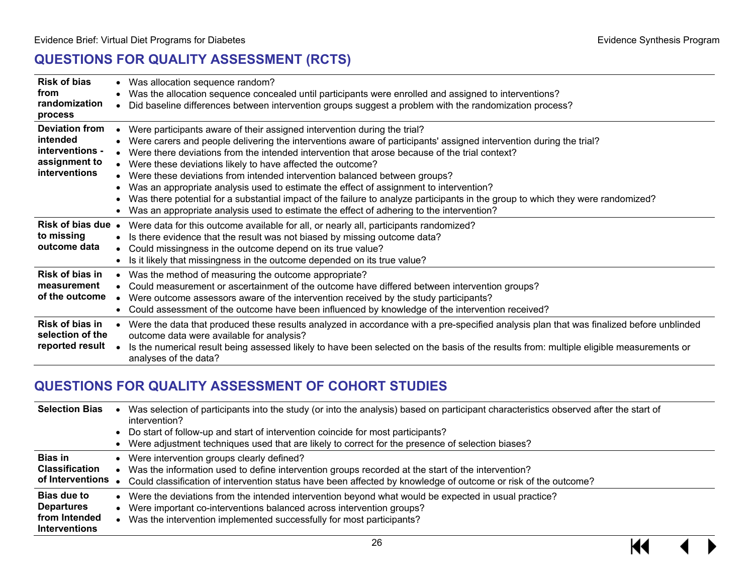## QUESTIONS FOR QUALITY ASSESSMENT (RCTS)

| | |
|---|---|
| **Risk of bias from randomization process** | • Was allocation sequence random?<br>• Was the allocation sequence concealed until participants were enrolled and assigned to interventions?<br>• Did baseline differences between intervention groups suggest a problem with the randomization process? |
| **Deviation from intended interventions - assignment to interventions** | • Were participants aware of their assigned intervention during the trial?<br>• Were carers and people delivering the interventions aware of participants' assigned intervention during the trial?<br>• Were there deviations from the intended intervention that arose because of the trial context?<br>• Were these deviations likely to have affected the outcome?<br>• Were these deviations from intended intervention balanced between groups?<br>• Was an appropriate analysis used to estimate the effect of assignment to intervention?<br>• Was there potential for a substantial impact of the failure to analyze participants in the group to which they were randomized?<br>• Was an appropriate analysis used to estimate the effect of adhering to the intervention? |
| **Risk of bias due to missing outcome data** | • Were data for this outcome available for all, or nearly all, participants randomized?<br>• Is there evidence that the result was not biased by missing outcome data?<br>• Could missingness in the outcome depend on its true value?<br>• Is it likely that missingness in the outcome depended on its true value? |
| **Risk of bias in measurement of the outcome** | • Was the method of measuring the outcome appropriate?<br>• Could measurement or ascertainment of the outcome have differed between intervention groups?<br>• Were outcome assessors aware of the intervention received by the study participants?<br>• Could assessment of the outcome have been influenced by knowledge of the intervention received? |
| **Risk of bias in selection of the reported result** | • Were the data that produced these results analyzed in accordance with a pre-specified analysis plan that was finalized before unblinded outcome data were available for analysis?<br>• Is the numerical result being assessed likely to have been selected on the basis of the results from: multiple eligible measurements or analyses of the data? |

## QUESTIONS FOR QUALITY ASSESSMENT OF COHORT STUDIES

| | |
|---|---|
| **Selection Bias** | • Was selection of participants into the study (or into the analysis) based on participant characteristics observed after the start of intervention?<br>• Do start of follow-up and start of intervention coincide for most participants?<br>• Were adjustment techniques used that are likely to correct for the presence of selection biases? |
| **Bias in Classification of Interventions** | • Were intervention groups clearly defined?<br>• Was the information used to define intervention groups recorded at the start of the intervention?<br>• Could classification of intervention status have been affected by knowledge of outcome or risk of the outcome? |
| **Bias due to Departures from Intended Interventions** | • Were the deviations from the intended intervention beyond what would be expected in usual practice?<br>• Were important co-interventions balanced across intervention groups?<br>• Was the intervention implemented successfully for most participants? |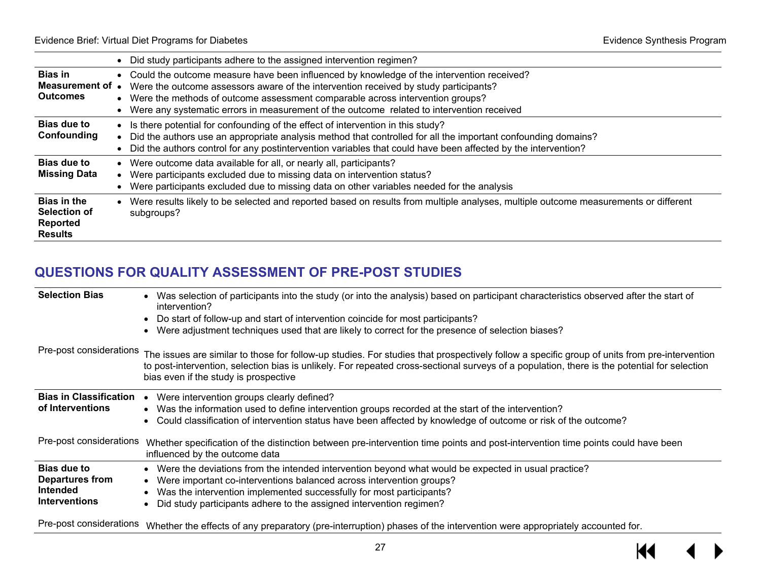| | |
|---|---|
| | • Did study participants adhere to the assigned intervention regimen? |
| **Bias in Measurement of Outcomes** | • Could the outcome measure have been influenced by knowledge of the intervention received?<br>• Were the outcome assessors aware of the intervention received by study participants?<br>• Were the methods of outcome assessment comparable across intervention groups?<br>• Were any systematic errors in measurement of the outcome related to intervention received |
| **Bias due to Confounding** | • Is there potential for confounding of the effect of intervention in this study?<br>• Did the authors use an appropriate analysis method that controlled for all the important confounding domains?<br>• Did the authors control for any postintervention variables that could have been affected by the intervention? |
| **Bias due to Missing Data** | • Were outcome data available for all, or nearly all, participants?<br>• Were participants excluded due to missing data on intervention status?<br>• Were participants excluded due to missing data on other variables needed for the analysis |
| **Bias in the Selection of Reported Results** | • Were results likely to be selected and reported based on results from multiple analyses, multiple outcome measurements or different subgroups? |

## QUESTIONS FOR QUALITY ASSESSMENT OF PRE-POST STUDIES

| | |
|---|---|
| **Selection Bias** | • Was selection of participants into the study (or into the analysis) based on participant characteristics observed after the start of intervention?<br>• Do start of follow-up and start of intervention coincide for most participants?<br>• Were adjustment techniques used that are likely to correct for the presence of selection biases? |
| Pre-post considerations | The issues are similar to those for follow-up studies. For studies that prospectively follow a specific group of units from pre-intervention to post-intervention, selection bias is unlikely. For repeated cross-sectional surveys of a population, there is the potential for selection bias even if the study is prospective |
| **Bias in Classification of Interventions** | • Were intervention groups clearly defined?<br>• Was the information used to define intervention groups recorded at the start of the intervention?<br>• Could classification of intervention status have been affected by knowledge of outcome or risk of the outcome? |
| Pre-post considerations | Whether specification of the distinction between pre-intervention time points and post-intervention time points could have been influenced by the outcome data |
| **Bias due to Departures from Intended Interventions** | • Were the deviations from the intended intervention beyond what would be expected in usual practice?<br>• Were important co-interventions balanced across intervention groups?<br>• Was the intervention implemented successfully for most participants?<br>• Did study participants adhere to the assigned intervention regimen? |
| Pre-post considerations | Whether the effects of any preparatory (pre-interruption) phases of the intervention were appropriately accounted for. |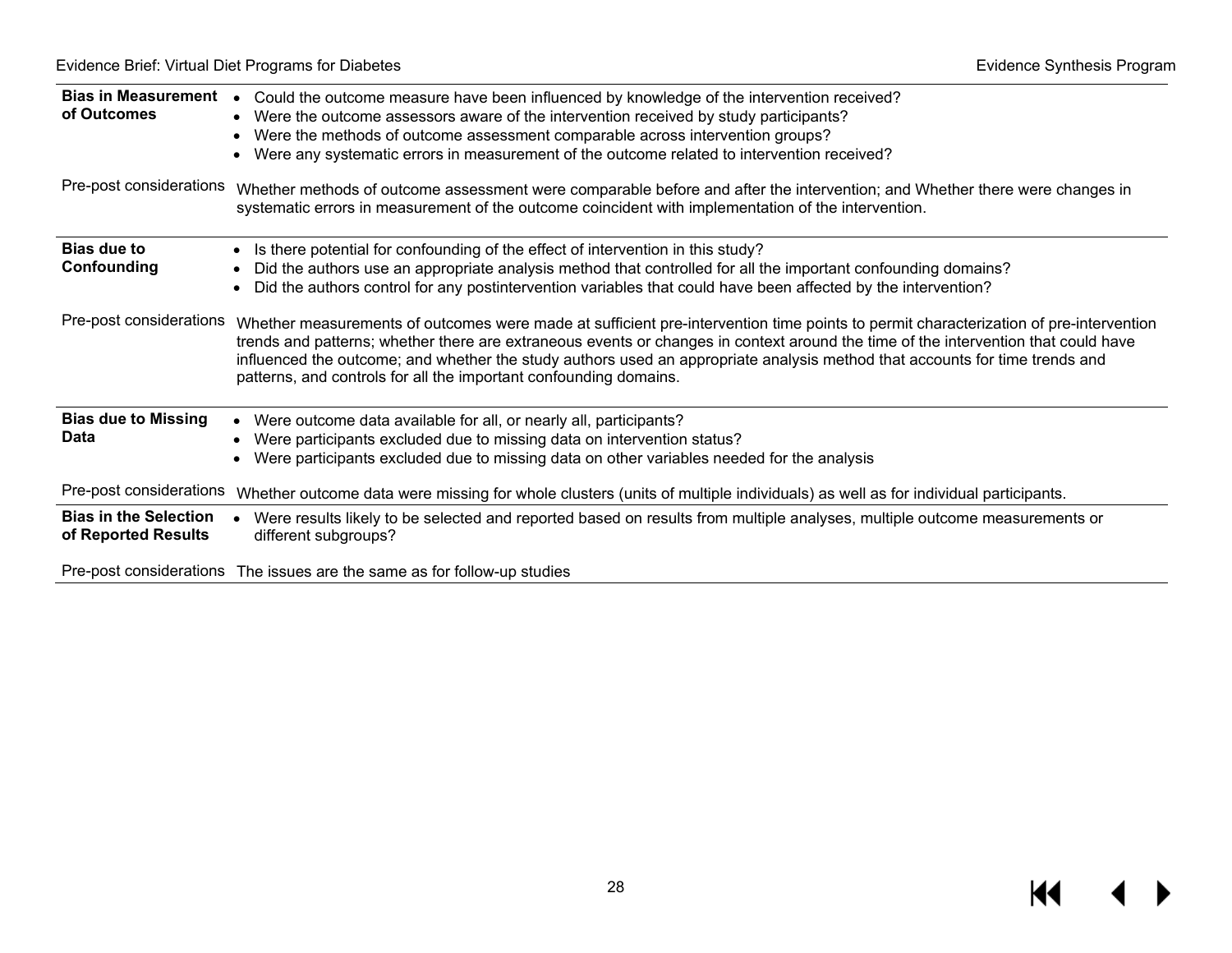| | |
|---|---|
| **Bias in Measurement of Outcomes** | • Could the outcome measure have been influenced by knowledge of the intervention received?<br>• Were the outcome assessors aware of the intervention received by study participants?<br>• Were the methods of outcome assessment comparable across intervention groups?<br>• Were any systematic errors in measurement of the outcome related to intervention received? |
| Pre-post considerations | Whether methods of outcome assessment were comparable before and after the intervention; and Whether there were changes in systematic errors in measurement of the outcome coincident with implementation of the intervention. |
| **Bias due to Confounding** | • Is there potential for confounding of the effect of intervention in this study?<br>• Did the authors use an appropriate analysis method that controlled for all the important confounding domains?<br>• Did the authors control for any postintervention variables that could have been affected by the intervention? |
| Pre-post considerations | Whether measurements of outcomes were made at sufficient pre-intervention time points to permit characterization of pre-intervention trends and patterns; whether there are extraneous events or changes in context around the time of the intervention that could have influenced the outcome; and whether the study authors used an appropriate analysis method that accounts for time trends and patterns, and controls for all the important confounding domains. |
| **Bias due to Missing Data** | • Were outcome data available for all, or nearly all, participants?<br>• Were participants excluded due to missing data on intervention status?<br>• Were participants excluded due to missing data on other variables needed for the analysis |
| Pre-post considerations | Whether outcome data were missing for whole clusters (units of multiple individuals) as well as for individual participants. |
| **Bias in the Selection of Reported Results** | • Were results likely to be selected and reported based on results from multiple analyses, multiple outcome measurements or different subgroups? |
| Pre-post considerations | The issues are the same as for follow-up studies |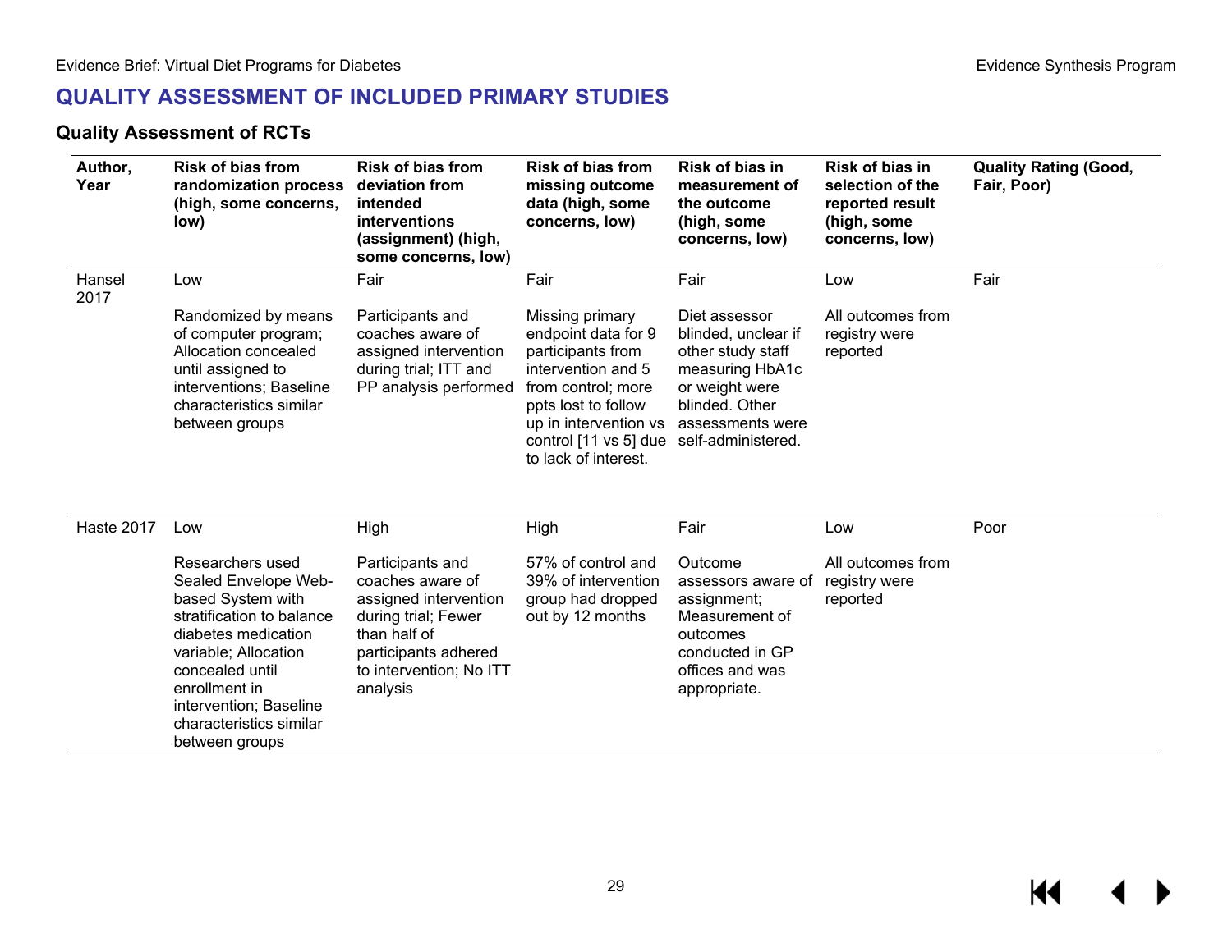## QUALITY ASSESSMENT OF INCLUDED PRIMARY STUDIES

### Quality Assessment of RCTs

| Author, Year | Risk of bias from randomization process (high, some concerns, low) | Risk of bias from deviation from intended interventions (assignment) (high, some concerns, low) | Risk of bias from missing outcome data (high, some concerns, low) | Risk of bias in measurement of the outcome (high, some concerns, low) | Risk of bias in selection of the reported result (high, some concerns, low) | Quality Rating (Good, Fair, Poor) |
|---|---|---|---|---|---|---|
| Hansel 2017 | Low<br><br>Randomized by means of computer program; Allocation concealed until assigned to interventions; Baseline characteristics similar between groups | Fair<br><br>Participants and coaches aware of assigned intervention during trial; ITT and PP analysis performed | Fair<br><br>Missing primary endpoint data for 9 participants from intervention and 5 from control; more ppts lost to follow up in intervention vs control [11 vs 5] due to lack of interest. | Fair<br><br>Diet assessor blinded, unclear if other study staff measuring HbA1c or weight were blinded. Other assessments were self-administered. | Low<br><br>All outcomes from registry were reported | Fair |
| Haste 2017 | Low<br><br>Researchers used Sealed Envelope Web-based System with stratification to balance diabetes medication variable; Allocation concealed until enrollment in intervention; Baseline characteristics similar between groups | High<br><br>Participants and coaches aware of assigned intervention during trial; Fewer than half of participants adhered to intervention; No ITT analysis | High<br><br>57% of control and 39% of intervention group had dropped out by 12 months | Fair<br><br>Outcome assessors aware of assignment; Measurement of outcomes conducted in GP offices and was appropriate. | Low<br><br>All outcomes from registry were reported | Poor |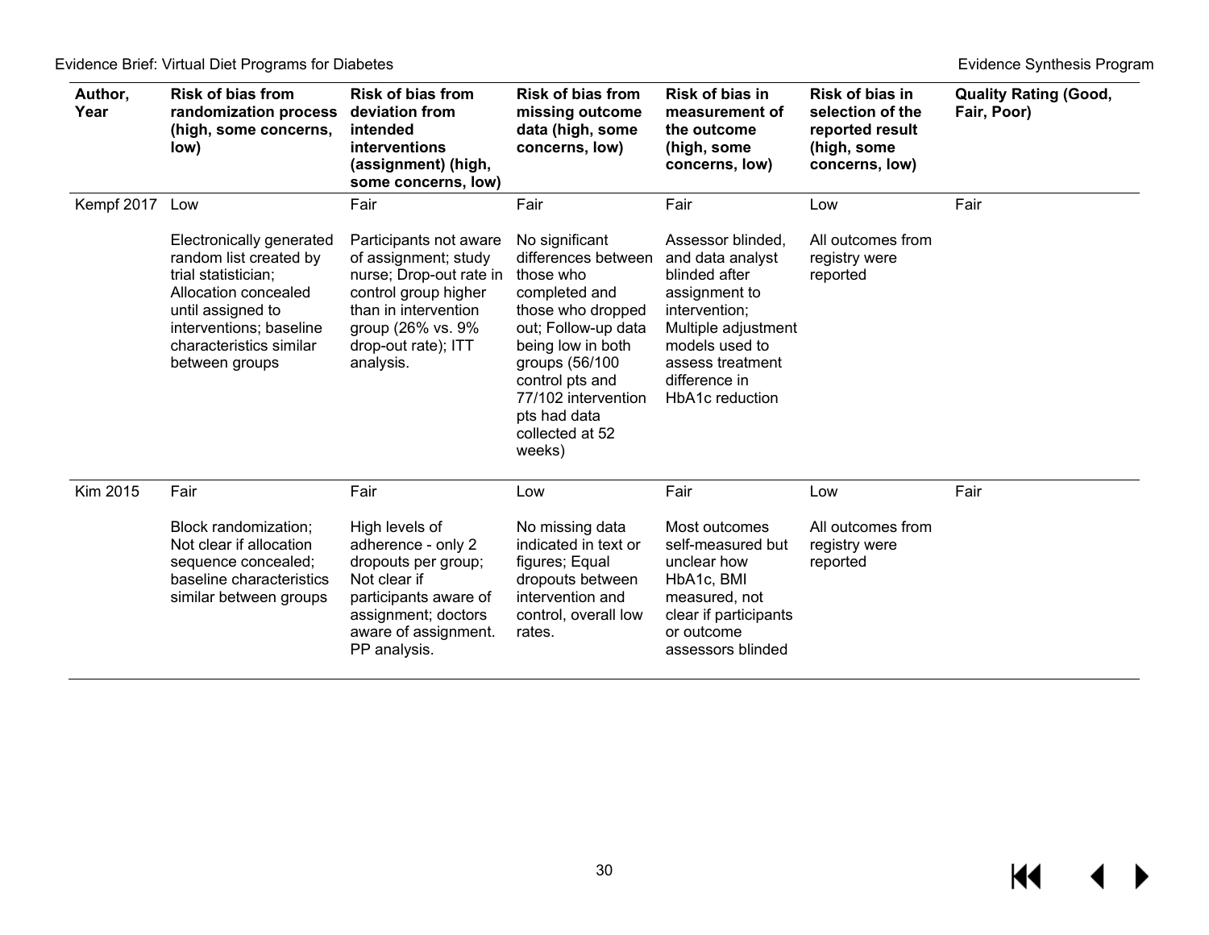| Author, Year | Risk of bias from randomization process (high, some concerns, low) | Risk of bias from deviation from intended interventions (assignment) (high, some concerns, low) | Risk of bias from missing outcome data (high, some concerns, low) | Risk of bias in measurement of the outcome (high, some concerns, low) | Risk of bias in selection of the reported result (high, some concerns, low) | Quality Rating (Good, Fair, Poor) |
|---|---|---|---|---|---|---|
| Kempf 2017 | Low<br><br>Electronically generated random list created by trial statistician; Allocation concealed until assigned to interventions; baseline characteristics similar between groups | Fair<br><br>Participants not aware of assignment; study nurse; Drop-out rate in control group higher than in intervention group (26% vs. 9% drop-out rate); ITT analysis. | Fair<br><br>No significant differences between those who completed and those who dropped out; Follow-up data being low in both groups (56/100 control pts and 77/102 intervention pts had data collected at 52 weeks) | Fair<br><br>Assessor blinded, and data analyst blinded after assignment to intervention; Multiple adjustment models used to assess treatment difference in HbA1c reduction | Low<br><br>All outcomes from registry were reported | Fair |
| Kim 2015 | Fair<br><br>Block randomization; Not clear if allocation sequence concealed; baseline characteristics similar between groups | Fair<br><br>High levels of adherence - only 2 dropouts per group; Not clear if participants aware of assignment; doctors aware of assignment. PP analysis. | Low<br><br>No missing data indicated in text or figures; Equal dropouts between intervention and control, overall low rates. | Fair<br><br>Most outcomes self-measured but unclear how HbA1c, BMI measured, not clear if participants or outcome assessors blinded | Low<br><br>All outcomes from registry were reported | Fair |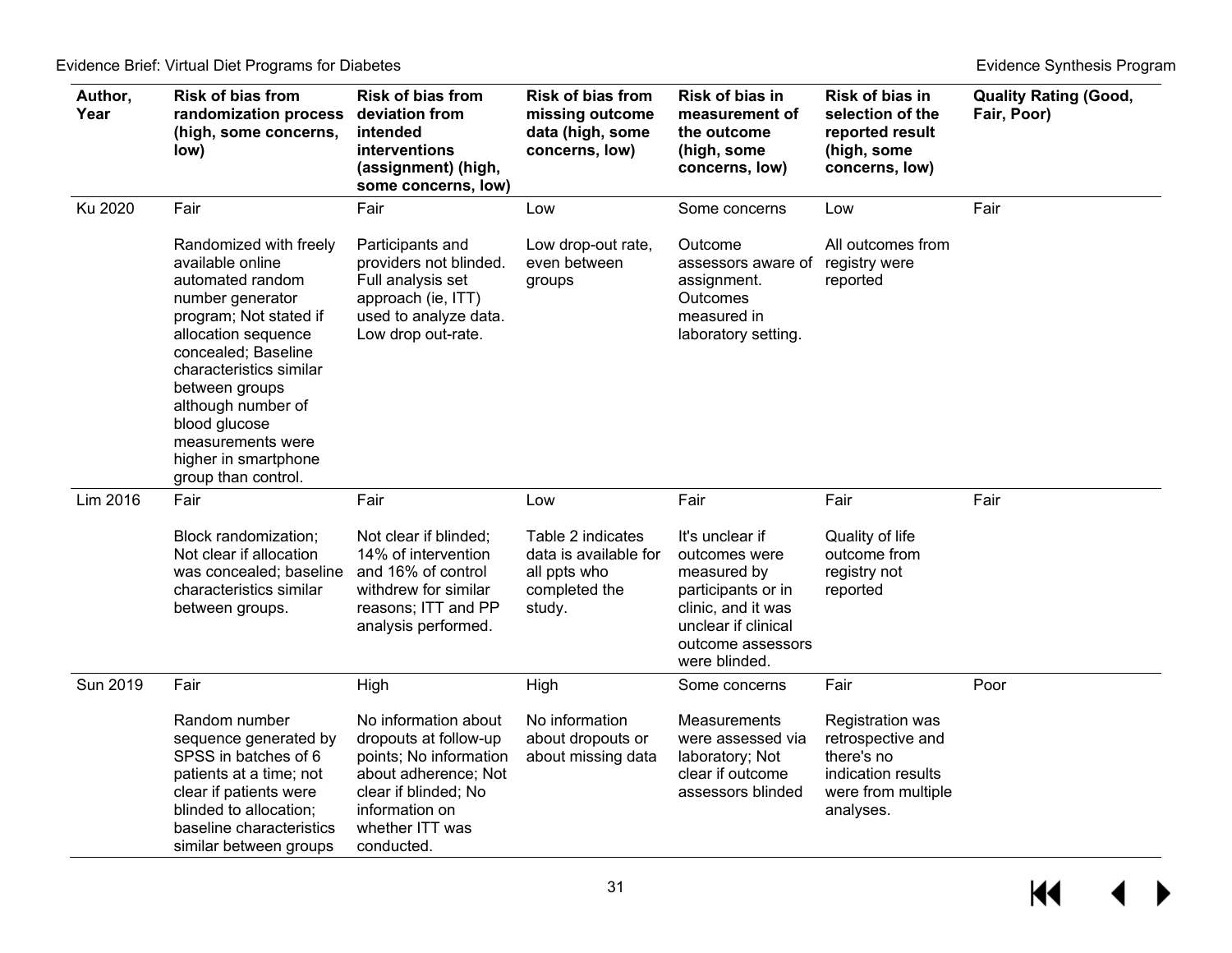| Author, Year | Risk of bias from randomization process (high, some concerns, low) | Risk of bias from deviation from intended interventions (assignment) (high, some concerns, low) | Risk of bias from missing outcome data (high, some concerns, low) | Risk of bias in measurement of the outcome (high, some concerns, low) | Risk of bias in selection of the reported result (high, some concerns, low) | Quality Rating (Good, Fair, Poor) |
|---|---|---|---|---|---|---|
| Ku 2020 | Fair<br><br>Randomized with freely available online automated random number generator program; Not stated if allocation sequence concealed; Baseline characteristics similar between groups although number of blood glucose measurements were higher in smartphone group than control. | Fair<br><br>Participants and providers not blinded. Full analysis set approach (ie, ITT) used to analyze data. Low drop out-rate. | Low<br><br>Low drop-out rate, even between groups | Some concerns<br><br>Outcome assessors aware of assignment. Outcomes measured in laboratory setting. | Low<br><br>All outcomes from registry were reported | Fair |
| Lim 2016 | Fair<br><br>Block randomization; Not clear if allocation was concealed; baseline characteristics similar between groups. | Fair<br><br>Not clear if blinded; 14% of intervention and 16% of control withdrew for similar reasons; ITT and PP analysis performed. | Low<br><br>Table 2 indicates data is available for all ppts who completed the study. | Fair<br><br>It's unclear if outcomes were measured by participants or in clinic, and it was unclear if clinical outcome assessors were blinded. | Fair<br><br>Quality of life outcome from registry not reported | Fair |
| Sun 2019 | Fair<br><br>Random number sequence generated by SPSS in batches of 6 patients at a time; not clear if patients were blinded to allocation; baseline characteristics similar between groups | High<br><br>No information about dropouts at follow-up points; No information about adherence; Not clear if blinded; No information on whether ITT was conducted. | High<br><br>No information about dropouts or about missing data | Some concerns<br><br>Measurements were assessed via laboratory; Not clear if outcome assessors blinded | Fair<br><br>Registration was retrospective and there's no indication results were from multiple analyses. | Poor |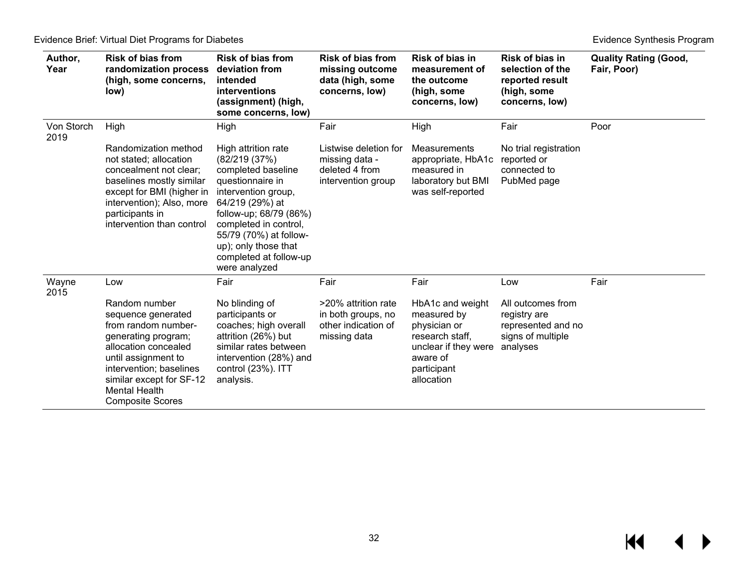| Author, Year | Risk of bias from randomization process (high, some concerns, low) | Risk of bias from deviation from intended interventions (assignment) (high, some concerns, low) | Risk of bias from missing outcome data (high, some concerns, low) | Risk of bias in measurement of the outcome (high, some concerns, low) | Risk of bias in selection of the reported result (high, some concerns, low) | Quality Rating (Good, Fair, Poor) |
|---|---|---|---|---|---|---|
| Von Storch 2019 | High<br><br>Randomization method not stated; allocation concealment not clear; baselines mostly similar except for BMI (higher in intervention); Also, more participants in intervention than control | High<br><br>High attrition rate (82/219 (37%) completed baseline questionnaire in intervention group, 64/219 (29%) at follow-up; 68/79 (86%) completed in control, 55/79 (70%) at follow-up); only those that completed at follow-up were analyzed | Fair<br><br>Listwise deletion for missing data - deleted 4 from intervention group | High<br><br>Measurements appropriate, HbA1c measured in laboratory but BMI was self-reported | Fair<br><br>No trial registration reported or connected to PubMed page | Poor |
| Wayne 2015 | Low<br><br>Random number sequence generated from random number-generating program; allocation concealed until assignment to intervention; baselines similar except for SF-12 Mental Health Composite Scores | Fair<br><br>No blinding of participants or coaches; high overall attrition (26%) but similar rates between intervention (28%) and control (23%). ITT analysis. | Fair<br><br>>20% attrition rate in both groups, no other indication of missing data | Fair<br><br>HbA1c and weight measured by physician or research staff, unclear if they were aware of participant allocation | Low<br><br>All outcomes from registry are represented and no signs of multiple analyses | Fair |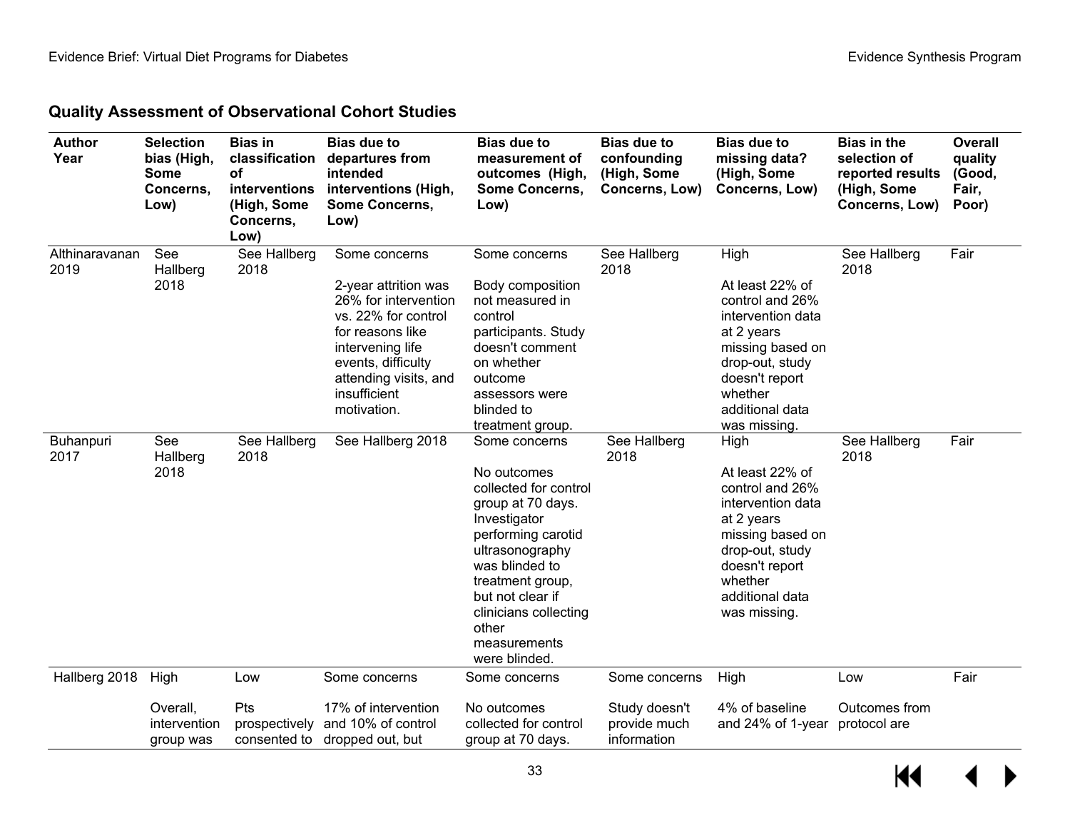## Quality Assessment of Observational Cohort Studies

| Author Year | Selection bias (High, Some Concerns, Low) | Bias in classification of interventions (High, Some Concerns, Low) | Bias due to departures from intended interventions (High, Some Concerns, Low) | Bias due to measurement of outcomes (High, Some Concerns, Low) | Bias due to confounding (High, Some Concerns, Low) | Bias due to missing data? (High, Some Concerns, Low) | Bias in the selection of reported results (High, Some Concerns, Low) | Overall quality (Good, Fair, Poor) |
|---|---|---|---|---|---|---|---|---|
| Althinaravanan 2019 | See Hallberg 2018 | See Hallberg 2018 | Some concerns<br><br>2-year attrition was 26% for intervention vs. 22% for control for reasons like intervening life events, difficulty attending visits, and insufficient motivation. | Some concerns<br><br>Body composition not measured in control participants. Study doesn't comment on whether outcome assessors were blinded to treatment group. | See Hallberg 2018 | High<br><br>At least 22% of control and 26% intervention data at 2 years missing based on drop-out, study doesn't report whether additional data was missing. | See Hallberg 2018 | Fair |
| Buhanpuri 2017 | See Hallberg 2018 | See Hallberg 2018 | See Hallberg 2018 | Some concerns<br><br>No outcomes collected for control group at 70 days. Investigator performing carotid ultrasonography was blinded to treatment group, but not clear if clinicians collecting other measurements were blinded. | See Hallberg 2018 | High<br><br>At least 22% of control and 26% intervention data at 2 years missing based on drop-out, study doesn't report whether additional data was missing. | See Hallberg 2018 | Fair |
| Hallberg 2018 | High<br><br>Overall, intervention group was | Low<br><br>Pts prospectively consented to | Some concerns<br><br>17% of intervention and 10% of control dropped out, but | Some concerns<br><br>No outcomes collected for control group at 70 days. | Some concerns<br><br>Study doesn't provide much information | High<br><br>4% of baseline and 24% of 1-year | Low<br><br>Outcomes from protocol are | Fair |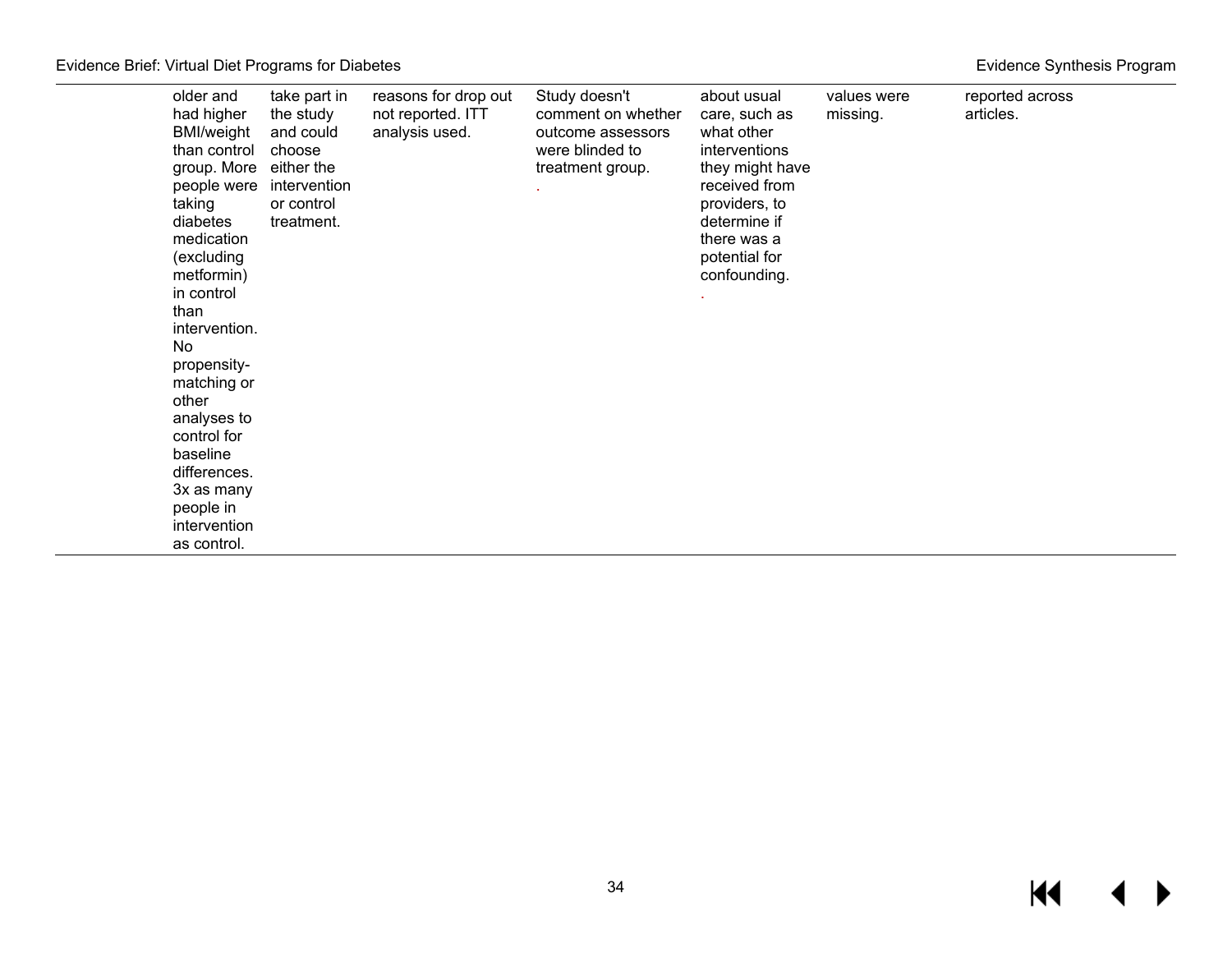| | | | | | | | |
|---|---|---|---|---|---|---|---|
| | older and had higher BMI/weight than control group. More people were taking diabetes medication (excluding metformin) in control than intervention. No propensity-matching or other analyses to control for baseline differences. 3x as many people in intervention as control. | take part in the study and could choose either the intervention or control treatment. | reasons for drop out not reported. ITT analysis used. | Study doesn't comment on whether outcome assessors were blinded to treatment group. . | about usual care, such as what other interventions they might have received from providers, to determine if there was a potential for confounding. . | values were missing. | reported across articles. |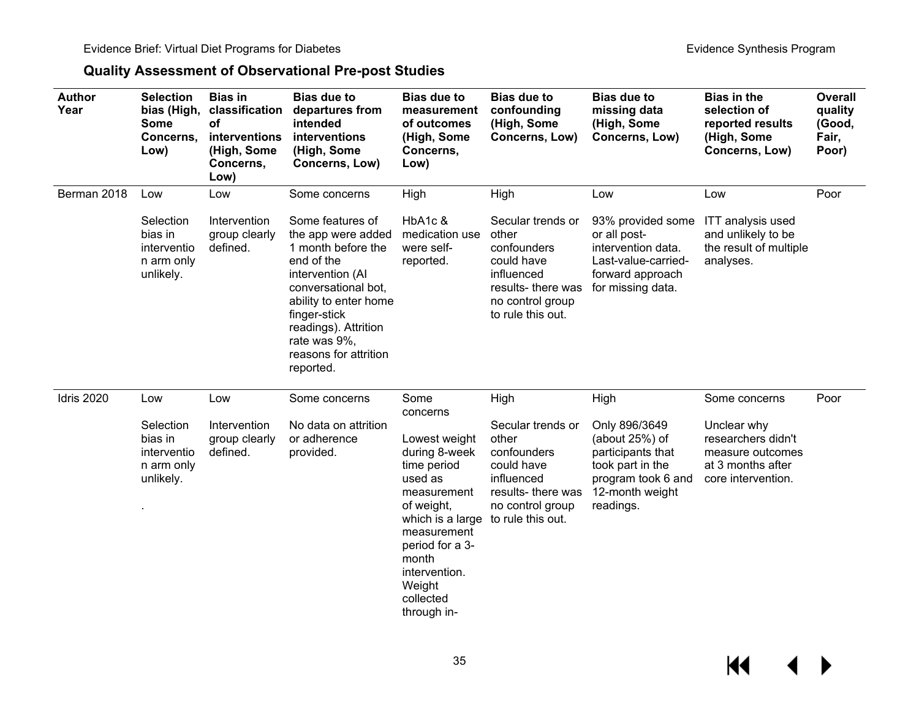### Quality Assessment of Observational Pre-post Studies

| Author Year | Selection bias (High, Some Concerns, Low) | Bias in classification of interventions (High, Some Concerns, Low) | Bias due to departures from intended interventions (High, Some Concerns, Low) | Bias due to measurement of outcomes (High, Some Concerns, Low) | Bias due to confounding (High, Some Concerns, Low) | Bias due to missing data (High, Some Concerns, Low) | Bias in the selection of reported results (High, Some Concerns, Low) | Overall quality (Good, Fair, Poor) |
|---|---|---|---|---|---|---|---|---|
| Berman 2018 | Low<br><br>Selection bias in intervention arm only unlikely. | Low<br><br>Intervention group clearly defined. | Some concerns<br><br>Some features of the app were added 1 month before the end of the intervention (AI conversational bot, ability to enter home finger-stick readings). Attrition rate was 9%, reasons for attrition reported. | High<br><br>HbA1c & medication use were self-reported. | High<br><br>Secular trends or other confounders could have influenced results- there was no control group to rule this out. | Low<br><br>93% provided some or all post-intervention data. Last-value-carried-forward approach for missing data. | Low<br><br>ITT analysis used and unlikely to be the result of multiple analyses. | Poor |
| Idris 2020 | Low<br><br>Selection bias in intervention arm only unlikely.<br><br>. | Low<br><br>Intervention group clearly defined. | Some concerns<br><br>No data on attrition or adherence provided. | Some concerns<br><br>Lowest weight during 8-week time period used as measurement of weight, which is a large measurement period for a 3-month intervention. Weight collected through in- | High<br><br>Secular trends or other confounders could have influenced results- there was no control group to rule this out. | High<br><br>Only 896/3649 (about 25%) of participants that took part in the program took 6 and 12-month weight readings. | Some concerns<br><br>Unclear why researchers didn't measure outcomes at 3 months after core intervention. | Poor |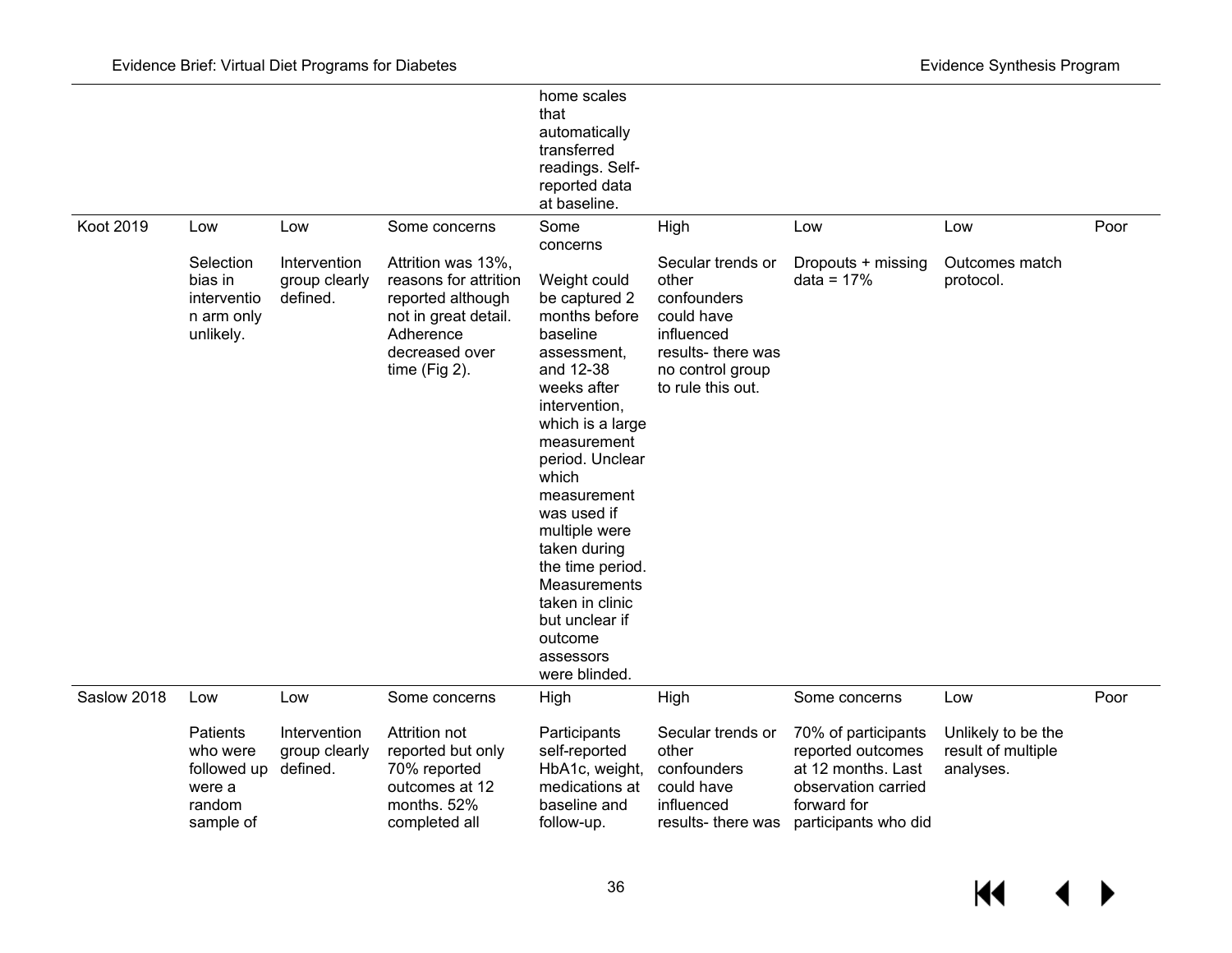| | | | | | | | | |
|---|---|---|---|---|---|---|---|---|
| | | | | home scales that automatically transferred readings. Self-reported data at baseline. | | | | |
| Koot 2019 | Low<br><br>Selection bias in intervention arm only unlikely. | Low<br><br>Intervention group clearly defined. | Some concerns<br><br>Attrition was 13%, reasons for attrition reported although not in great detail. Adherence decreased over time (Fig 2). | Some concerns<br><br>Weight could be captured 2 months before baseline assessment, and 12-38 weeks after intervention, which is a large measurement period. Unclear which measurement was used if multiple were taken during the time period. Measurements taken in clinic but unclear if outcome assessors were blinded. | High<br><br>Secular trends or other confounders could have influenced results- there was no control group to rule this out. | Low<br><br>Dropouts + missing data = 17% | Low<br><br>Outcomes match protocol. | Poor |
| Saslow 2018 | Low<br><br>Patients who were followed up were a random sample of | Low<br><br>Intervention group clearly defined. | Some concerns<br><br>Attrition not reported but only 70% reported outcomes at 12 months. 52% completed all | High<br><br>Participants self-reported HbA1c, weight, medications at baseline and follow-up. | High<br><br>Secular trends or other confounders could have influenced results- there was | Some concerns<br><br>70% of participants reported outcomes at 12 months. Last observation carried forward for participants who did | Low<br><br>Unlikely to be the result of multiple analyses. | Poor |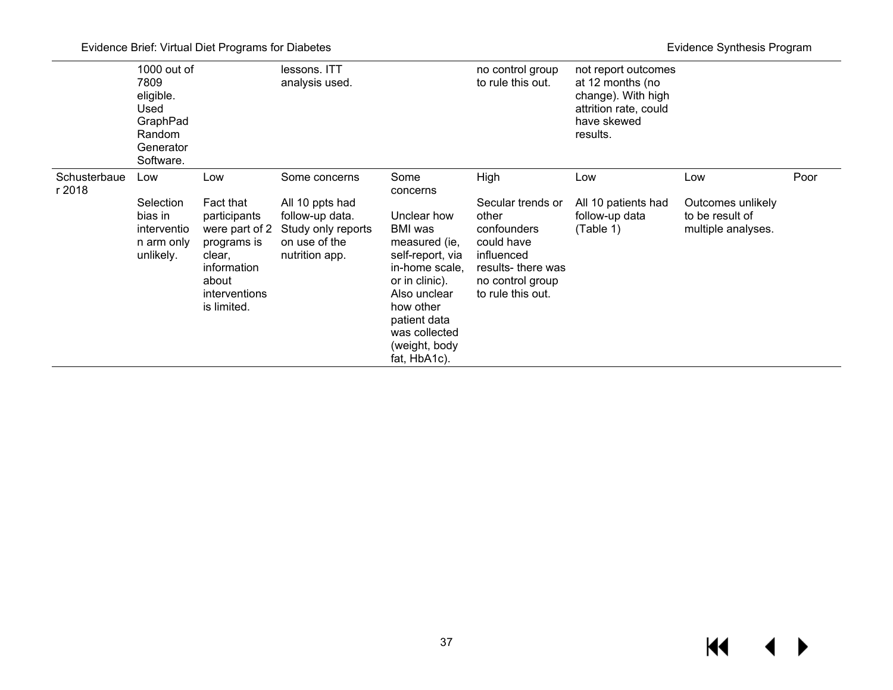| | | | | | | | | |
|---|---|---|---|---|---|---|---|---|
| | 1000 out of 7809 eligible. Used GraphPad Random Generator Software. | | lessons. ITT analysis used. | | no control group to rule this out. | not report outcomes at 12 months (no change). With high attrition rate, could have skewed results. | | |
| Schusterbauer 2018 | Low<br><br>Selection bias in intervention arm only unlikely. | Low<br><br>Fact that participants were part of 2 programs is clear, information about interventions is limited. | Some concerns<br><br>All 10 ppts had follow-up data. Study only reports on use of the nutrition app. | Some concerns<br><br>Unclear how BMI was measured (ie, self-report, via in-home scale, or in clinic). Also unclear how other patient data was collected (weight, body fat, HbA1c). | High<br><br>Secular trends or other confounders could have influenced results- there was no control group to rule this out. | Low<br><br>All 10 patients had follow-up data (Table 1) | Low<br><br>Outcomes unlikely to be result of multiple analyses. | Poor |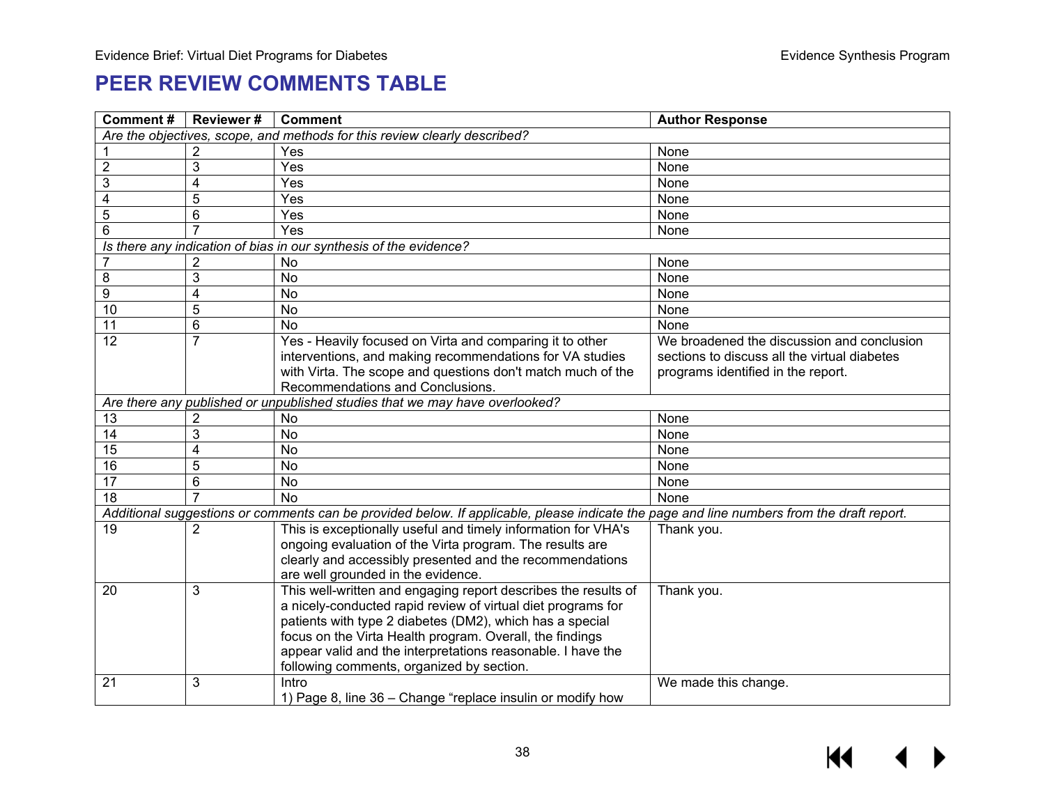# PEER REVIEW COMMENTS TABLE

| Comment # | Reviewer # | Comment | Author Response |
|---|---|---|---|
| *Are the objectives, scope, and methods for this review clearly described?* | | | |
| 1 | 2 | Yes | None |
| 2 | 3 | Yes | None |
| 3 | 4 | Yes | None |
| 4 | 5 | Yes | None |
| 5 | 6 | Yes | None |
| 6 | 7 | Yes | None |
| *Is there any indication of bias in our synthesis of the evidence?* | | | |
| 7 | 2 | No | None |
| 8 | 3 | No | None |
| 9 | 4 | No | None |
| 10 | 5 | No | None |
| 11 | 6 | No | None |
| 12 | 7 | Yes - Heavily focused on Virta and comparing it to other interventions, and making recommendations for VA studies with Virta. The scope and questions don't match much of the Recommendations and Conclusions. | We broadened the discussion and conclusion sections to discuss all the virtual diabetes programs identified in the report. |
| *Are there any published or unpublished studies that we may have overlooked?* | | | |
| 13 | 2 | No | None |
| 14 | 3 | No | None |
| 15 | 4 | No | None |
| 16 | 5 | No | None |
| 17 | 6 | No | None |
| 18 | 7 | No | None |
| *Additional suggestions or comments can be provided below. If applicable, please indicate the page and line numbers from the draft report.* | | | |
| 19 | 2 | This is exceptionally useful and timely information for VHA's ongoing evaluation of the Virta program. The results are clearly and accessibly presented and the recommendations are well grounded in the evidence. | Thank you. |
| 20 | 3 | This well-written and engaging report describes the results of a nicely-conducted rapid review of virtual diet programs for patients with type 2 diabetes (DM2), which has a special focus on the Virta Health program. Overall, the findings appear valid and the interpretations reasonable. I have the following comments, organized by section. | Thank you. |
| 21 | 3 | Intro<br>1) Page 8, line 36 – Change "replace insulin or modify how | We made this change. |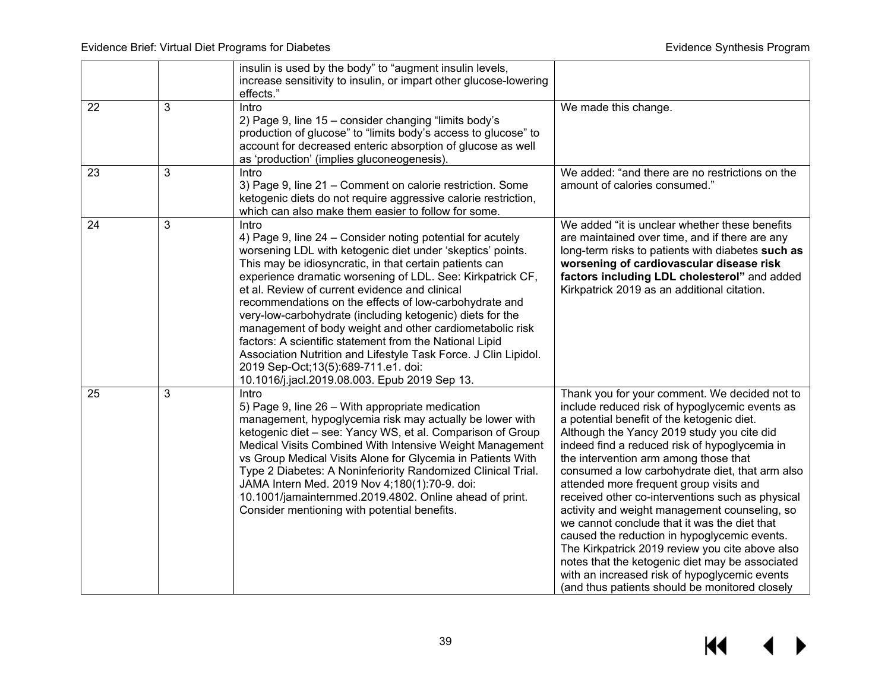| | | insulin is used by the body" to "augment insulin levels, increase sensitivity to insulin, or impart other glucose-lowering effects." | |
|---|---|---|---|
| 22 | 3 | Intro<br>2) Page 9, line 15 – consider changing "limits body's production of glucose" to "limits body's access to glucose" to account for decreased enteric absorption of glucose as well as 'production' (implies gluconeogenesis). | We made this change. |
| 23 | 3 | Intro<br>3) Page 9, line 21 – Comment on calorie restriction. Some ketogenic diets do not require aggressive calorie restriction, which can also make them easier to follow for some. | We added: "and there are no restrictions on the amount of calories consumed." |
| 24 | 3 | Intro<br>4) Page 9, line 24 – Consider noting potential for acutely worsening LDL with ketogenic diet under 'skeptics' points. This may be idiosyncratic, in that certain patients can experience dramatic worsening of LDL. See: Kirkpatrick CF, et al. Review of current evidence and clinical recommendations on the effects of low-carbohydrate and very-low-carbohydrate (including ketogenic) diets for the management of body weight and other cardiometabolic risk factors: A scientific statement from the National Lipid Association Nutrition and Lifestyle Task Force. J Clin Lipidol. 2019 Sep-Oct;13(5):689-711.e1. doi: 10.1016/j.jacl.2019.08.003. Epub 2019 Sep 13. | We added "it is unclear whether these benefits are maintained over time, and if there are any long-term risks to patients with diabetes **such as worsening of cardiovascular disease risk factors including LDL cholesterol"** and added Kirkpatrick 2019 as an additional citation. |
| 25 | 3 | Intro<br>5) Page 9, line 26 – With appropriate medication management, hypoglycemia risk may actually be lower with ketogenic diet – see: Yancy WS, et al. Comparison of Group Medical Visits Combined With Intensive Weight Management vs Group Medical Visits Alone for Glycemia in Patients With Type 2 Diabetes: A Noninferiority Randomized Clinical Trial. JAMA Intern Med. 2019 Nov 4;180(1):70-9. doi: 10.1001/jamainternmed.2019.4802. Online ahead of print. Consider mentioning with potential benefits. | Thank you for your comment. We decided not to include reduced risk of hypoglycemic events as a potential benefit of the ketogenic diet. Although the Yancy 2019 study you cite did indeed find a reduced risk of hypoglycemia in the intervention arm among those that consumed a low carbohydrate diet, that arm also attended more frequent group visits and received other co-interventions such as physical activity and weight management counseling, so we cannot conclude that it was the diet that caused the reduction in hypoglycemic events. The Kirkpatrick 2019 review you cite above also notes that the ketogenic diet may be associated with an increased risk of hypoglycemic events (and thus patients should be monitored closely |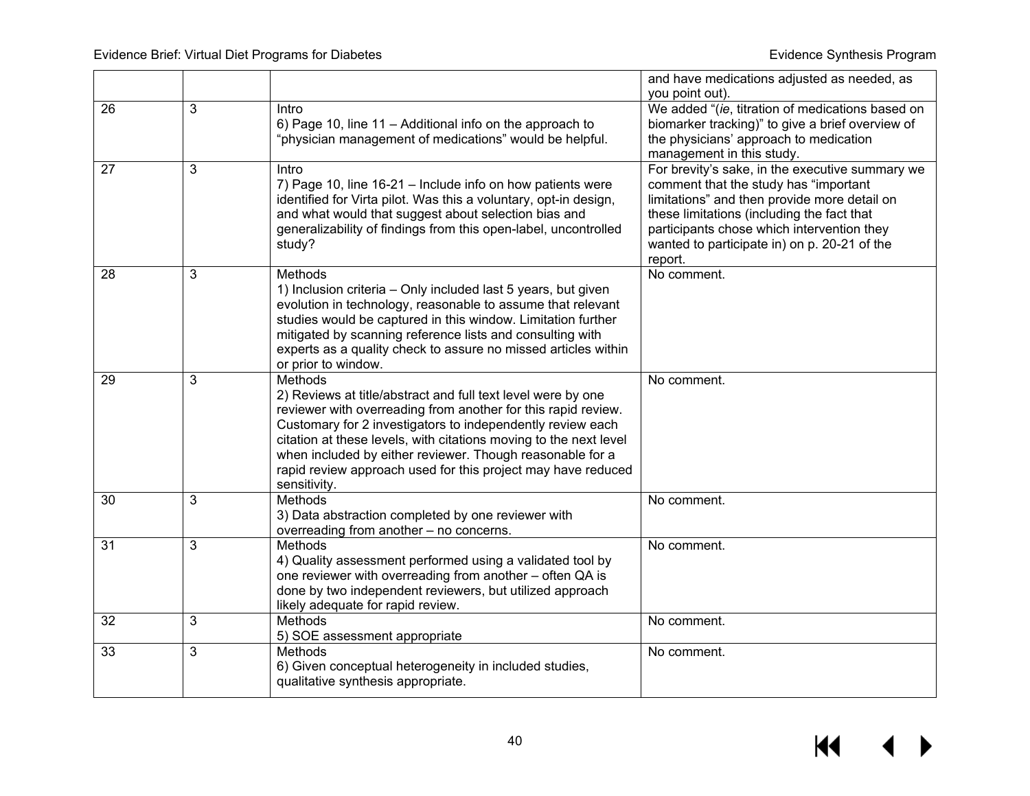| | | | and have medications adjusted as needed, as you point out). |
|---|---|---|---|
| 26 | 3 | Intro<br>6) Page 10, line 11 – Additional info on the approach to "physician management of medications" would be helpful. | We added "(*ie*, titration of medications based on biomarker tracking)" to give a brief overview of the physicians' approach to medication management in this study. |
| 27 | 3 | Intro<br>7) Page 10, line 16-21 – Include info on how patients were identified for Virta pilot. Was this a voluntary, opt-in design, and what would that suggest about selection bias and generalizability of findings from this open-label, uncontrolled study? | For brevity's sake, in the executive summary we comment that the study has "important limitations" and then provide more detail on these limitations (including the fact that participants chose which intervention they wanted to participate in) on p. 20-21 of the report. |
| 28 | 3 | Methods<br>1) Inclusion criteria – Only included last 5 years, but given evolution in technology, reasonable to assume that relevant studies would be captured in this window. Limitation further mitigated by scanning reference lists and consulting with experts as a quality check to assure no missed articles within or prior to window. | No comment. |
| 29 | 3 | Methods<br>2) Reviews at title/abstract and full text level were by one reviewer with overreading from another for this rapid review. Customary for 2 investigators to independently review each citation at these levels, with citations moving to the next level when included by either reviewer. Though reasonable for a rapid review approach used for this project may have reduced sensitivity. | No comment. |
| 30 | 3 | Methods<br>3) Data abstraction completed by one reviewer with overreading from another – no concerns. | No comment. |
| 31 | 3 | Methods<br>4) Quality assessment performed using a validated tool by one reviewer with overreading from another – often QA is done by two independent reviewers, but utilized approach likely adequate for rapid review. | No comment. |
| 32 | 3 | Methods<br>5) SOE assessment appropriate | No comment. |
| 33 | 3 | Methods<br>6) Given conceptual heterogeneity in included studies, qualitative synthesis appropriate. | No comment. |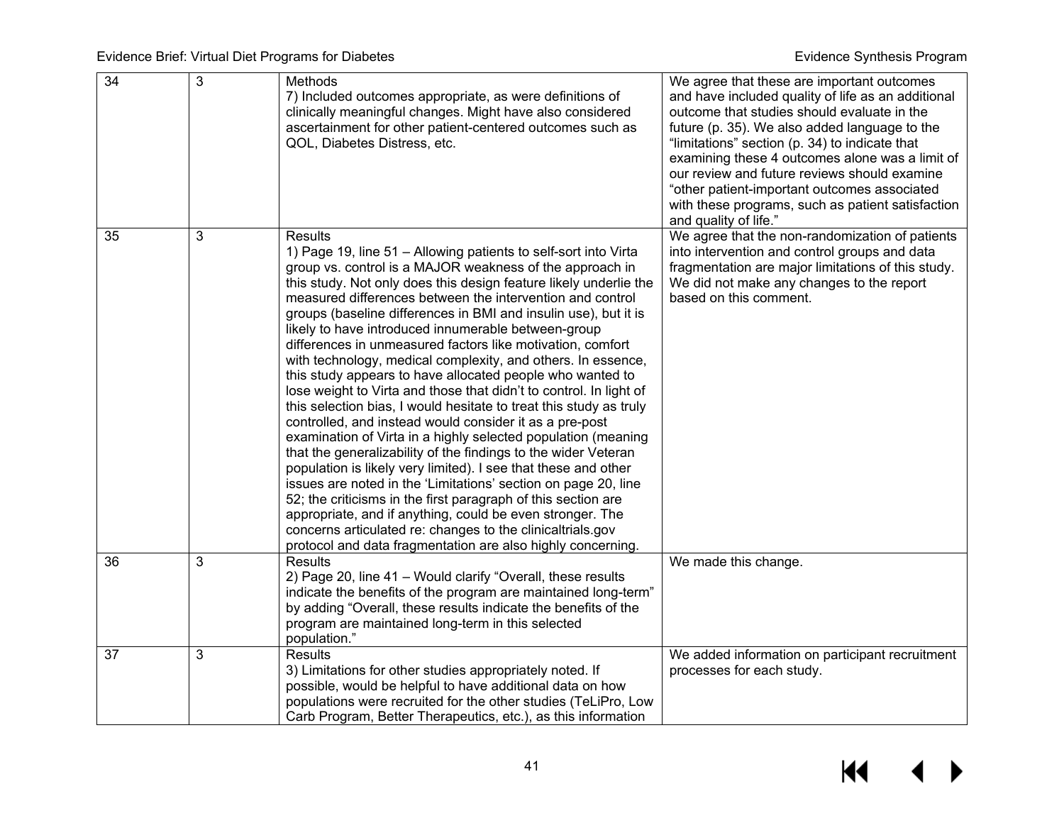| 34 | 3 | Methods<br>7) Included outcomes appropriate, as were definitions of clinically meaningful changes. Might have also considered ascertainment for other patient-centered outcomes such as QOL, Diabetes Distress, etc. | We agree that these are important outcomes and have included quality of life as an additional outcome that studies should evaluate in the future (p. 35). We also added language to the "limitations" section (p. 34) to indicate that examining these 4 outcomes alone was a limit of our review and future reviews should examine "other patient-important outcomes associated with these programs, such as patient satisfaction and quality of life." |
|---|---|---|---|
| 35 | 3 | Results<br>1) Page 19, line 51 – Allowing patients to self-sort into Virta group vs. control is a MAJOR weakness of the approach in this study. Not only does this design feature likely underlie the measured differences between the intervention and control groups (baseline differences in BMI and insulin use), but it is likely to have introduced innumerable between-group differences in unmeasured factors like motivation, comfort with technology, medical complexity, and others. In essence, this study appears to have allocated people who wanted to lose weight to Virta and those that didn't to control. In light of this selection bias, I would hesitate to treat this study as truly controlled, and instead would consider it as a pre-post examination of Virta in a highly selected population (meaning that the generalizability of the findings to the wider Veteran population is likely very limited). I see that these and other issues are noted in the 'Limitations' section on page 20, line 52; the criticisms in the first paragraph of this section are appropriate, and if anything, could be even stronger. The concerns articulated re: changes to the clinicaltrials.gov protocol and data fragmentation are also highly concerning. | We agree that the non-randomization of patients into intervention and control groups and data fragmentation are major limitations of this study. We did not make any changes to the report based on this comment. |
| 36 | 3 | Results<br>2) Page 20, line 41 – Would clarify "Overall, these results indicate the benefits of the program are maintained long-term" by adding "Overall, these results indicate the benefits of the program are maintained long-term in this selected population." | We made this change. |
| 37 | 3 | Results<br>3) Limitations for other studies appropriately noted. If possible, would be helpful to have additional data on how populations were recruited for the other studies (TeLiPro, Low Carb Program, Better Therapeutics, etc.), as this information | We added information on participant recruitment processes for each study. |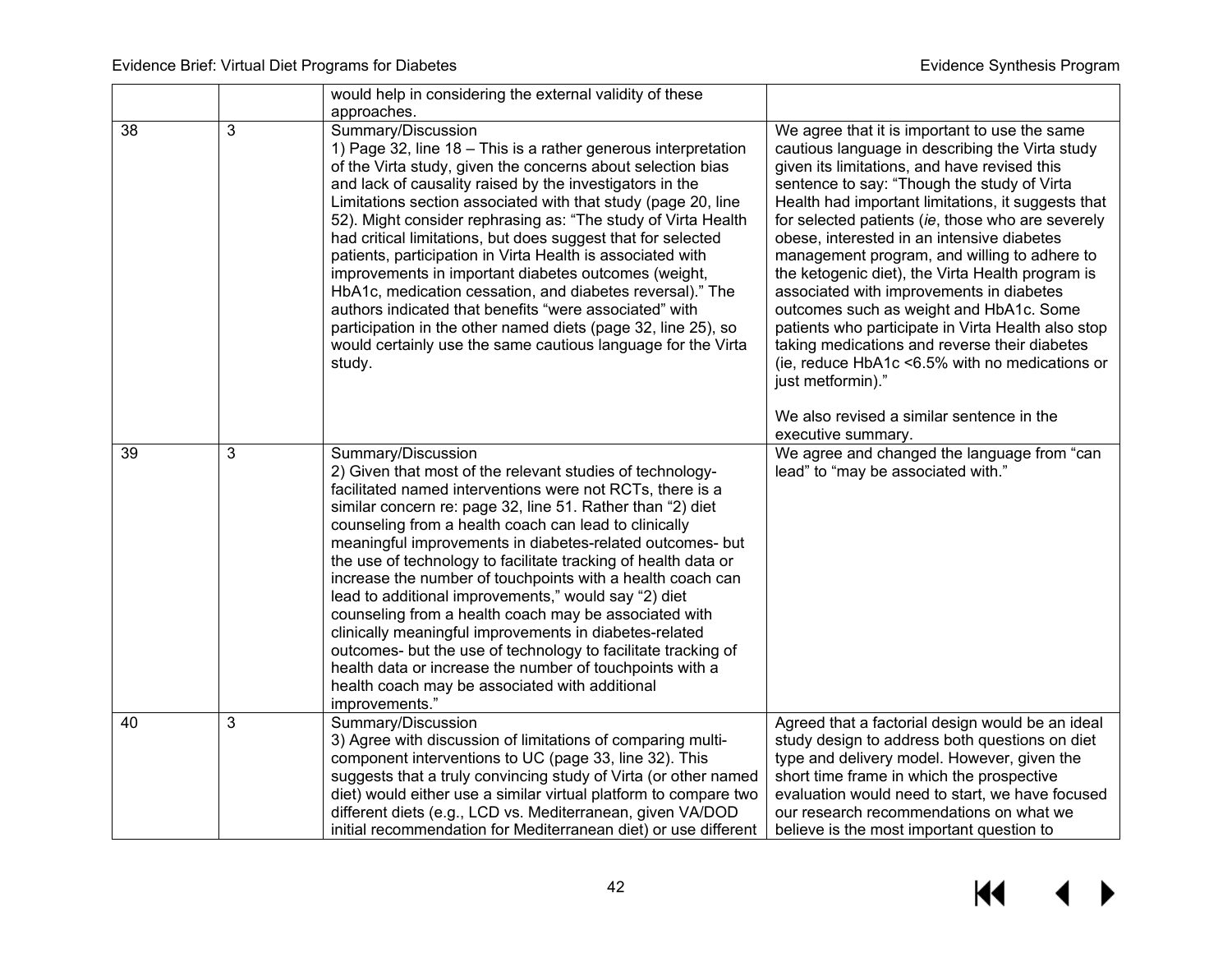| | | | |
|---|---|---|---|
| | | would help in considering the external validity of these approaches. | |
| 38 | 3 | Summary/Discussion<br>1) Page 32, line 18 – This is a rather generous interpretation of the Virta study, given the concerns about selection bias and lack of causality raised by the investigators in the Limitations section associated with that study (page 20, line 52). Might consider rephrasing as: "The study of Virta Health had critical limitations, but does suggest that for selected patients, participation in Virta Health is associated with improvements in important diabetes outcomes (weight, HbA1c, medication cessation, and diabetes reversal)." The authors indicated that benefits "were associated" with participation in the other named diets (page 32, line 25), so would certainly use the same cautious language for the Virta study. | We agree that it is important to use the same cautious language in describing the Virta study given its limitations, and have revised this sentence to say: "Though the study of Virta Health had important limitations, it suggests that for selected patients (*ie*, those who are severely obese, interested in an intensive diabetes management program, and willing to adhere to the ketogenic diet), the Virta Health program is associated with improvements in diabetes outcomes such as weight and HbA1c. Some patients who participate in Virta Health also stop taking medications and reverse their diabetes (ie, reduce HbA1c <6.5% with no medications or just metformin)."<br><br>We also revised a similar sentence in the executive summary. |
| 39 | 3 | Summary/Discussion<br>2) Given that most of the relevant studies of technology-facilitated named interventions were not RCTs, there is a similar concern re: page 32, line 51. Rather than "2) diet counseling from a health coach can lead to clinically meaningful improvements in diabetes-related outcomes- but the use of technology to facilitate tracking of health data or increase the number of touchpoints with a health coach can lead to additional improvements," would say "2) diet counseling from a health coach may be associated with clinically meaningful improvements in diabetes-related outcomes- but the use of technology to facilitate tracking of health data or increase the number of touchpoints with a health coach may be associated with additional improvements." | We agree and changed the language from "can lead" to "may be associated with." |
| 40 | 3 | Summary/Discussion<br>3) Agree with discussion of limitations of comparing multi-component interventions to UC (page 33, line 32). This suggests that a truly convincing study of Virta (or other named diet) would either use a similar virtual platform to compare two different diets (e.g., LCD vs. Mediterranean, given VA/DOD initial recommendation for Mediterranean diet) or use different | Agreed that a factorial design would be an ideal study design to address both questions on diet type and delivery model. However, given the short time frame in which the prospective evaluation would need to start, we have focused our research recommendations on what we believe is the most important question to |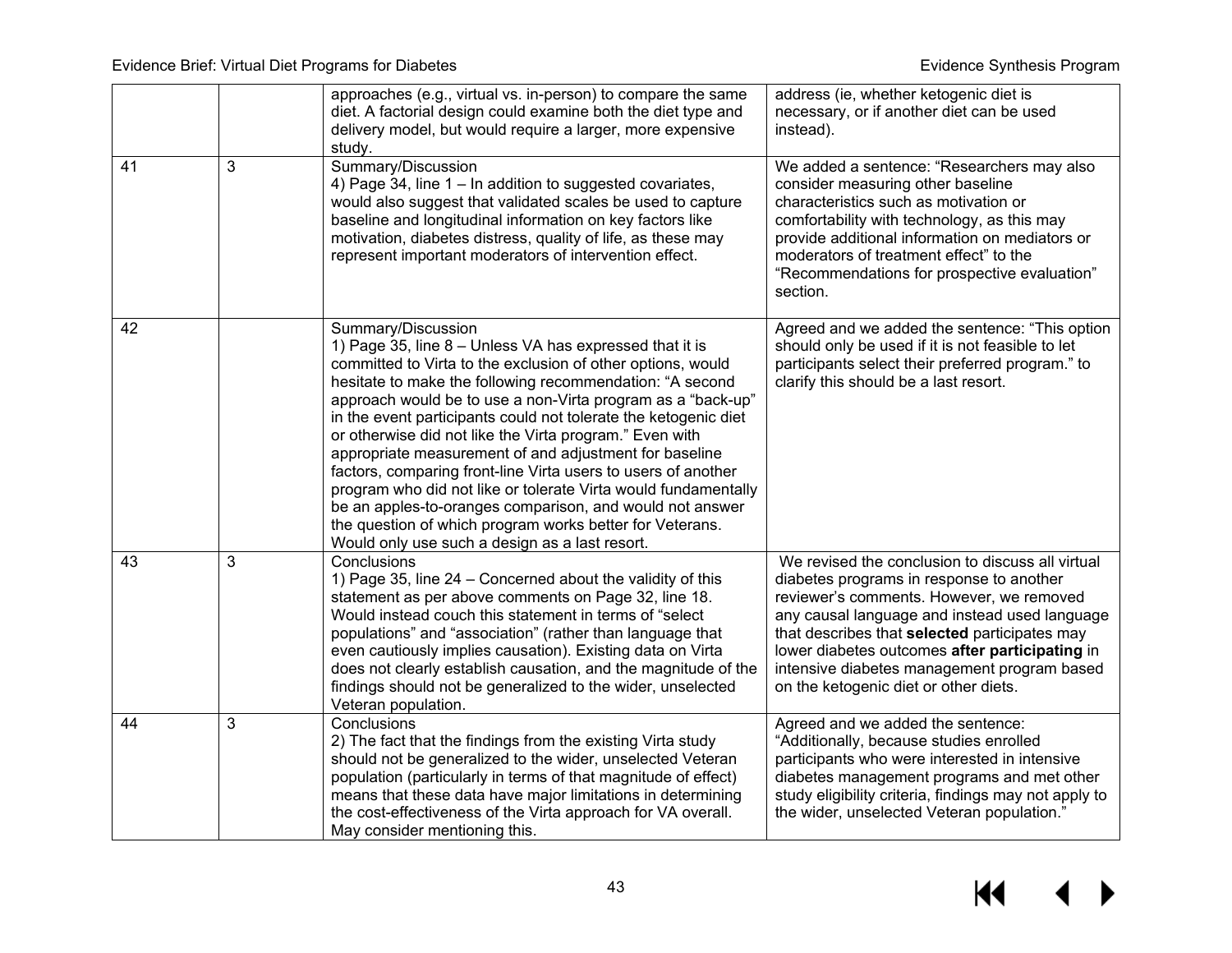|  |  | approaches (e.g., virtual vs. in-person) to compare the same diet. A factorial design could examine both the diet type and delivery model, but would require a larger, more expensive study. | address (ie, whether ketogenic diet is necessary, or if another diet can be used instead). |
|---|---|---|---|
| 41 | 3 | Summary/Discussion<br>4) Page 34, line 1 – In addition to suggested covariates, would also suggest that validated scales be used to capture baseline and longitudinal information on key factors like motivation, diabetes distress, quality of life, as these may represent important moderators of intervention effect. | We added a sentence: "Researchers may also consider measuring other baseline characteristics such as motivation or comfortability with technology, as this may provide additional information on mediators or moderators of treatment effect" to the "Recommendations for prospective evaluation" section. |
| 42 |  | Summary/Discussion<br>1) Page 35, line 8 – Unless VA has expressed that it is committed to Virta to the exclusion of other options, would hesitate to make the following recommendation: "A second approach would be to use a non-Virta program as a "back-up" in the event participants could not tolerate the ketogenic diet or otherwise did not like the Virta program." Even with appropriate measurement of and adjustment for baseline factors, comparing front-line Virta users to users of another program who did not like or tolerate Virta would fundamentally be an apples-to-oranges comparison, and would not answer the question of which program works better for Veterans. Would only use such a design as a last resort. | Agreed and we added the sentence: "This option should only be used if it is not feasible to let participants select their preferred program." to clarify this should be a last resort. |
| 43 | 3 | Conclusions<br>1) Page 35, line 24 – Concerned about the validity of this statement as per above comments on Page 32, line 18. Would instead couch this statement in terms of "select populations" and "association" (rather than language that even cautiously implies causation). Existing data on Virta does not clearly establish causation, and the magnitude of the findings should not be generalized to the wider, unselected Veteran population. | We revised the conclusion to discuss all virtual diabetes programs in response to another reviewer's comments. However, we removed any causal language and instead used language that describes that **selected** participates may lower diabetes outcomes **after participating** in intensive diabetes management program based on the ketogenic diet or other diets. |
| 44 | 3 | Conclusions<br>2) The fact that the findings from the existing Virta study should not be generalized to the wider, unselected Veteran population (particularly in terms of that magnitude of effect) means that these data have major limitations in determining the cost-effectiveness of the Virta approach for VA overall. May consider mentioning this. | Agreed and we added the sentence: "Additionally, because studies enrolled participants who were interested in intensive diabetes management programs and met other study eligibility criteria, findings may not apply to the wider, unselected Veteran population." |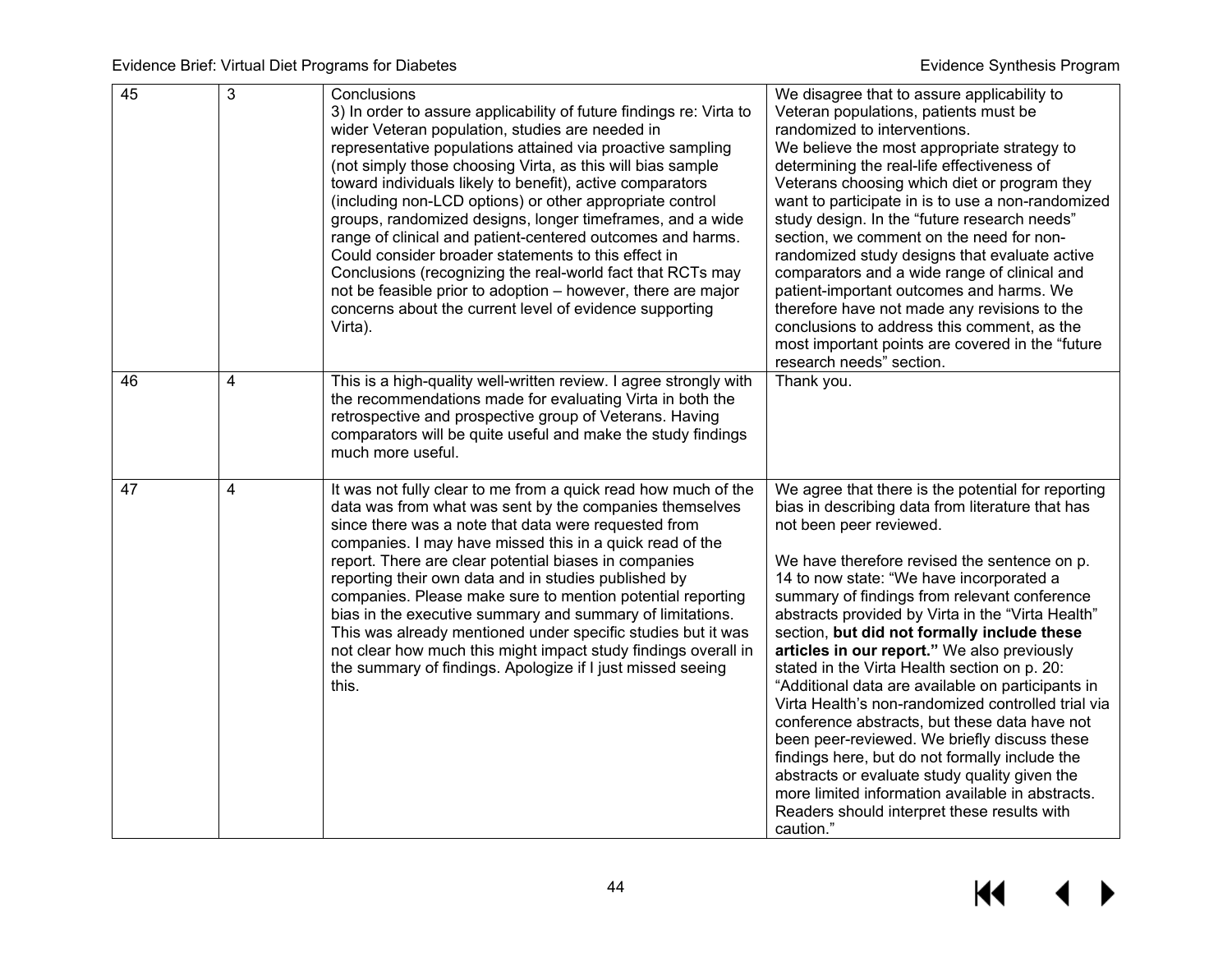| 45 | 3 | Conclusions<br>3) In order to assure applicability of future findings re: Virta to wider Veteran population, studies are needed in representative populations attained via proactive sampling (not simply those choosing Virta, as this will bias sample toward individuals likely to benefit), active comparators (including non-LCD options) or other appropriate control groups, randomized designs, longer timeframes, and a wide range of clinical and patient-centered outcomes and harms. Could consider broader statements to this effect in Conclusions (recognizing the real-world fact that RCTs may not be feasible prior to adoption – however, there are major concerns about the current level of evidence supporting Virta). | We disagree that to assure applicability to Veteran populations, patients must be randomized to interventions.<br>We believe the most appropriate strategy to determining the real-life effectiveness of Veterans choosing which diet or program they want to participate in is to use a non-randomized study design. In the "future research needs" section, we comment on the need for non-randomized study designs that evaluate active comparators and a wide range of clinical and patient-important outcomes and harms. We therefore have not made any revisions to the conclusions to address this comment, as the most important points are covered in the "future research needs" section. |
|---|---|---|---|
| 46 | 4 | This is a high-quality well-written review. I agree strongly with the recommendations made for evaluating Virta in both the retrospective and prospective group of Veterans. Having comparators will be quite useful and make the study findings much more useful. | Thank you. |
| 47 | 4 | It was not fully clear to me from a quick read how much of the data was from what was sent by the companies themselves since there was a note that data were requested from companies. I may have missed this in a quick read of the report. There are clear potential biases in companies reporting their own data and in studies published by companies. Please make sure to mention potential reporting bias in the executive summary and summary of limitations. This was already mentioned under specific studies but it was not clear how much this might impact study findings overall in the summary of findings. Apologize if I just missed seeing this. | We agree that there is the potential for reporting bias in describing data from literature that has not been peer reviewed.<br><br>We have therefore revised the sentence on p. 14 to now state: "We have incorporated a summary of findings from relevant conference abstracts provided by Virta in the "Virta Health" section, **but did not formally include these articles in our report."** We also previously stated in the Virta Health section on p. 20: "Additional data are available on participants in Virta Health's non-randomized controlled trial via conference abstracts, but these data have not been peer-reviewed. We briefly discuss these findings here, but do not formally include the abstracts or evaluate study quality given the more limited information available in abstracts. Readers should interpret these results with caution." |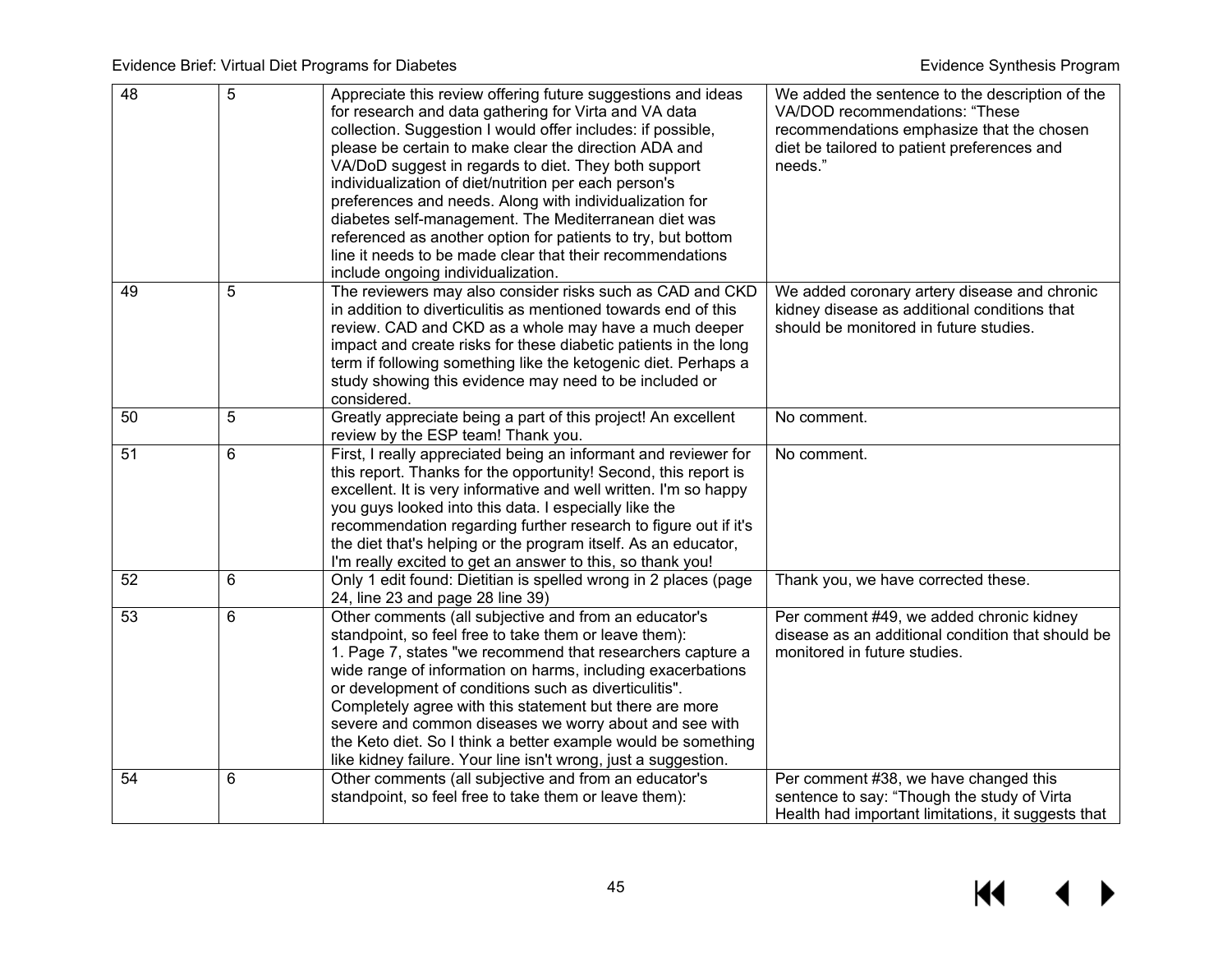| 48 | 5 | Appreciate this review offering future suggestions and ideas for research and data gathering for Virta and VA data collection. Suggestion I would offer includes: if possible, please be certain to make clear the direction ADA and VA/DoD suggest in regards to diet. They both support individualization of diet/nutrition per each person's preferences and needs. Along with individualization for diabetes self-management. The Mediterranean diet was referenced as another option for patients to try, but bottom line it needs to be made clear that their recommendations include ongoing individualization. | We added the sentence to the description of the VA/DOD recommendations: "These recommendations emphasize that the chosen diet be tailored to patient preferences and needs." |
|---|---|---|---|
| 49 | 5 | The reviewers may also consider risks such as CAD and CKD in addition to diverticulitis as mentioned towards end of this review. CAD and CKD as a whole may have a much deeper impact and create risks for these diabetic patients in the long term if following something like the ketogenic diet. Perhaps a study showing this evidence may need to be included or considered. | We added coronary artery disease and chronic kidney disease as additional conditions that should be monitored in future studies. |
| 50 | 5 | Greatly appreciate being a part of this project! An excellent review by the ESP team! Thank you. | No comment. |
| 51 | 6 | First, I really appreciated being an informant and reviewer for this report. Thanks for the opportunity! Second, this report is excellent. It is very informative and well written. I'm so happy you guys looked into this data. I especially like the recommendation regarding further research to figure out if it's the diet that's helping or the program itself. As an educator, I'm really excited to get an answer to this, so thank you! | No comment. |
| 52 | 6 | Only 1 edit found: Dietitian is spelled wrong in 2 places (page 24, line 23 and page 28 line 39) | Thank you, we have corrected these. |
| 53 | 6 | Other comments (all subjective and from an educator's standpoint, so feel free to take them or leave them): 1. Page 7, states "we recommend that researchers capture a wide range of information on harms, including exacerbations or development of conditions such as diverticulitis". Completely agree with this statement but there are more severe and common diseases we worry about and see with the Keto diet. So I think a better example would be something like kidney failure. Your line isn't wrong, just a suggestion. | Per comment #49, we added chronic kidney disease as an additional condition that should be monitored in future studies. |
| 54 | 6 | Other comments (all subjective and from an educator's standpoint, so feel free to take them or leave them): | Per comment #38, we have changed this sentence to say: "Though the study of Virta Health had important limitations, it suggests that |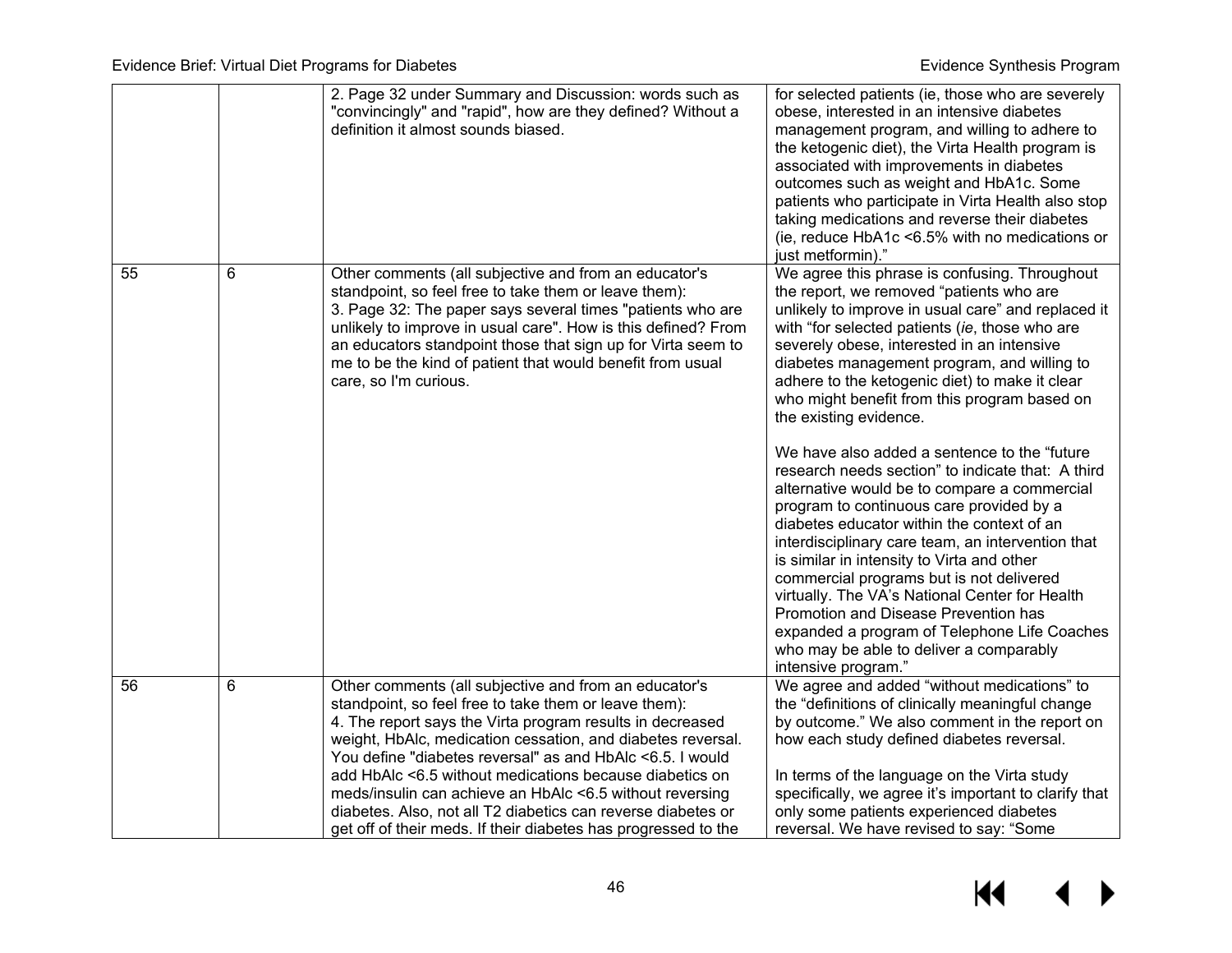| | | 2. Page 32 under Summary and Discussion: words such as "convincingly" and "rapid", how are they defined? Without a definition it almost sounds biased. | for selected patients (ie, those who are severely obese, interested in an intensive diabetes management program, and willing to adhere to the ketogenic diet), the Virta Health program is associated with improvements in diabetes outcomes such as weight and HbA1c. Some patients who participate in Virta Health also stop taking medications and reverse their diabetes (ie, reduce HbA1c <6.5% with no medications or just metformin)." |
|---|---|---|---|
| 55 | 6 | Other comments (all subjective and from an educator's standpoint, so feel free to take them or leave them):<br>3. Page 32: The paper says several times "patients who are unlikely to improve in usual care". How is this defined? From an educators standpoint those that sign up for Virta seem to me to be the kind of patient that would benefit from usual care, so I'm curious. | We agree this phrase is confusing. Throughout the report, we removed "patients who are unlikely to improve in usual care" and replaced it with "for selected patients (*ie*, those who are severely obese, interested in an intensive diabetes management program, and willing to adhere to the ketogenic diet) to make it clear who might benefit from this program based on the existing evidence.<br><br>We have also added a sentence to the "future research needs section" to indicate that: A third alternative would be to compare a commercial program to continuous care provided by a diabetes educator within the context of an interdisciplinary care team, an intervention that is similar in intensity to Virta and other commercial programs but is not delivered virtually. The VA's National Center for Health Promotion and Disease Prevention has expanded a program of Telephone Life Coaches who may be able to deliver a comparably intensive program." |
| 56 | 6 | Other comments (all subjective and from an educator's standpoint, so feel free to take them or leave them):<br>4. The report says the Virta program results in decreased weight, HbAlc, medication cessation, and diabetes reversal. You define "diabetes reversal" as and HbAlc <6.5. I would add HbAlc <6.5 without medications because diabetics on meds/insulin can achieve an HbAlc <6.5 without reversing diabetes. Also, not all T2 diabetics can reverse diabetes or get off of their meds. If their diabetes has progressed to the | We agree and added "without medications" to the "definitions of clinically meaningful change by outcome." We also comment in the report on how each study defined diabetes reversal.<br><br>In terms of the language on the Virta study specifically, we agree it's important to clarify that only some patients experienced diabetes reversal. We have revised to say: "Some |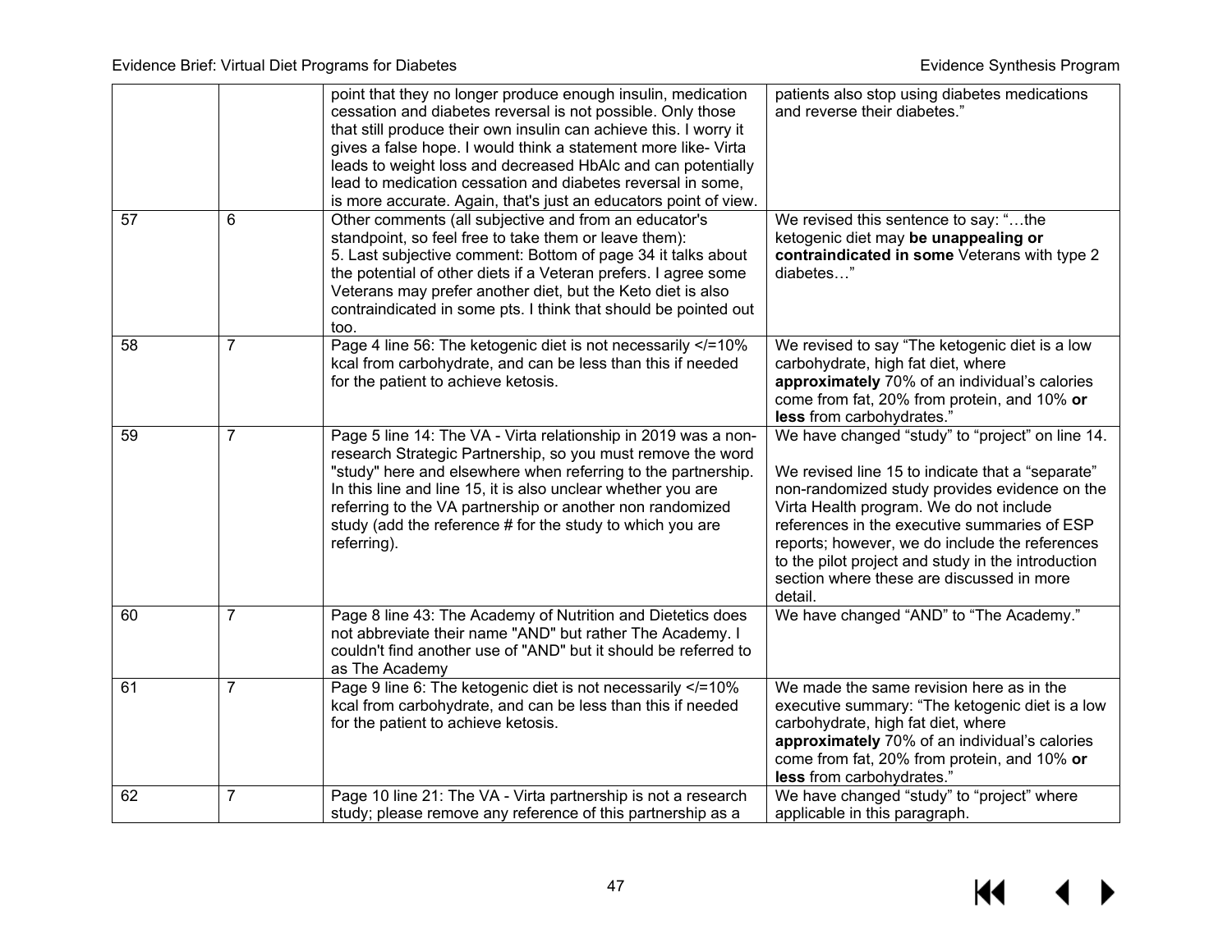| | | point that they no longer produce enough insulin, medication cessation and diabetes reversal is not possible. Only those that still produce their own insulin can achieve this. I worry it gives a false hope. I would think a statement more like- Virta leads to weight loss and decreased HbAlc and can potentially lead to medication cessation and diabetes reversal in some, is more accurate. Again, that's just an educators point of view. | patients also stop using diabetes medications and reverse their diabetes." |
|---|---|---|---|
| 57 | 6 | Other comments (all subjective and from an educator's standpoint, so feel free to take them or leave them):<br>5. Last subjective comment: Bottom of page 34 it talks about the potential of other diets if a Veteran prefers. I agree some Veterans may prefer another diet, but the Keto diet is also contraindicated in some pts. I think that should be pointed out too. | We revised this sentence to say: "…the ketogenic diet may **be unappealing or contraindicated in some** Veterans with type 2 diabetes…" |
| 58 | 7 | Page 4 line 56: The ketogenic diet is not necessarily </=10% kcal from carbohydrate, and can be less than this if needed for the patient to achieve ketosis. | We revised to say "The ketogenic diet is a low carbohydrate, high fat diet, where **approximately** 70% of an individual's calories come from fat, 20% from protein, and 10% **or less** from carbohydrates." |
| 59 | 7 | Page 5 line 14: The VA - Virta relationship in 2019 was a non-research Strategic Partnership, so you must remove the word "study" here and elsewhere when referring to the partnership. In this line and line 15, it is also unclear whether you are referring to the VA partnership or another non randomized study (add the reference # for the study to which you are referring). | We have changed "study" to "project" on line 14.<br><br>We revised line 15 to indicate that a "separate" non-randomized study provides evidence on the Virta Health program. We do not include references in the executive summaries of ESP reports; however, we do include the references to the pilot project and study in the introduction section where these are discussed in more detail. |
| 60 | 7 | Page 8 line 43: The Academy of Nutrition and Dietetics does not abbreviate their name "AND" but rather The Academy. I couldn't find another use of "AND" but it should be referred to as The Academy | We have changed "AND" to "The Academy." |
| 61 | 7 | Page 9 line 6: The ketogenic diet is not necessarily </=10% kcal from carbohydrate, and can be less than this if needed for the patient to achieve ketosis. | We made the same revision here as in the executive summary: "The ketogenic diet is a low carbohydrate, high fat diet, where **approximately** 70% of an individual's calories come from fat, 20% from protein, and 10% **or less** from carbohydrates." |
| 62 | 7 | Page 10 line 21: The VA - Virta partnership is not a research study; please remove any reference of this partnership as a | We have changed "study" to "project" where applicable in this paragraph. |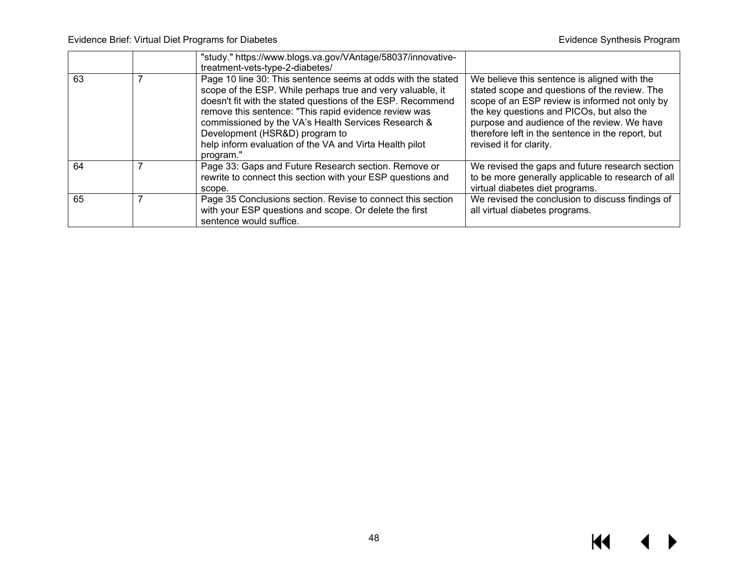|  |  | "study." https://www.blogs.va.gov/VAntage/58037/innovative-treatment-vets-type-2-diabetes/ |  |
|---|---|---|---|
| 63 | 7 | Page 10 line 30: This sentence seems at odds with the stated scope of the ESP. While perhaps true and very valuable, it doesn't fit with the stated questions of the ESP. Recommend remove this sentence: "This rapid evidence review was commissioned by the VA's Health Services Research & Development (HSR&D) program to help inform evaluation of the VA and Virta Health pilot program." | We believe this sentence is aligned with the stated scope and questions of the review. The scope of an ESP review is informed not only by the key questions and PICOs, but also the purpose and audience of the review. We have therefore left in the sentence in the report, but revised it for clarity. |
| 64 | 7 | Page 33: Gaps and Future Research section. Remove or rewrite to connect this section with your ESP questions and scope. | We revised the gaps and future research section to be more generally applicable to research of all virtual diabetes diet programs. |
| 65 | 7 | Page 35 Conclusions section. Revise to connect this section with your ESP questions and scope. Or delete the first sentence would suffice. | We revised the conclusion to discuss findings of all virtual diabetes programs. |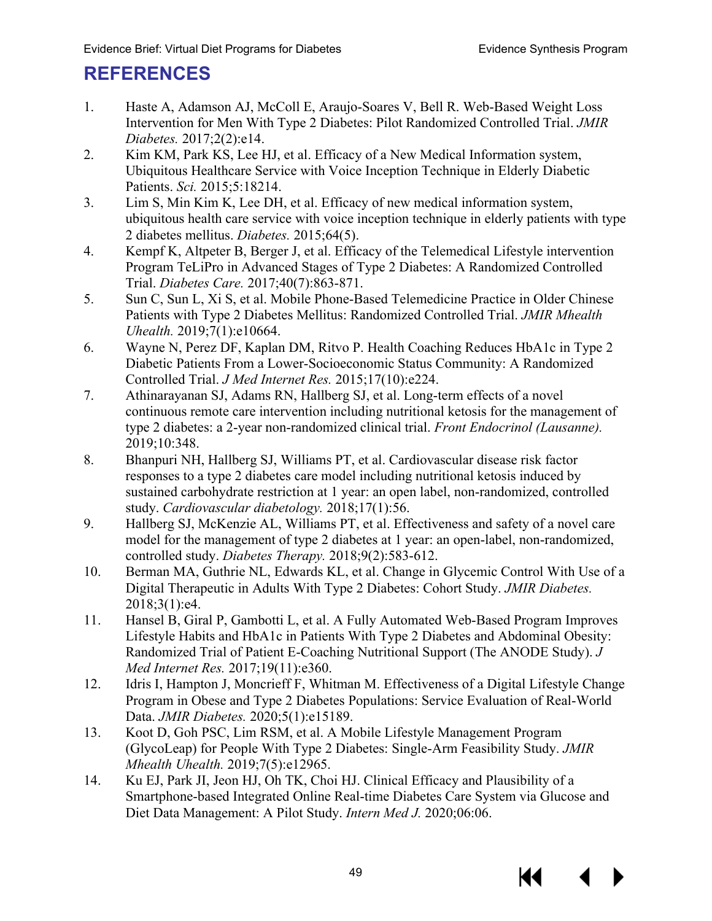# REFERENCES

1. Haste A, Adamson AJ, McColl E, Araujo-Soares V, Bell R. Web-Based Weight Loss Intervention for Men With Type 2 Diabetes: Pilot Randomized Controlled Trial. *JMIR Diabetes.* 2017;2(2):e14.
2. Kim KM, Park KS, Lee HJ, et al. Efficacy of a New Medical Information system, Ubiquitous Healthcare Service with Voice Inception Technique in Elderly Diabetic Patients. *Sci.* 2015;5:18214.
3. Lim S, Min Kim K, Lee DH, et al. Efficacy of new medical information system, ubiquitous health care service with voice inception technique in elderly patients with type 2 diabetes mellitus. *Diabetes.* 2015;64(5).
4. Kempf K, Altpeter B, Berger J, et al. Efficacy of the Telemedical Lifestyle intervention Program TeLiPro in Advanced Stages of Type 2 Diabetes: A Randomized Controlled Trial. *Diabetes Care.* 2017;40(7):863-871.
5. Sun C, Sun L, Xi S, et al. Mobile Phone-Based Telemedicine Practice in Older Chinese Patients with Type 2 Diabetes Mellitus: Randomized Controlled Trial. *JMIR Mhealth Uhealth.* 2019;7(1):e10664.
6. Wayne N, Perez DF, Kaplan DM, Ritvo P. Health Coaching Reduces HbA1c in Type 2 Diabetic Patients From a Lower-Socioeconomic Status Community: A Randomized Controlled Trial. *J Med Internet Res.* 2015;17(10):e224.
7. Athinarayanan SJ, Adams RN, Hallberg SJ, et al. Long-term effects of a novel continuous remote care intervention including nutritional ketosis for the management of type 2 diabetes: a 2-year non-randomized clinical trial. *Front Endocrinol (Lausanne).* 2019;10:348.
8. Bhanpuri NH, Hallberg SJ, Williams PT, et al. Cardiovascular disease risk factor responses to a type 2 diabetes care model including nutritional ketosis induced by sustained carbohydrate restriction at 1 year: an open label, non-randomized, controlled study. *Cardiovascular diabetology.* 2018;17(1):56.
9. Hallberg SJ, McKenzie AL, Williams PT, et al. Effectiveness and safety of a novel care model for the management of type 2 diabetes at 1 year: an open-label, non-randomized, controlled study. *Diabetes Therapy.* 2018;9(2):583-612.
10. Berman MA, Guthrie NL, Edwards KL, et al. Change in Glycemic Control With Use of a Digital Therapeutic in Adults With Type 2 Diabetes: Cohort Study. *JMIR Diabetes.* 2018;3(1):e4.
11. Hansel B, Giral P, Gambotti L, et al. A Fully Automated Web-Based Program Improves Lifestyle Habits and HbA1c in Patients With Type 2 Diabetes and Abdominal Obesity: Randomized Trial of Patient E-Coaching Nutritional Support (The ANODE Study). *J Med Internet Res.* 2017;19(11):e360.
12. Idris I, Hampton J, Moncrieff F, Whitman M. Effectiveness of a Digital Lifestyle Change Program in Obese and Type 2 Diabetes Populations: Service Evaluation of Real-World Data. *JMIR Diabetes.* 2020;5(1):e15189.
13. Koot D, Goh PSC, Lim RSM, et al. A Mobile Lifestyle Management Program (GlycoLeap) for People With Type 2 Diabetes: Single-Arm Feasibility Study. *JMIR Mhealth Uhealth.* 2019;7(5):e12965.
14. Ku EJ, Park JI, Jeon HJ, Oh TK, Choi HJ. Clinical Efficacy and Plausibility of a Smartphone-based Integrated Online Real-time Diabetes Care System via Glucose and Diet Data Management: A Pilot Study. *Intern Med J.* 2020;06:06.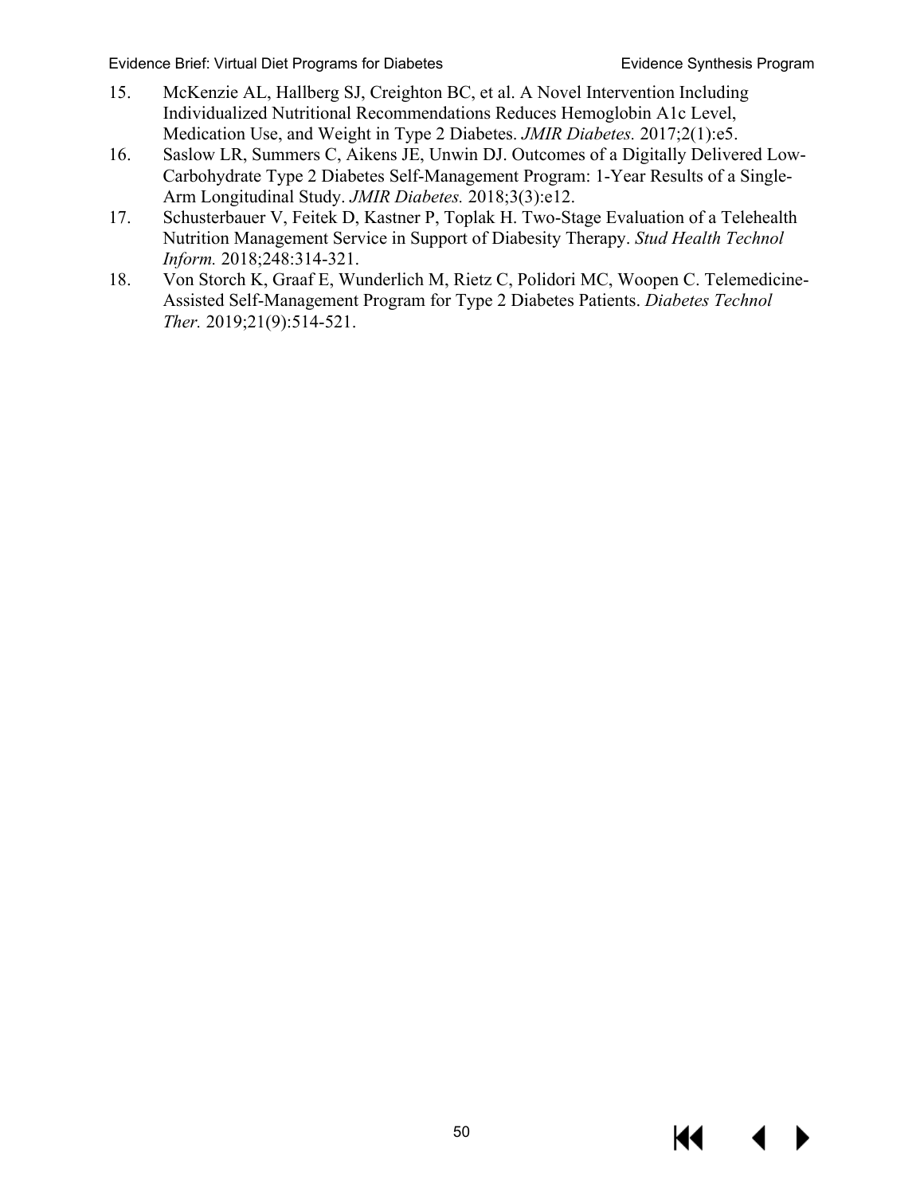15. McKenzie AL, Hallberg SJ, Creighton BC, et al. A Novel Intervention Including Individualized Nutritional Recommendations Reduces Hemoglobin A1c Level, Medication Use, and Weight in Type 2 Diabetes. *JMIR Diabetes.* 2017;2(1):e5.
16. Saslow LR, Summers C, Aikens JE, Unwin DJ. Outcomes of a Digitally Delivered Low-Carbohydrate Type 2 Diabetes Self-Management Program: 1-Year Results of a Single-Arm Longitudinal Study. *JMIR Diabetes.* 2018;3(3):e12.
17. Schusterbauer V, Feitek D, Kastner P, Toplak H. Two-Stage Evaluation of a Telehealth Nutrition Management Service in Support of Diabesity Therapy. *Stud Health Technol Inform.* 2018;248:314-321.
18. Von Storch K, Graaf E, Wunderlich M, Rietz C, Polidori MC, Woopen C. Telemedicine-Assisted Self-Management Program for Type 2 Diabetes Patients. *Diabetes Technol Ther.* 2019;21(9):514-521.